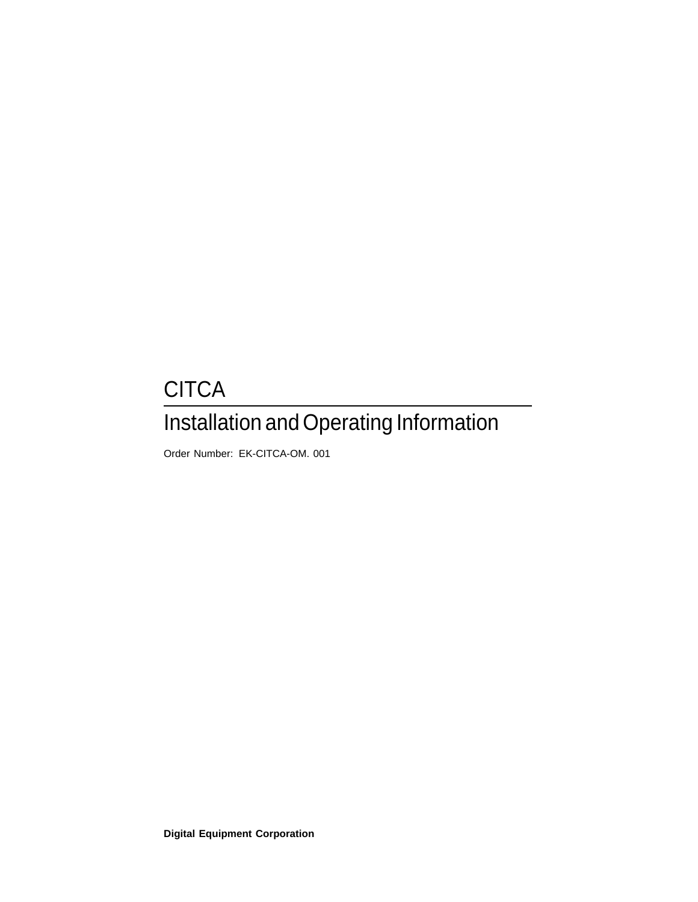# CITCA

## Installation and Operating Information

Order Number: EK-CITCA-OM. 001

**Digital Equipment Corporation**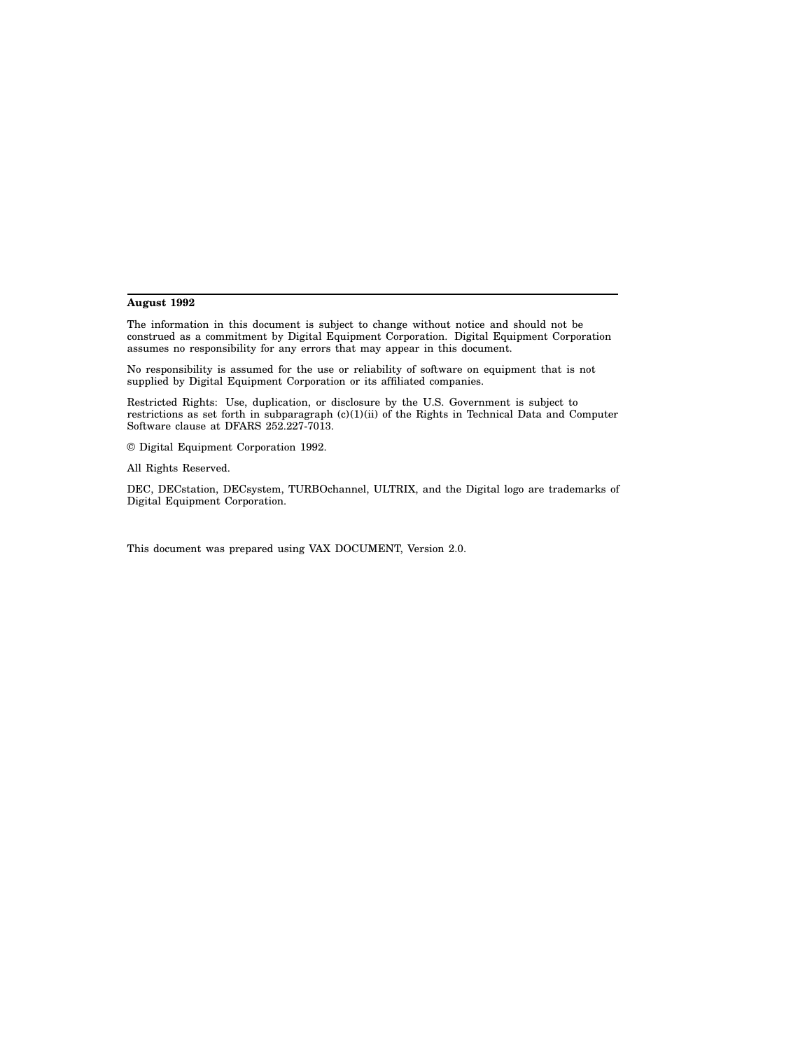**August 1992**

The information in this document is subject to change without notice and should not be construed as a commitment by Digital Equipment Corporation. Digital Equipment Corporation assumes no responsibility for any errors that may appear in this document.

No responsibility is assumed for the use or reliability of software on equipment that is not supplied by Digital Equipment Corporation or its affiliated companies.

Restricted Rights: Use, duplication, or disclosure by the U.S. Government is subject to restrictions as set forth in subparagraph (c)(1)(ii) of the Rights in Technical Data and Computer Software clause at DFARS 252.227-7013.

© Digital Equipment Corporation 1992.

All Rights Reserved.

DEC, DECstation, DECsystem, TURBOchannel, ULTRIX, and the Digital logo are trademarks of Digital Equipment Corporation.

This document was prepared using VAX DOCUMENT, Version 2.0.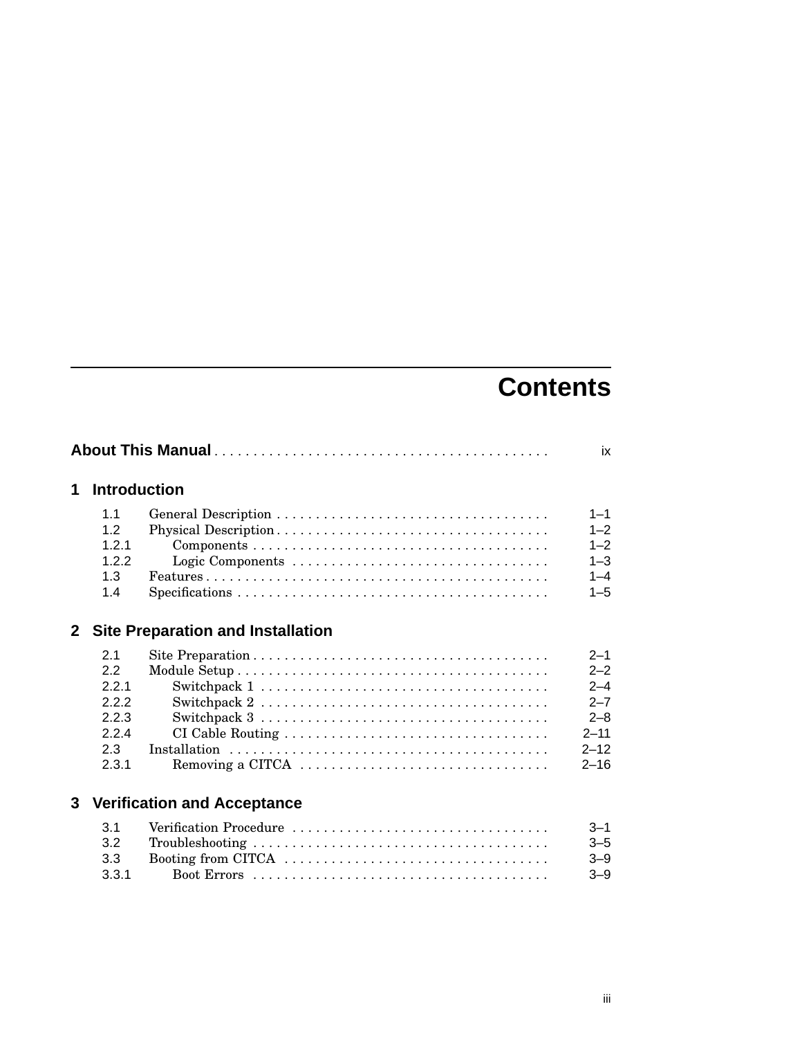# Contents

**About This Manual** . . . . . . . . . . . . . . . . . . . . . . . . . . . . . . . . . . . . . . . . . . ix

## 1 Introduction

| | | |
|---|---|---|
| 1.1 | General Description | 1–1 |
| 1.2 | Physical Description | 1–2 |
| 1.2.1 | Components | 1–2 |
| 1.2.2 | Logic Components | 1–3 |
| 1.3 | Features | 1–4 |
| 1.4 | Specifications | 1–5 |

## 2 Site Preparation and Installation

| | | |
|---|---|---|
| 2.1 | Site Preparation | 2–1 |
| 2.2 | Module Setup | 2–2 |
| 2.2.1 | Switchpack 1 | 2–4 |
| 2.2.2 | Switchpack 2 | 2–7 |
| 2.2.3 | Switchpack 3 | 2–8 |
| 2.2.4 | CI Cable Routing | 2–11 |
| 2.3 | Installation | 2–12 |
| 2.3.1 | Removing a CITCA | 2–16 |

## 3 Verification and Acceptance

| | | |
|---|---|---|
| 3.1 | Verification Procedure | 3–1 |
| 3.2 | Troubleshooting | 3–5 |
| 3.3 | Booting from CITCA | 3–9 |
| 3.3.1 | Boot Errors | 3–9 |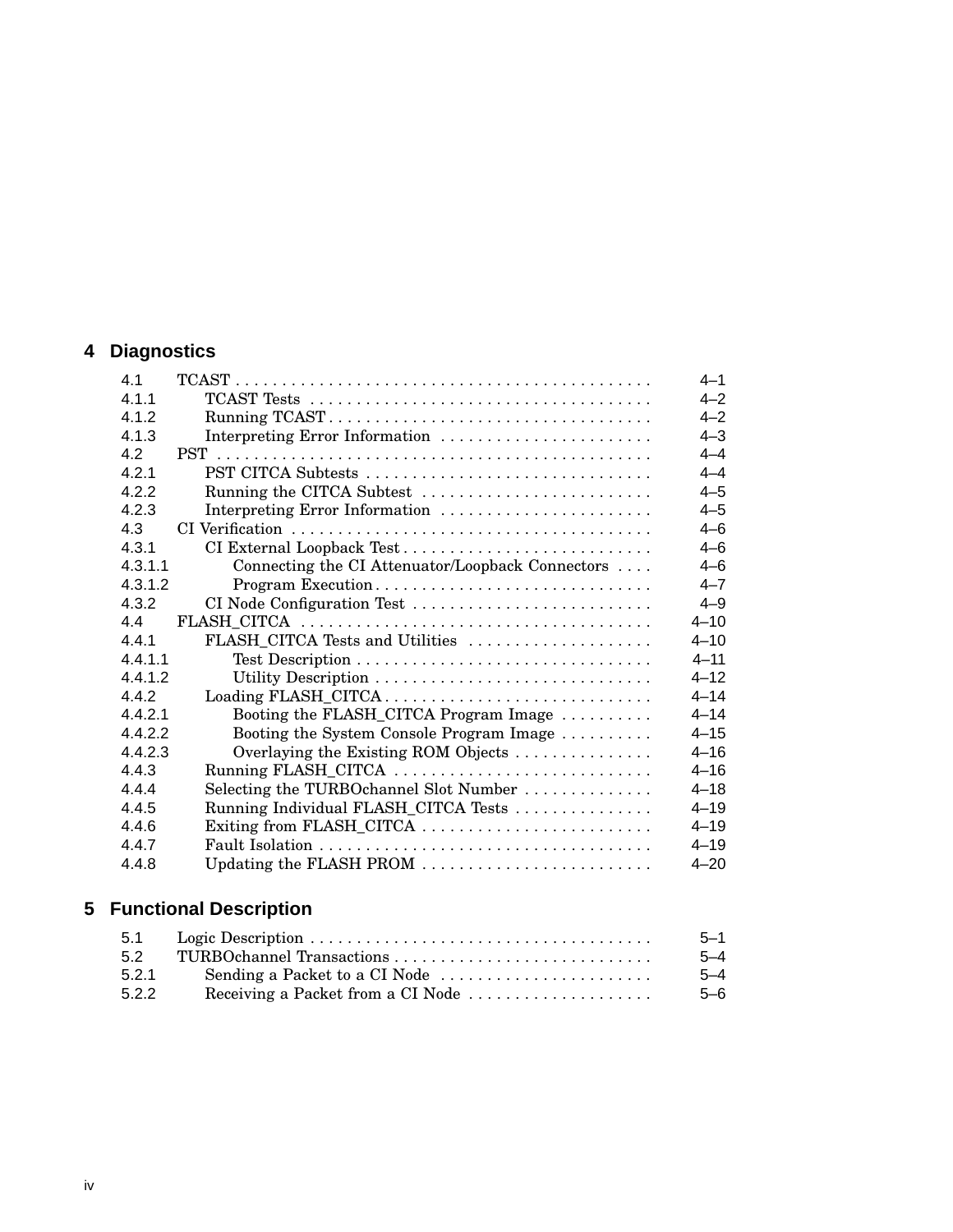## 4 Diagnostics

| | | |
|---|---|---|
| 4.1 | TCAST | 4–1 |
| 4.1.1 | TCAST Tests | 4–2 |
| 4.1.2 | Running TCAST | 4–2 |
| 4.1.3 | Interpreting Error Information | 4–3 |
| 4.2 | PST | 4–4 |
| 4.2.1 | PST CITCA Subtests | 4–4 |
| 4.2.2 | Running the CITCA Subtest | 4–5 |
| 4.2.3 | Interpreting Error Information | 4–5 |
| 4.3 | CI Verification | 4–6 |
| 4.3.1 | CI External Loopback Test | 4–6 |
| 4.3.1.1 | Connecting the CI Attenuator/Loopback Connectors | 4–6 |
| 4.3.1.2 | Program Execution | 4–7 |
| 4.3.2 | CI Node Configuration Test | 4–9 |
| 4.4 | FLASH_CITCA | 4–10 |
| 4.4.1 | FLASH_CITCA Tests and Utilities | 4–10 |
| 4.4.1.1 | Test Description | 4–11 |
| 4.4.1.2 | Utility Description | 4–12 |
| 4.4.2 | Loading FLASH_CITCA | 4–14 |
| 4.4.2.1 | Booting the FLASH_CITCA Program Image | 4–14 |
| 4.4.2.2 | Booting the System Console Program Image | 4–15 |
| 4.4.2.3 | Overlaying the Existing ROM Objects | 4–16 |
| 4.4.3 | Running FLASH_CITCA | 4–16 |
| 4.4.4 | Selecting the TURBOchannel Slot Number | 4–18 |
| 4.4.5 | Running Individual FLASH_CITCA Tests | 4–19 |
| 4.4.6 | Exiting from FLASH_CITCA | 4–19 |
| 4.4.7 | Fault Isolation | 4–19 |
| 4.4.8 | Updating the FLASH PROM | 4–20 |

## 5 Functional Description

| | | |
|---|---|---|
| 5.1 | Logic Description | 5–1 |
| 5.2 | TURBOchannel Transactions | 5–4 |
| 5.2.1 | Sending a Packet to a CI Node | 5–4 |
| 5.2.2 | Receiving a Packet from a CI Node | 5–6 |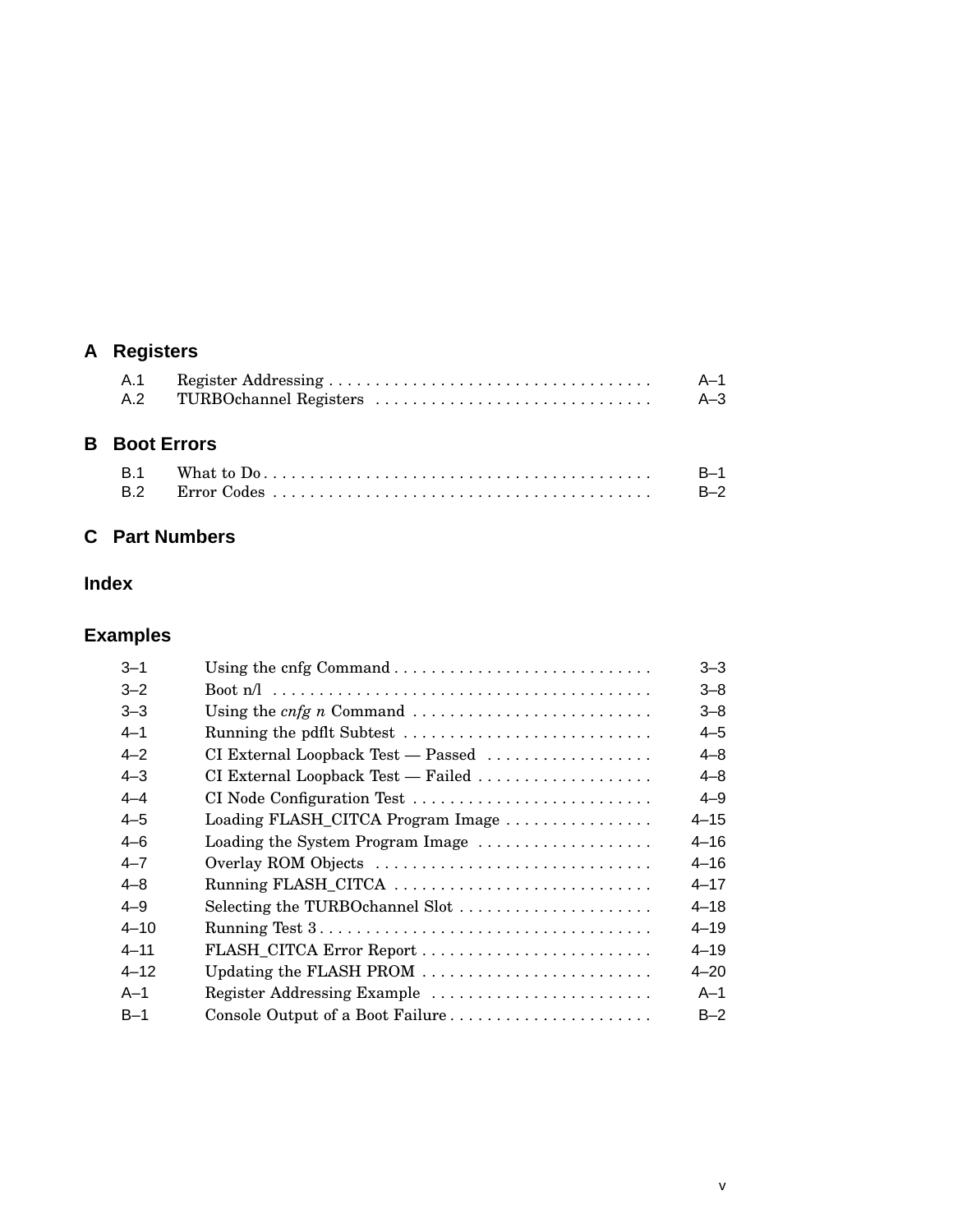## A Registers

| | | |
|---|---|---|
| A.1 | Register Addressing | A–1 |
| A.2 | TURBOchannel Registers | A–3 |

## B Boot Errors

| | | |
|---|---|---|
| B.1 | What to Do | B–1 |
| B.2 | Error Codes | B–2 |

## C Part Numbers

## Index

## Examples

| | | |
|---|---|---|
| 3–1 | Using the cnfg Command | 3–3 |
| 3–2 | Boot n/l | 3–8 |
| 3–3 | Using the *cnfg n* Command | 3–8 |
| 4–1 | Running the pdflt Subtest | 4–5 |
| 4–2 | CI External Loopback Test — Passed | 4–8 |
| 4–3 | CI External Loopback Test — Failed | 4–8 |
| 4–4 | CI Node Configuration Test | 4–9 |
| 4–5 | Loading FLASH_CITCA Program Image | 4–15 |
| 4–6 | Loading the System Program Image | 4–16 |
| 4–7 | Overlay ROM Objects | 4–16 |
| 4–8 | Running FLASH_CITCA | 4–17 |
| 4–9 | Selecting the TURBOchannel Slot | 4–18 |
| 4–10 | Running Test 3 | 4–19 |
| 4–11 | FLASH_CITCA Error Report | 4–19 |
| 4–12 | Updating the FLASH PROM | 4–20 |
| A–1 | Register Addressing Example | A–1 |
| B–1 | Console Output of a Boot Failure | B–2 |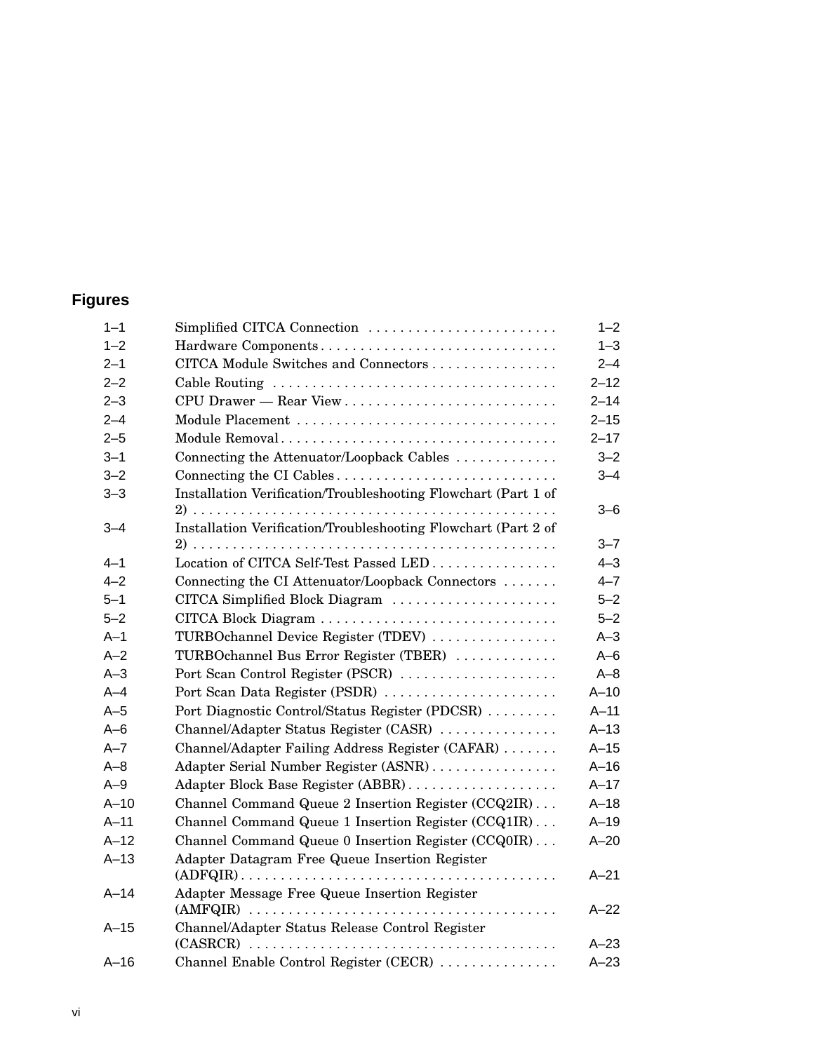## Figures

| | | |
|---|---|---|
| 1–1 | Simplified CITCA Connection | 1–2 |
| 1–2 | Hardware Components | 1–3 |
| 2–1 | CITCA Module Switches and Connectors | 2–4 |
| 2–2 | Cable Routing | 2–12 |
| 2–3 | CPU Drawer — Rear View | 2–14 |
| 2–4 | Module Placement | 2–15 |
| 2–5 | Module Removal | 2–17 |
| 3–1 | Connecting the Attenuator/Loopback Cables | 3–2 |
| 3–2 | Connecting the CI Cables | 3–4 |
| 3–3 | Installation Verification/Troubleshooting Flowchart (Part 1 of 2) | 3–6 |
| 3–4 | Installation Verification/Troubleshooting Flowchart (Part 2 of 2) | 3–7 |
| 4–1 | Location of CITCA Self-Test Passed LED | 4–3 |
| 4–2 | Connecting the CI Attenuator/Loopback Connectors | 4–7 |
| 5–1 | CITCA Simplified Block Diagram | 5–2 |
| 5–2 | CITCA Block Diagram | 5–2 |
| A–1 | TURBOchannel Device Register (TDEV) | A–3 |
| A–2 | TURBOchannel Bus Error Register (TBER) | A–6 |
| A–3 | Port Scan Control Register (PSCR) | A–8 |
| A–4 | Port Scan Data Register (PSDR) | A–10 |
| A–5 | Port Diagnostic Control/Status Register (PDCSR) | A–11 |
| A–6 | Channel/Adapter Status Register (CASR) | A–13 |
| A–7 | Channel/Adapter Failing Address Register (CAFAR) | A–15 |
| A–8 | Adapter Serial Number Register (ASNR) | A–16 |
| A–9 | Adapter Block Base Register (ABBR) | A–17 |
| A–10 | Channel Command Queue 2 Insertion Register (CCQ2IR) | A–18 |
| A–11 | Channel Command Queue 1 Insertion Register (CCQ1IR) | A–19 |
| A–12 | Channel Command Queue 0 Insertion Register (CCQ0IR) | A–20 |
| A–13 | Adapter Datagram Free Queue Insertion Register (ADFQIR) | A–21 |
| A–14 | Adapter Message Free Queue Insertion Register (AMFQIR) | A–22 |
| A–15 | Channel/Adapter Status Release Control Register (CASRCR) | A–23 |
| A–16 | Channel Enable Control Register (CECR) | A–23 |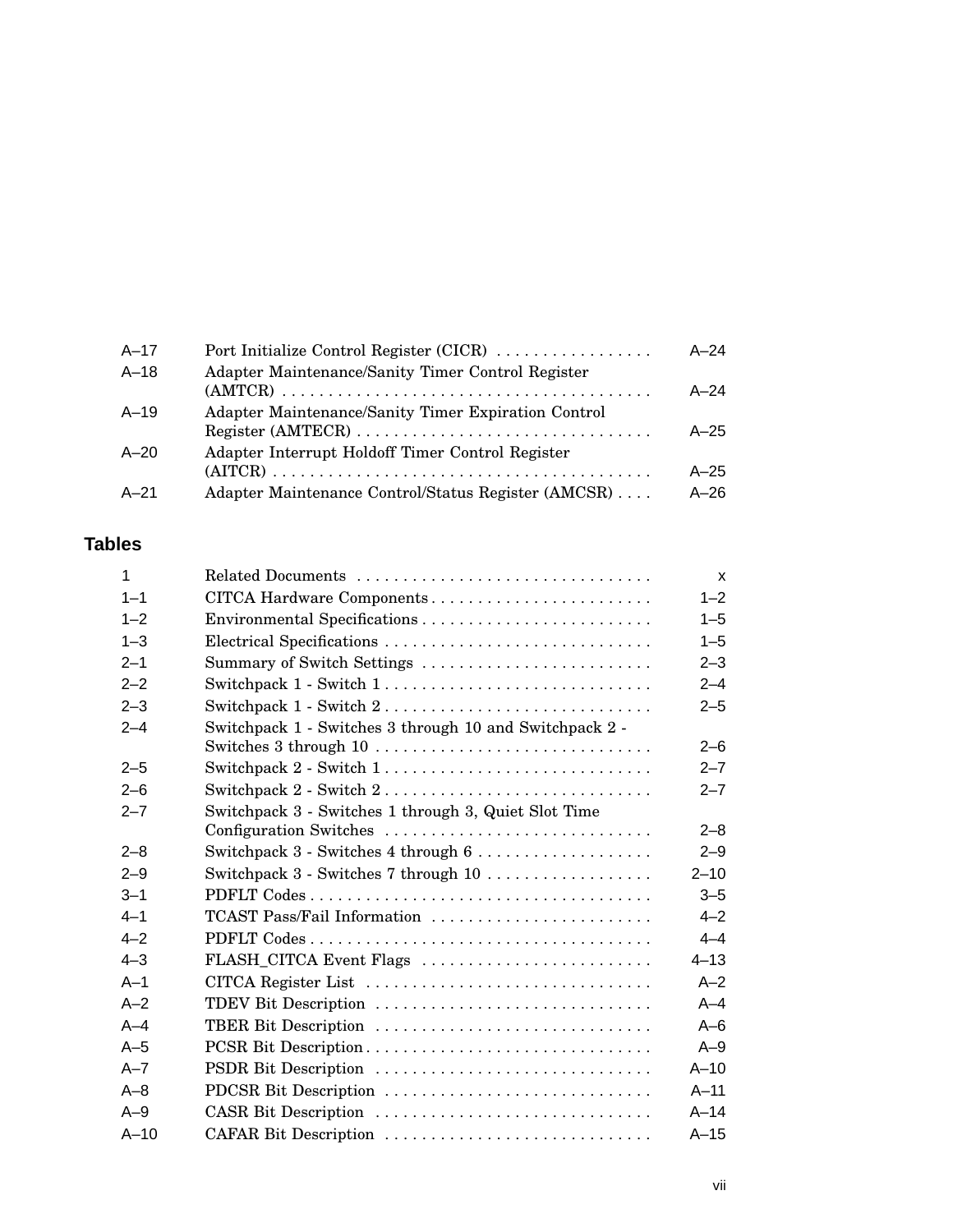| | | |
|---|---|---|
| A–17 | Port Initialize Control Register (CICR) | A–24 |
| A–18 | Adapter Maintenance/Sanity Timer Control Register (AMTCR) | A–24 |
| A–19 | Adapter Maintenance/Sanity Timer Expiration Control Register (AMTECR) | A–25 |
| A–20 | Adapter Interrupt Holdoff Timer Control Register (AITCR) | A–25 |
| A–21 | Adapter Maintenance Control/Status Register (AMCSR) | A–26 |

## Tables

| | | |
|---|---|---|
| 1 | Related Documents | x |
| 1–1 | CITCA Hardware Components | 1–2 |
| 1–2 | Environmental Specifications | 1–5 |
| 1–3 | Electrical Specifications | 1–5 |
| 2–1 | Summary of Switch Settings | 2–3 |
| 2–2 | Switchpack 1 - Switch 1 | 2–4 |
| 2–3 | Switchpack 1 - Switch 2 | 2–5 |
| 2–4 | Switchpack 1 - Switches 3 through 10 and Switchpack 2 - Switches 3 through 10 | 2–6 |
| 2–5 | Switchpack 2 - Switch 1 | 2–7 |
| 2–6 | Switchpack 2 - Switch 2 | 2–7 |
| 2–7 | Switchpack 3 - Switches 1 through 3, Quiet Slot Time Configuration Switches | 2–8 |
| 2–8 | Switchpack 3 - Switches 4 through 6 | 2–9 |
| 2–9 | Switchpack 3 - Switches 7 through 10 | 2–10 |
| 3–1 | PDFLT Codes | 3–5 |
| 4–1 | TCAST Pass/Fail Information | 4–2 |
| 4–2 | PDFLT Codes | 4–4 |
| 4–3 | FLASH_CITCA Event Flags | 4–13 |
| A–1 | CITCA Register List | A–2 |
| A–2 | TDEV Bit Description | A–4 |
| A–4 | TBER Bit Description | A–6 |
| A–5 | PCSR Bit Description | A–9 |
| A–7 | PSDR Bit Description | A–10 |
| A–8 | PDCSR Bit Description | A–11 |
| A–9 | CASR Bit Description | A–14 |
| A–10 | CAFAR Bit Description | A–15 |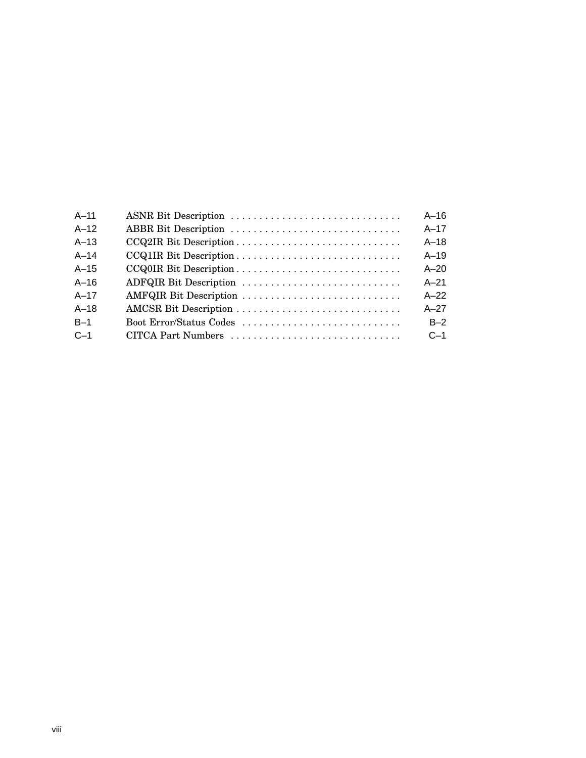| | | |
|---|---|---|
| A–11 | ASNR Bit Description | A–16 |
| A–12 | ABBR Bit Description | A–17 |
| A–13 | CCQ2IR Bit Description | A–18 |
| A–14 | CCQ1IR Bit Description | A–19 |
| A–15 | CCQ0IR Bit Description | A–20 |
| A–16 | ADFQIR Bit Description | A–21 |
| A–17 | AMFQIR Bit Description | A–22 |
| A–18 | AMCSR Bit Description | A–27 |
| B–1 | Boot Error/Status Codes | B–2 |
| C–1 | CITCA Part Numbers | C–1 |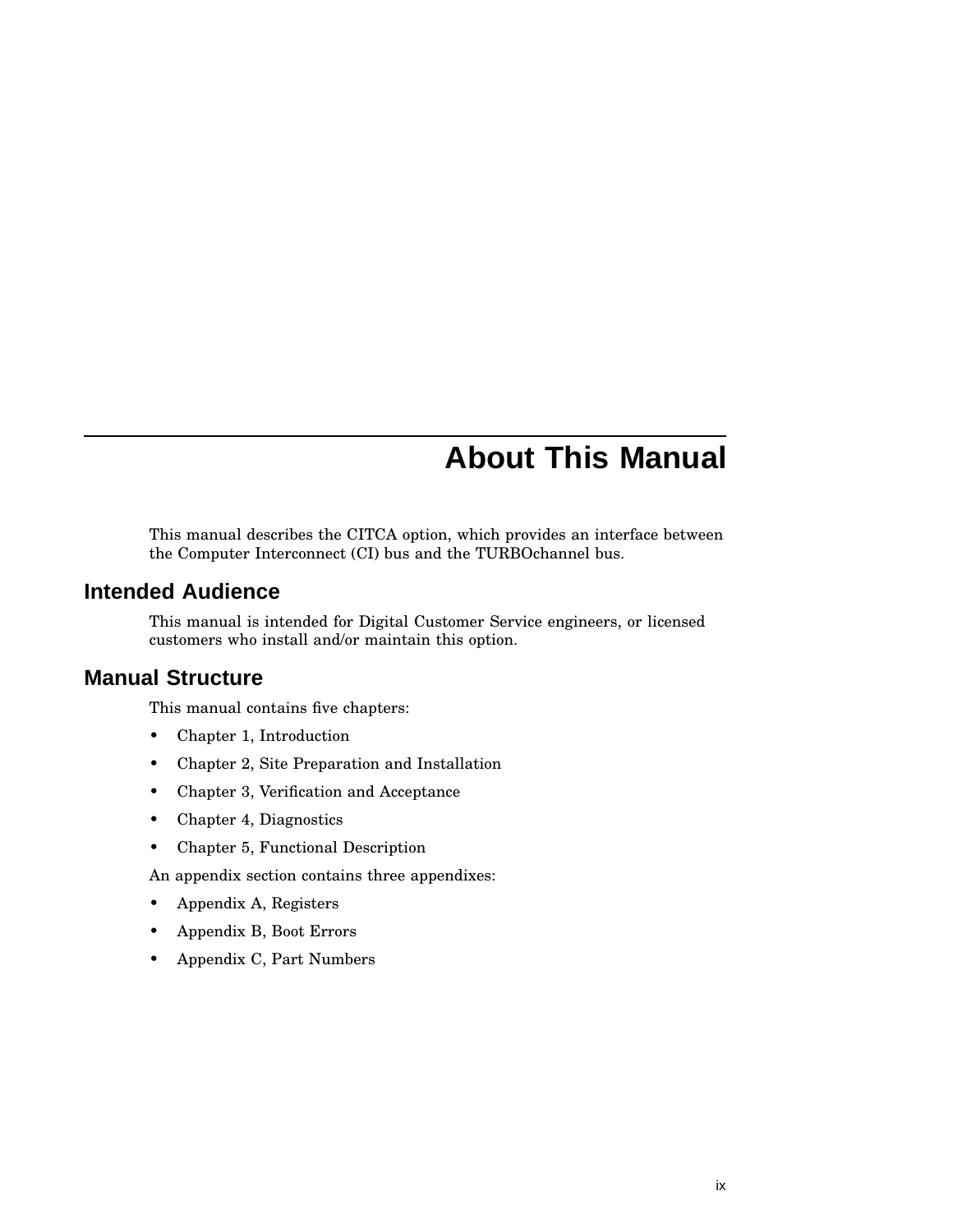# About This Manual

This manual describes the CITCA option, which provides an interface between the Computer Interconnect (CI) bus and the TURBOchannel bus.

## Intended Audience

This manual is intended for Digital Customer Service engineers, or licensed customers who install and/or maintain this option.

## Manual Structure

This manual contains five chapters:

- Chapter 1, Introduction
- Chapter 2, Site Preparation and Installation
- Chapter 3, Verification and Acceptance
- Chapter 4, Diagnostics
- Chapter 5, Functional Description

An appendix section contains three appendixes:

- Appendix A, Registers
- Appendix B, Boot Errors
- Appendix C, Part Numbers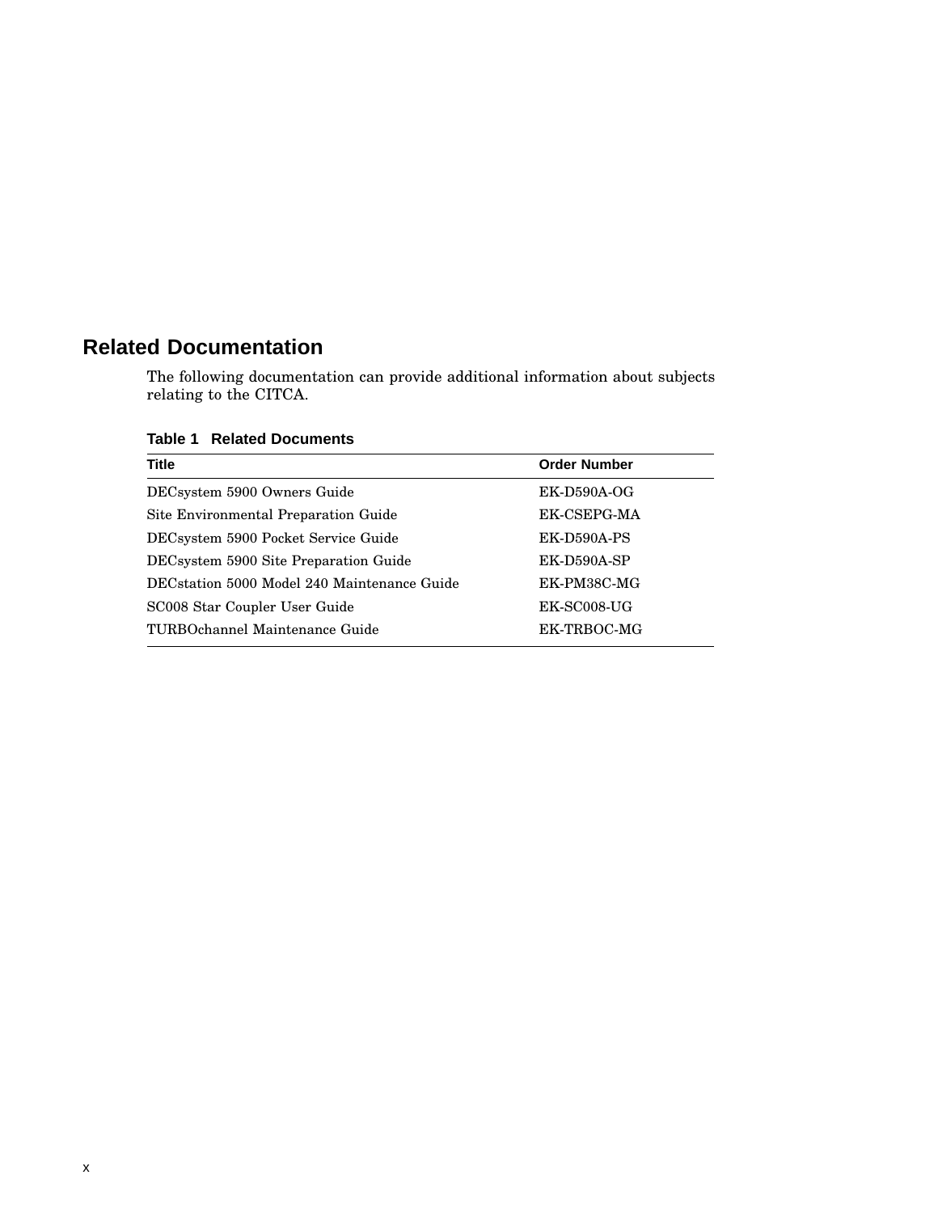## Related Documentation

The following documentation can provide additional information about subjects relating to the CITCA.

**Table 1 Related Documents**

| Title | Order Number |
|---|---|
| DECsystem 5900 Owners Guide | EK-D590A-OG |
| Site Environmental Preparation Guide | EK-CSEPG-MA |
| DECsystem 5900 Pocket Service Guide | EK-D590A-PS |
| DECsystem 5900 Site Preparation Guide | EK-D590A-SP |
| DECstation 5000 Model 240 Maintenance Guide | EK-PM38C-MG |
| SC008 Star Coupler User Guide | EK-SC008-UG |
| TURBOchannel Maintenance Guide | EK-TRBOC-MG |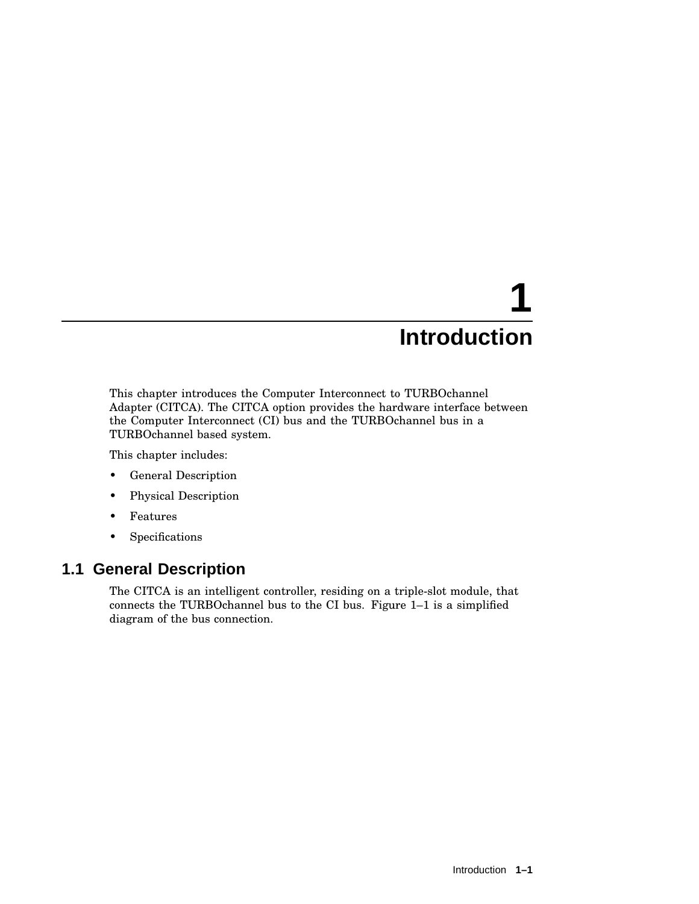# 1 Introduction

This chapter introduces the Computer Interconnect to TURBOchannel Adapter (CITCA). The CITCA option provides the hardware interface between the Computer Interconnect (CI) bus and the TURBOchannel bus in a TURBOchannel based system.

This chapter includes:

- General Description
- Physical Description
- Features
- Specifications

## 1.1 General Description

The CITCA is an intelligent controller, residing on a triple-slot module, that connects the TURBOchannel bus to the CI bus. Figure 1–1 is a simplified diagram of the bus connection.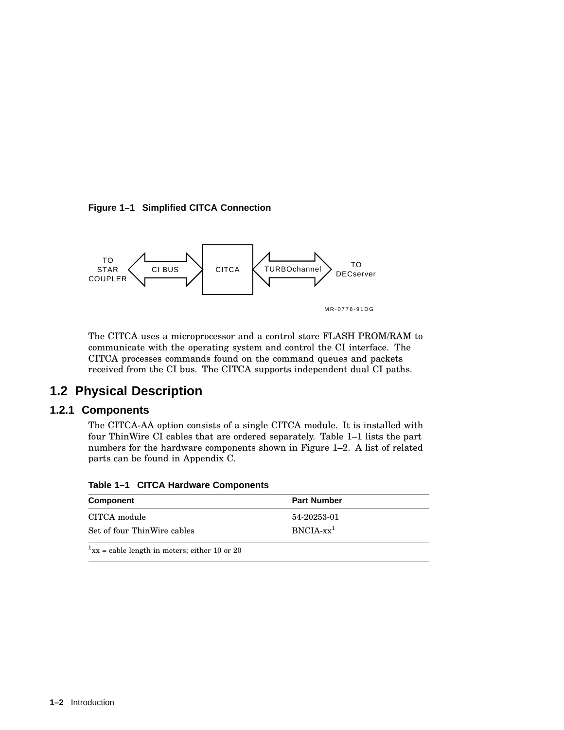**Figure 1–1 Simplified CITCA Connection**

TO STAR COUPLER — CI BUS — CITCA — TURBOchannel — TO DECserver

MR-0776-91DG

The CITCA uses a microprocessor and a control store FLASH PROM/RAM to communicate with the operating system and control the CI interface. The CITCA processes commands found on the command queues and packets received from the CI bus. The CITCA supports independent dual CI paths.

## 1.2 Physical Description

### 1.2.1 Components

The CITCA-AA option consists of a single CITCA module. It is installed with four ThinWire CI cables that are ordered separately. Table 1–1 lists the part numbers for the hardware components shown in Figure 1–2. A list of related parts can be found in Appendix C.

**Table 1–1 CITCA Hardware Components**

| Component | Part Number |
|---|---|
| CITCA module | 54-20253-01 |
| Set of four ThinWire cables | BNCIA-xx[1] |

[1]xx = cable length in meters; either 10 or 20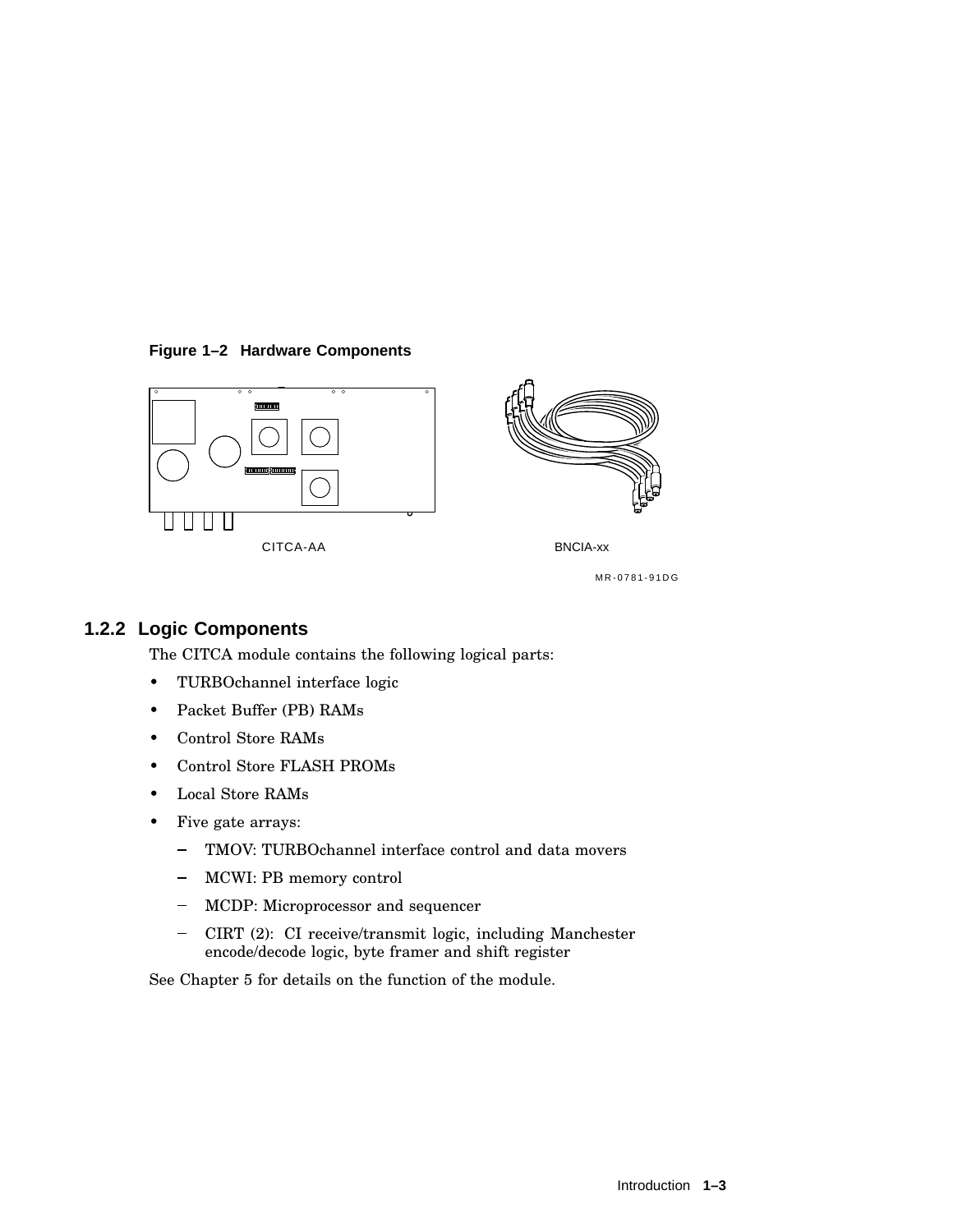**Figure 1–2 Hardware Components**

CITCA-AA

BNCIA-xx

MR-0781-91DG

### 1.2.2 Logic Components

The CITCA module contains the following logical parts:

- TURBOchannel interface logic
- Packet Buffer (PB) RAMs
- Control Store RAMs
- Control Store FLASH PROMs
- Local Store RAMs
- Five gate arrays:
  - TMOV: TURBOchannel interface control and data movers
  - MCWI: PB memory control
  - MCDP: Microprocessor and sequencer
  - CIRT (2): CI receive/transmit logic, including Manchester encode/decode logic, byte framer and shift register

See Chapter 5 for details on the function of the module.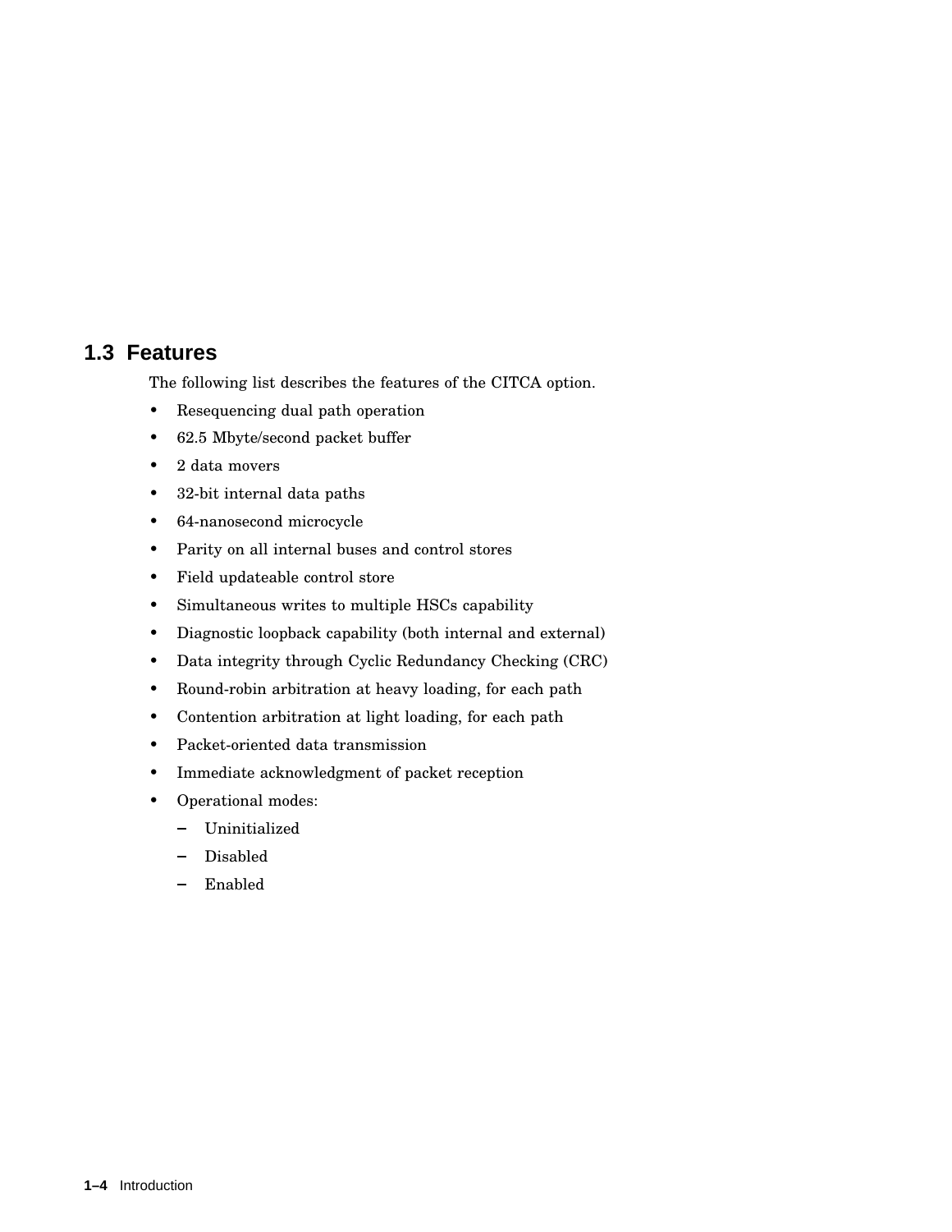## 1.3 Features

The following list describes the features of the CITCA option.

- Resequencing dual path operation
- 62.5 Mbyte/second packet buffer
- 2 data movers
- 32-bit internal data paths
- 64-nanosecond microcycle
- Parity on all internal buses and control stores
- Field updateable control store
- Simultaneous writes to multiple HSCs capability
- Diagnostic loopback capability (both internal and external)
- Data integrity through Cyclic Redundancy Checking (CRC)
- Round-robin arbitration at heavy loading, for each path
- Contention arbitration at light loading, for each path
- Packet-oriented data transmission
- Immediate acknowledgment of packet reception
- Operational modes:
  - Uninitialized
  - Disabled
  - Enabled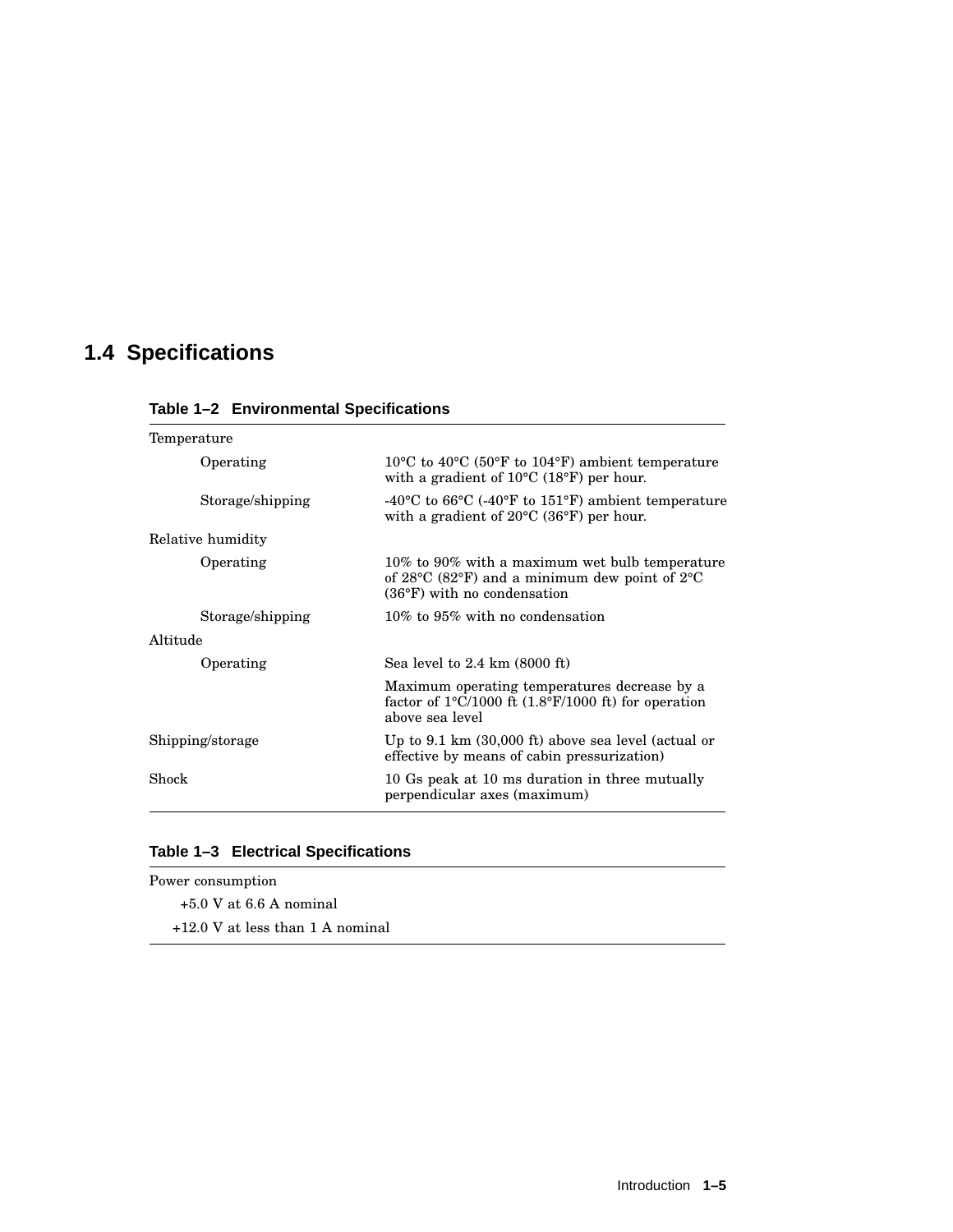## 1.4 Specifications

**Table 1–2 Environmental Specifications**

| | |
|---|---|
| Temperature | |
| Operating | 10°C to 40°C (50°F to 104°F) ambient temperature with a gradient of 10°C (18°F) per hour. |
| Storage/shipping | -40°C to 66°C (-40°F to 151°F) ambient temperature with a gradient of 20°C (36°F) per hour. |
| Relative humidity | |
| Operating | 10% to 90% with a maximum wet bulb temperature of 28°C (82°F) and a minimum dew point of 2°C (36°F) with no condensation |
| Storage/shipping | 10% to 95% with no condensation |
| Altitude | |
| Operating | Sea level to 2.4 km (8000 ft) |
| | Maximum operating temperatures decrease by a factor of 1°C/1000 ft (1.8°F/1000 ft) for operation above sea level |
| Shipping/storage | Up to 9.1 km (30,000 ft) above sea level (actual or effective by means of cabin pressurization) |
| Shock | 10 Gs peak at 10 ms duration in three mutually perpendicular axes (maximum) |

**Table 1–3 Electrical Specifications**

| |
|---|
| Power consumption |
| +5.0 V at 6.6 A nominal |
| +12.0 V at less than 1 A nominal |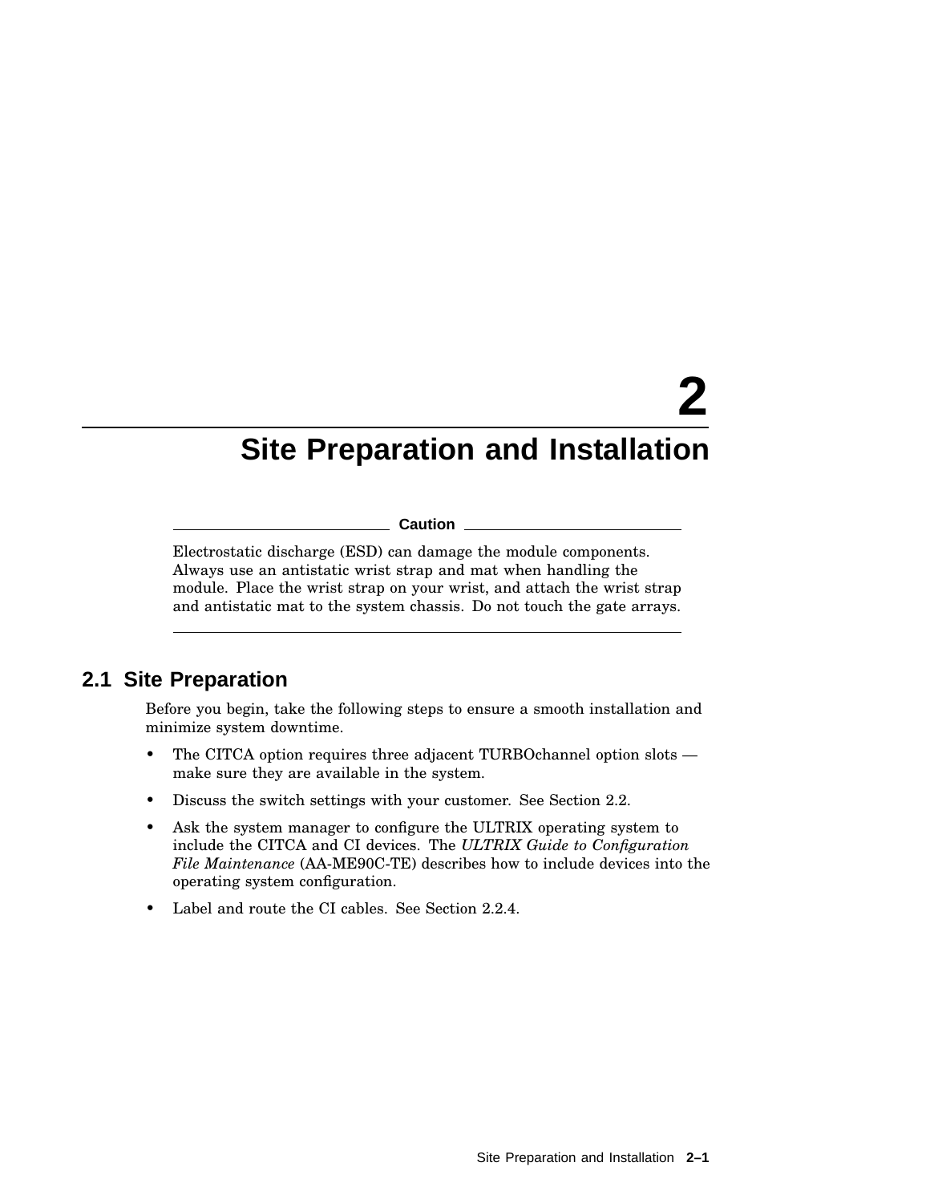# 2 Site Preparation and Installation

---

**Caution**

Electrostatic discharge (ESD) can damage the module components. Always use an antistatic wrist strap and mat when handling the module. Place the wrist strap on your wrist, and attach the wrist strap and antistatic mat to the system chassis. Do not touch the gate arrays.

---

## 2.1 Site Preparation

Before you begin, take the following steps to ensure a smooth installation and minimize system downtime.

- The CITCA option requires three adjacent TURBOchannel option slots — make sure they are available in the system.
- Discuss the switch settings with your customer. See Section 2.2.
- Ask the system manager to configure the ULTRIX operating system to include the CITCA and CI devices. The *ULTRIX Guide to Configuration File Maintenance* (AA-ME90C-TE) describes how to include devices into the operating system configuration.
- Label and route the CI cables. See Section 2.2.4.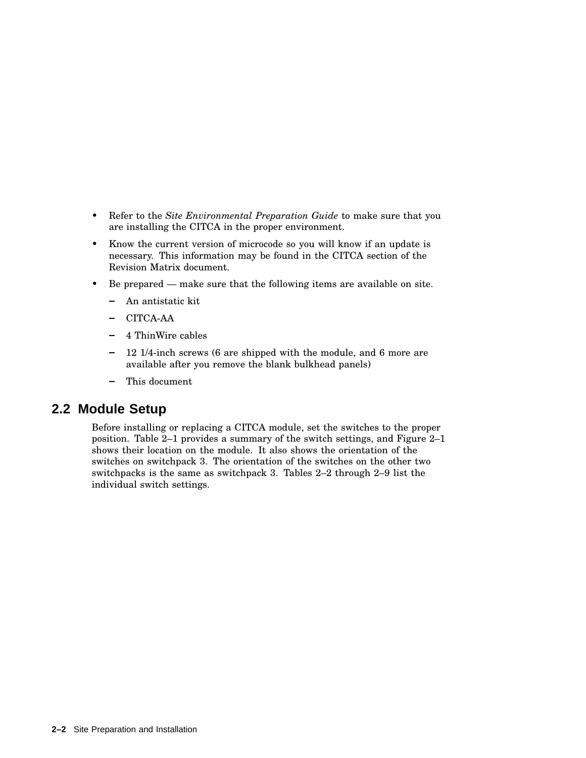- Refer to the *Site Environmental Preparation Guide* to make sure that you are installing the CITCA in the proper environment.
- Know the current version of microcode so you will know if an update is necessary. This information may be found in the CITCA section of the Revision Matrix document.
- Be prepared — make sure that the following items are available on site.
  - An antistatic kit
  - CITCA-AA
  - 4 ThinWire cables
  - 12 1/4-inch screws (6 are shipped with the module, and 6 more are available after you remove the blank bulkhead panels)
  - This document

## 2.2 Module Setup

Before installing or replacing a CITCA module, set the switches to the proper position. Table 2–1 provides a summary of the switch settings, and Figure 2–1 shows their location on the module. It also shows the orientation of the switches on switchpack 3. The orientation of the switches on the other two switchpacks is the same as switchpack 3. Tables 2–2 through 2–9 list the individual switch settings.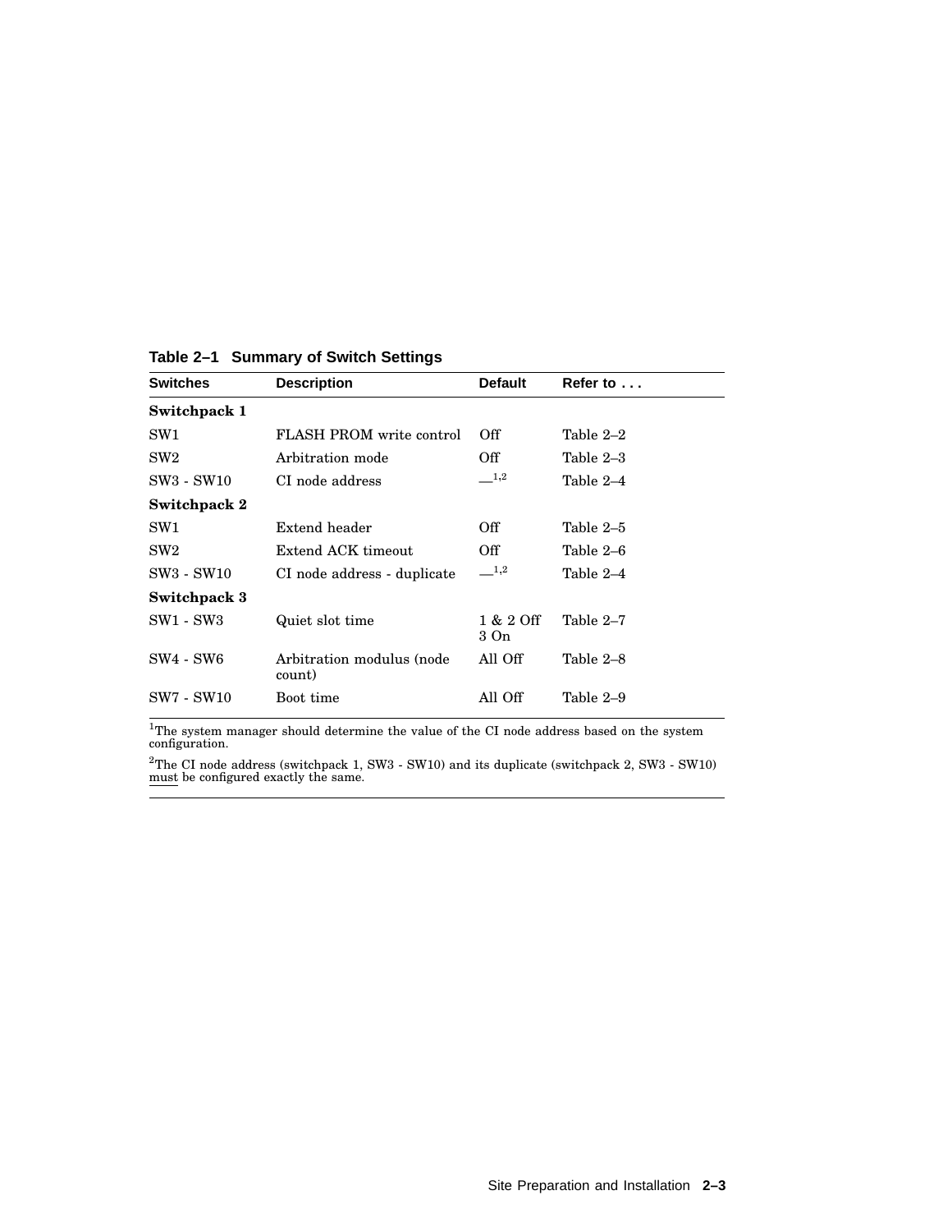**Table 2–1 Summary of Switch Settings**

| Switches | Description | Default | Refer to . . . |
|---|---|---|---|
| **Switchpack 1** | | | |
| SW1 | FLASH PROM write control | Off | Table 2–2 |
| SW2 | Arbitration mode | Off | Table 2–3 |
| SW3 - SW10 | CI node address | —[1,2] | Table 2–4 |
| **Switchpack 2** | | | |
| SW1 | Extend header | Off | Table 2–5 |
| SW2 | Extend ACK timeout | Off | Table 2–6 |
| SW3 - SW10 | CI node address - duplicate | —[1,2] | Table 2–4 |
| **Switchpack 3** | | | |
| SW1 - SW3 | Quiet slot time | 1 & 2 Off 3 On | Table 2–7 |
| SW4 - SW6 | Arbitration modulus (node count) | All Off | Table 2–8 |
| SW7 - SW10 | Boot time | All Off | Table 2–9 |

[1]The system manager should determine the value of the CI node address based on the system configuration.

[2]The CI node address (switchpack 1, SW3 - SW10) and its duplicate (switchpack 2, SW3 - SW10) must be configured exactly the same.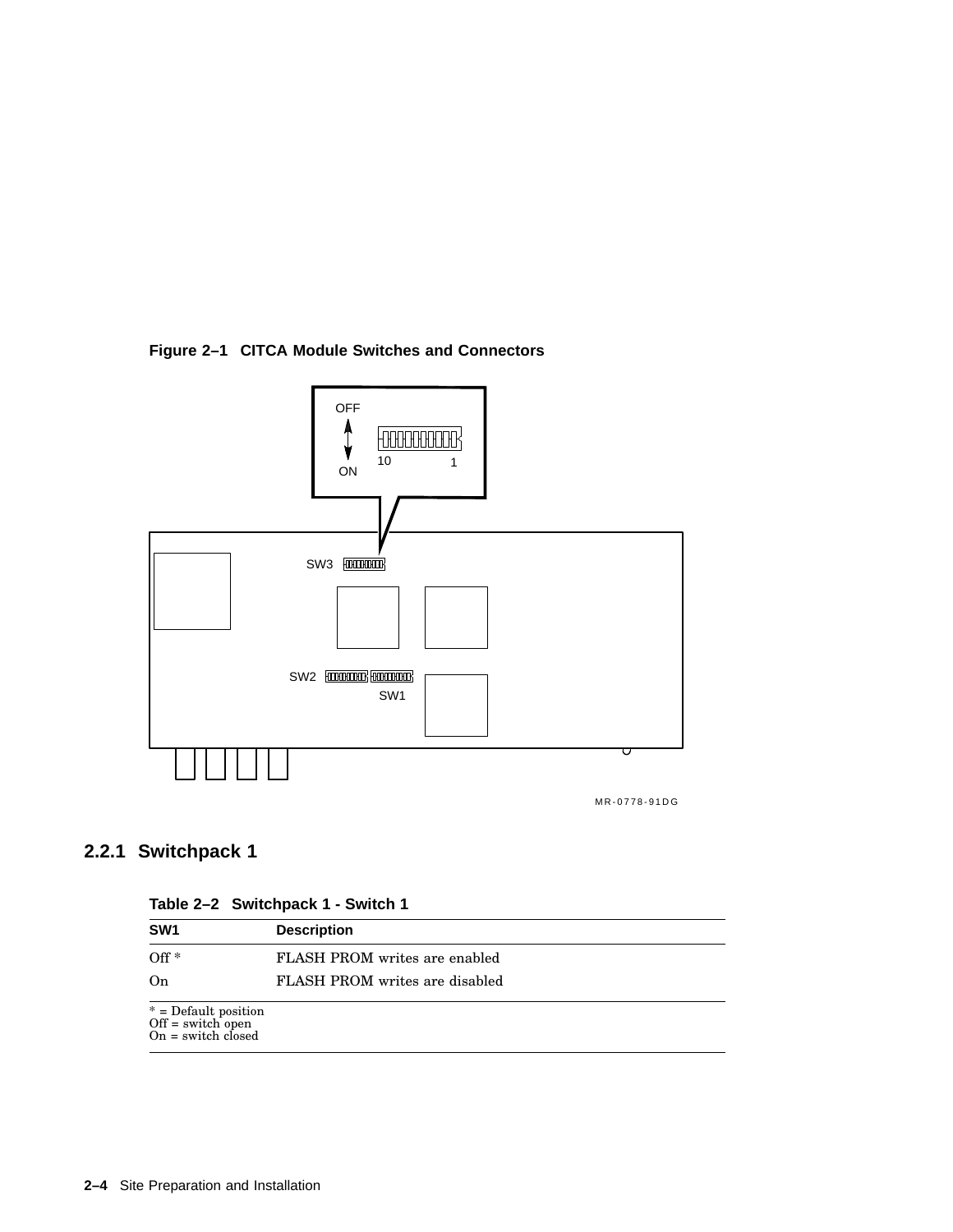**Figure 2–1 CITCA Module Switches and Connectors**

## 2.2.1 Switchpack 1

**Table 2–2 Switchpack 1 - Switch 1**

| SW1 | Description |
|---|---|
| Off * | FLASH PROM writes are enabled |
| On | FLASH PROM writes are disabled |

* = Default position
Off = switch open
On = switch closed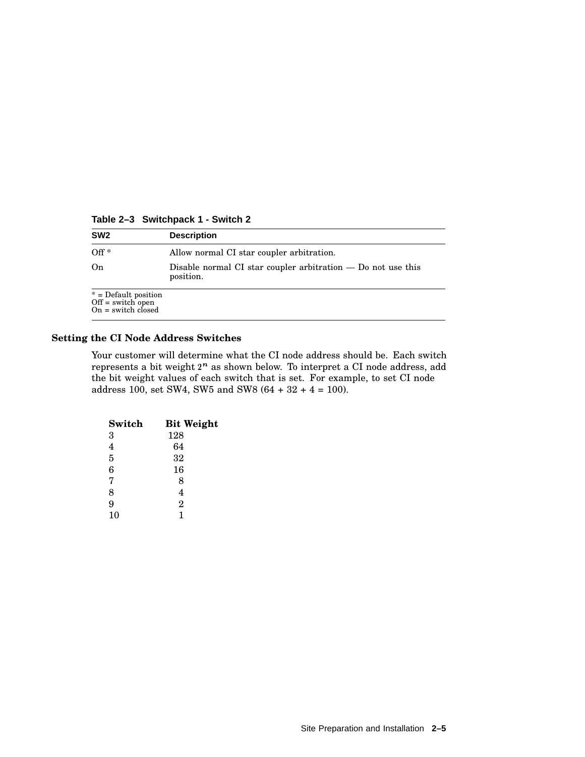**Table 2–3 Switchpack 1 - Switch 2**

| SW2 | Description |
| --- | --- |
| Off * | Allow normal CI star coupler arbitration. |
| On | Disable normal CI star coupler arbitration — Do not use this position. |

* = Default position
Off = switch open
On = switch closed

### Setting the CI Node Address Switches

Your customer will determine what the CI node address should be. Each switch represents a bit weight $2^n$ as shown below. To interpret a CI node address, add the bit weight values of each switch that is set. For example, to set CI node address 100, set SW4, SW5 and SW8 (64 + 32 + 4 = 100).

| Switch | Bit Weight |
| --- | --- |
| 3 | 128 |
| 4 | 64 |
| 5 | 32 |
| 6 | 16 |
| 7 | 8 |
| 8 | 4 |
| 9 | 2 |
| 10 | 1 |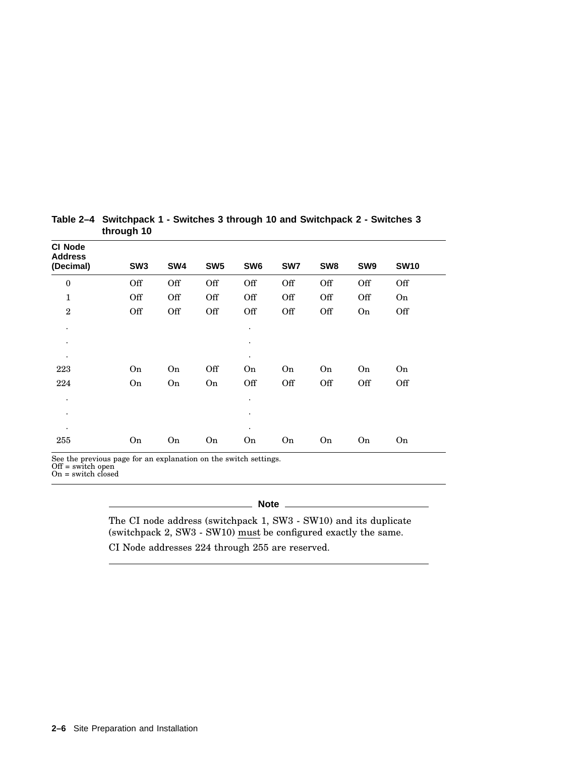**Table 2–4 Switchpack 1 - Switches 3 through 10 and Switchpack 2 - Switches 3 through 10**

| CI Node Address (Decimal) | SW3 | SW4 | SW5 | SW6 | SW7 | SW8 | SW9 | SW10 |
|---|---|---|---|---|---|---|---|---|
| 0 | Off | Off | Off | Off | Off | Off | Off | Off |
| 1 | Off | Off | Off | Off | Off | Off | Off | On |
| 2 | Off | Off | Off | Off | Off | Off | On | Off |
| . | | | | . | | | | |
| . | | | | . | | | | |
| . | | | | . | | | | |
| 223 | On | On | Off | On | On | On | On | On |
| 224 | On | On | On | Off | Off | Off | Off | Off |
| . | | | | . | | | | |
| . | | | | . | | | | |
| . | | | | . | | | | |
| 255 | On | On | On | On | On | On | On | On |

See the previous page for an explanation on the switch settings.
Off = switch open
On = switch closed

---

**Note**

The CI node address (switchpack 1, SW3 - SW10) and its duplicate (switchpack 2, SW3 - SW10) must be configured exactly the same.

CI Node addresses 224 through 255 are reserved.

---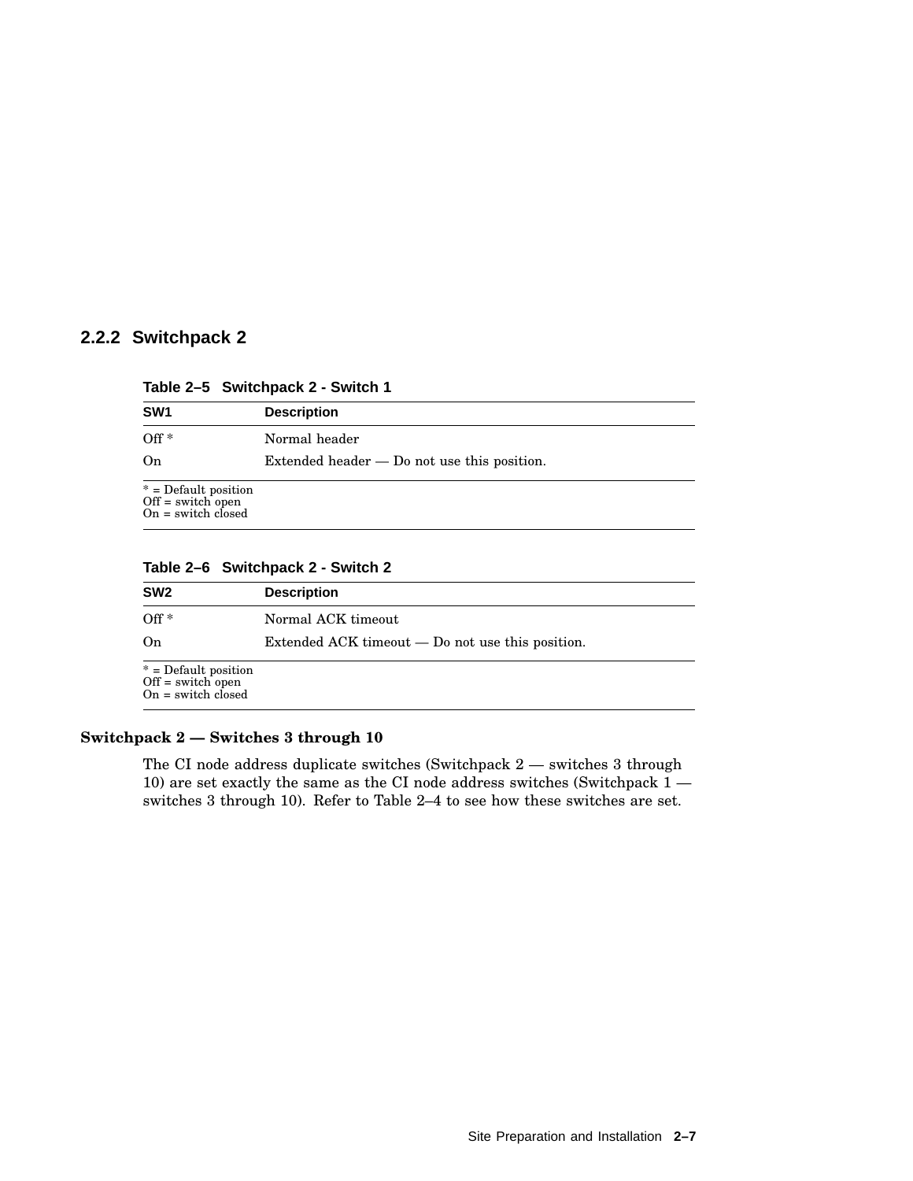### 2.2.2 Switchpack 2

**Table 2–5 Switchpack 2 - Switch 1**

| SW1 | Description |
|---|---|
| Off * | Normal header |
| On | Extended header — Do not use this position. |

* = Default position
Off = switch open
On = switch closed

**Table 2–6 Switchpack 2 - Switch 2**

| SW2 | Description |
|---|---|
| Off * | Normal ACK timeout |
| On | Extended ACK timeout — Do not use this position. |

* = Default position
Off = switch open
On = switch closed

**Switchpack 2 — Switches 3 through 10**

The CI node address duplicate switches (Switchpack 2 — switches 3 through 10) are set exactly the same as the CI node address switches (Switchpack 1 — switches 3 through 10). Refer to Table 2–4 to see how these switches are set.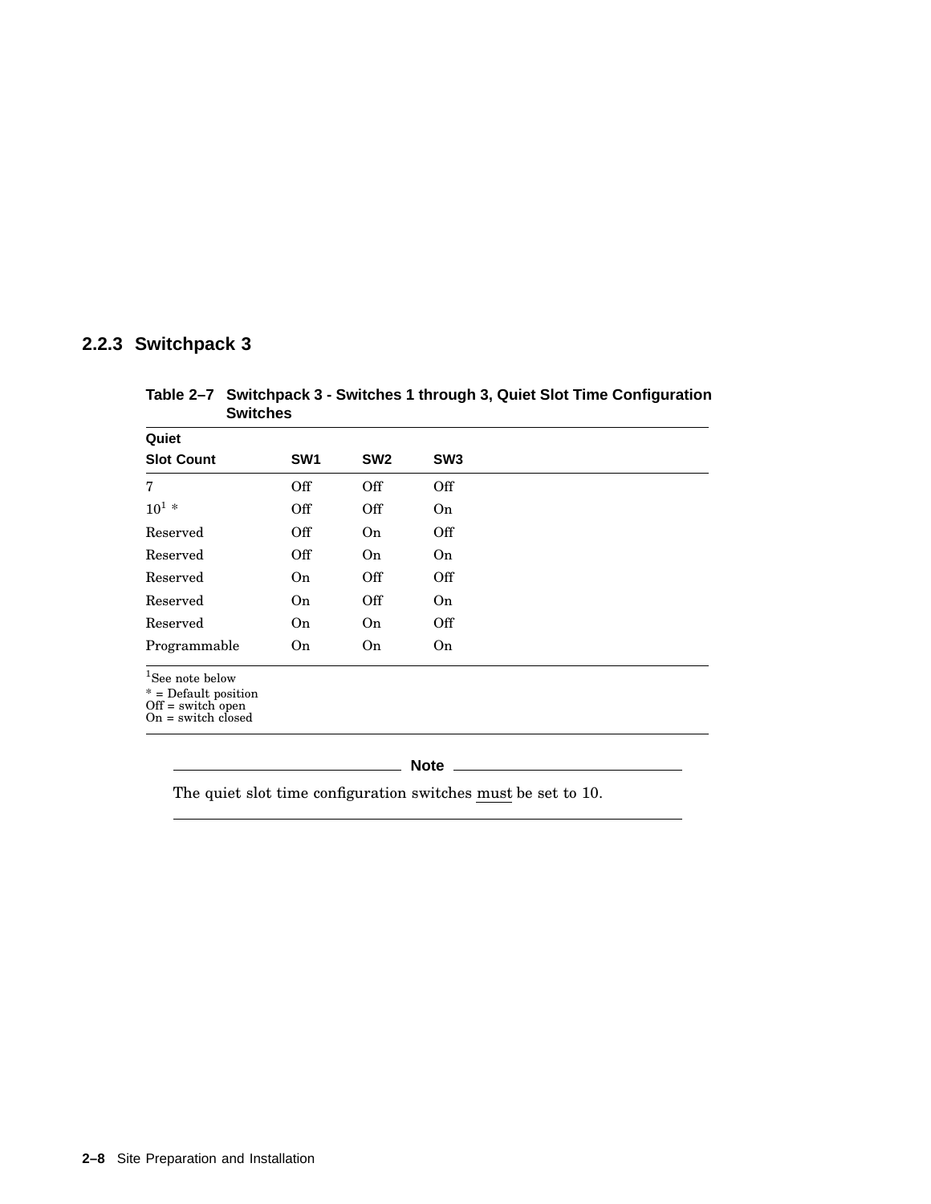### 2.2.3 Switchpack 3

**Table 2–7 Switchpack 3 - Switches 1 through 3, Quiet Slot Time Configuration Switches**

| Quiet Slot Count | SW1 | SW2 | SW3 |
|---|---|---|---|
| 7 | Off | Off | Off |
| 10[1] * | Off | Off | On |
| Reserved | Off | On | Off |
| Reserved | Off | On | On |
| Reserved | On | Off | Off |
| Reserved | On | Off | On |
| Reserved | On | On | Off |
| Programmable | On | On | On |

[1]See note below
* = Default position
Off = switch open
On = switch closed

**Note**

The quiet slot time configuration switches must be set to 10.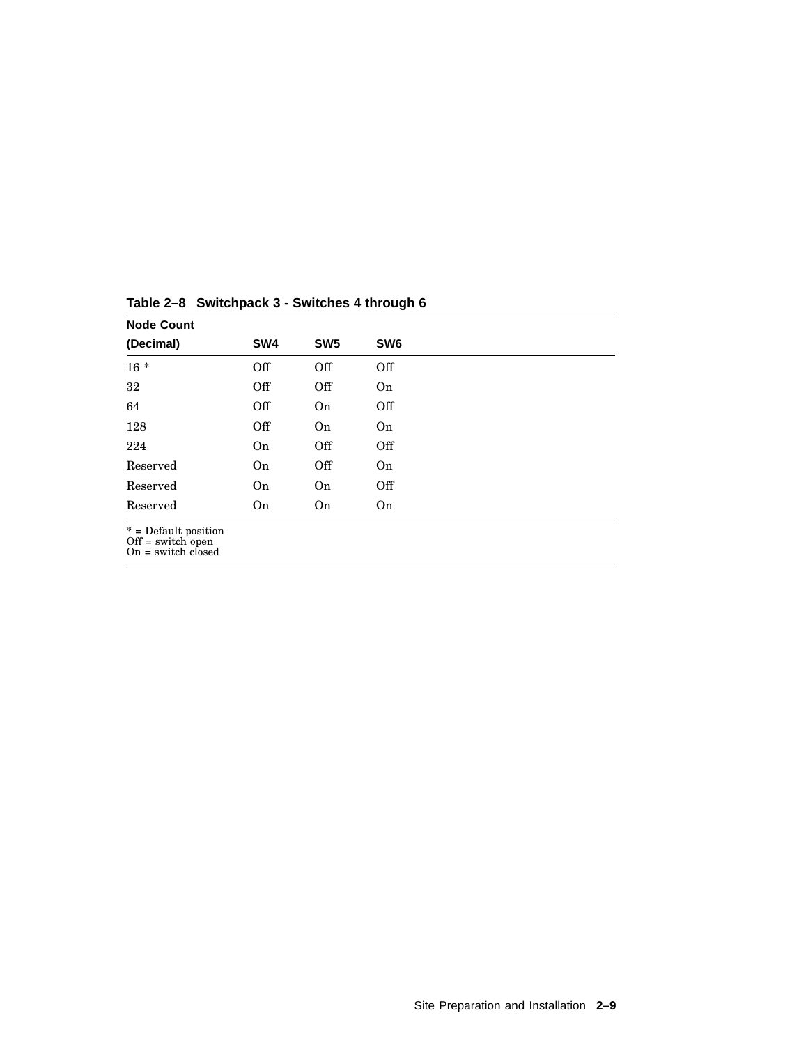**Table 2–8 Switchpack 3 - Switches 4 through 6**

| Node Count (Decimal) | SW4 | SW5 | SW6 |
|---|---|---|---|
| 16 * | Off | Off | Off |
| 32 | Off | Off | On |
| 64 | Off | On | Off |
| 128 | Off | On | On |
| 224 | On | Off | Off |
| Reserved | On | Off | On |
| Reserved | On | On | Off |
| Reserved | On | On | On |

* = Default position
Off = switch open
On = switch closed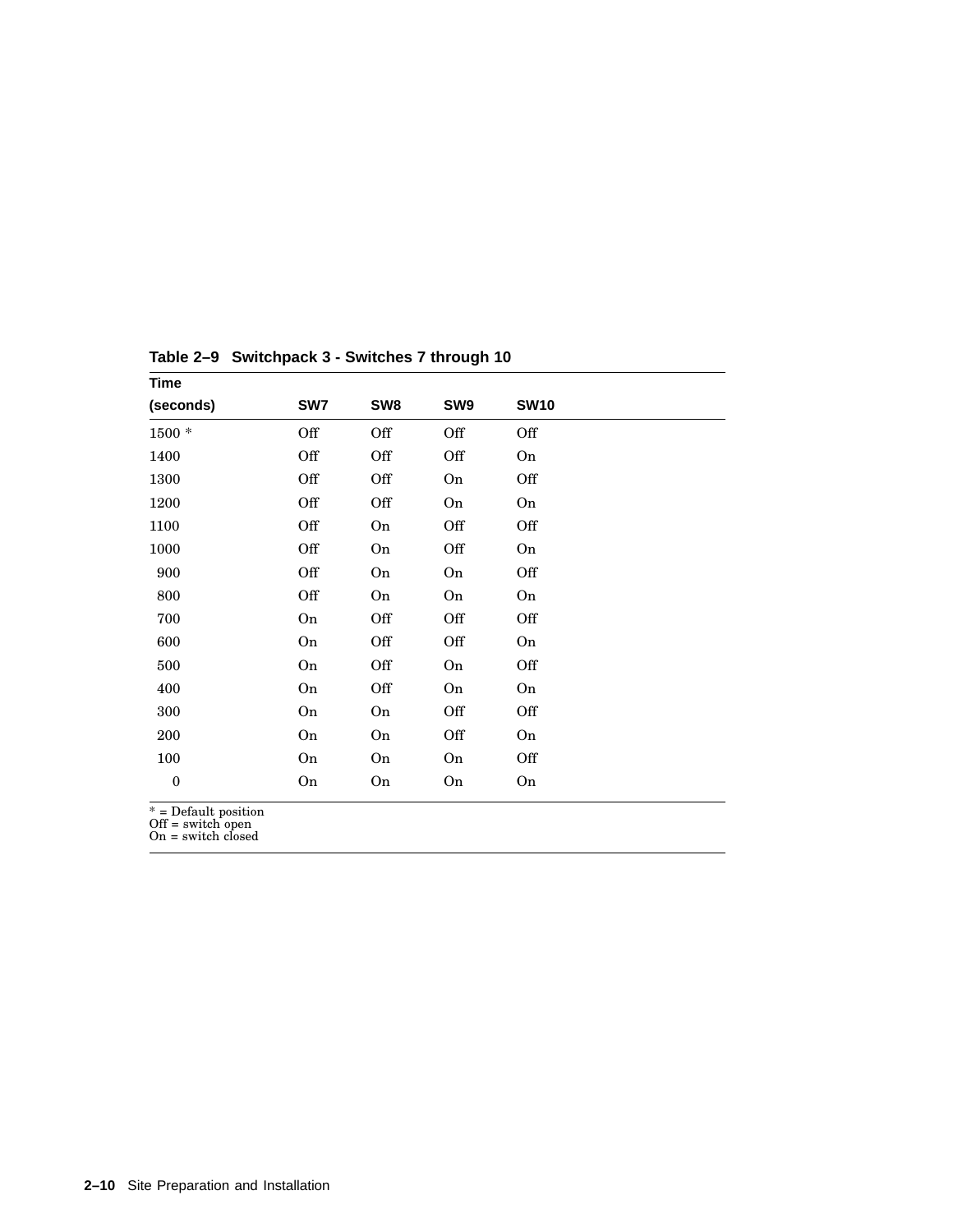**Table 2–9 Switchpack 3 - Switches 7 through 10**

| Time (seconds) | SW7 | SW8 | SW9 | SW10 |
|---|---|---|---|---|
| 1500 * | Off | Off | Off | Off |
| 1400 | Off | Off | Off | On |
| 1300 | Off | Off | On | Off |
| 1200 | Off | Off | On | On |
| 1100 | Off | On | Off | Off |
| 1000 | Off | On | Off | On |
| 900 | Off | On | On | Off |
| 800 | Off | On | On | On |
| 700 | On | Off | Off | Off |
| 600 | On | Off | Off | On |
| 500 | On | Off | On | Off |
| 400 | On | Off | On | On |
| 300 | On | On | Off | Off |
| 200 | On | On | Off | On |
| 100 | On | On | On | Off |
| 0 | On | On | On | On |

* = Default position
Off = switch open
On = switch closed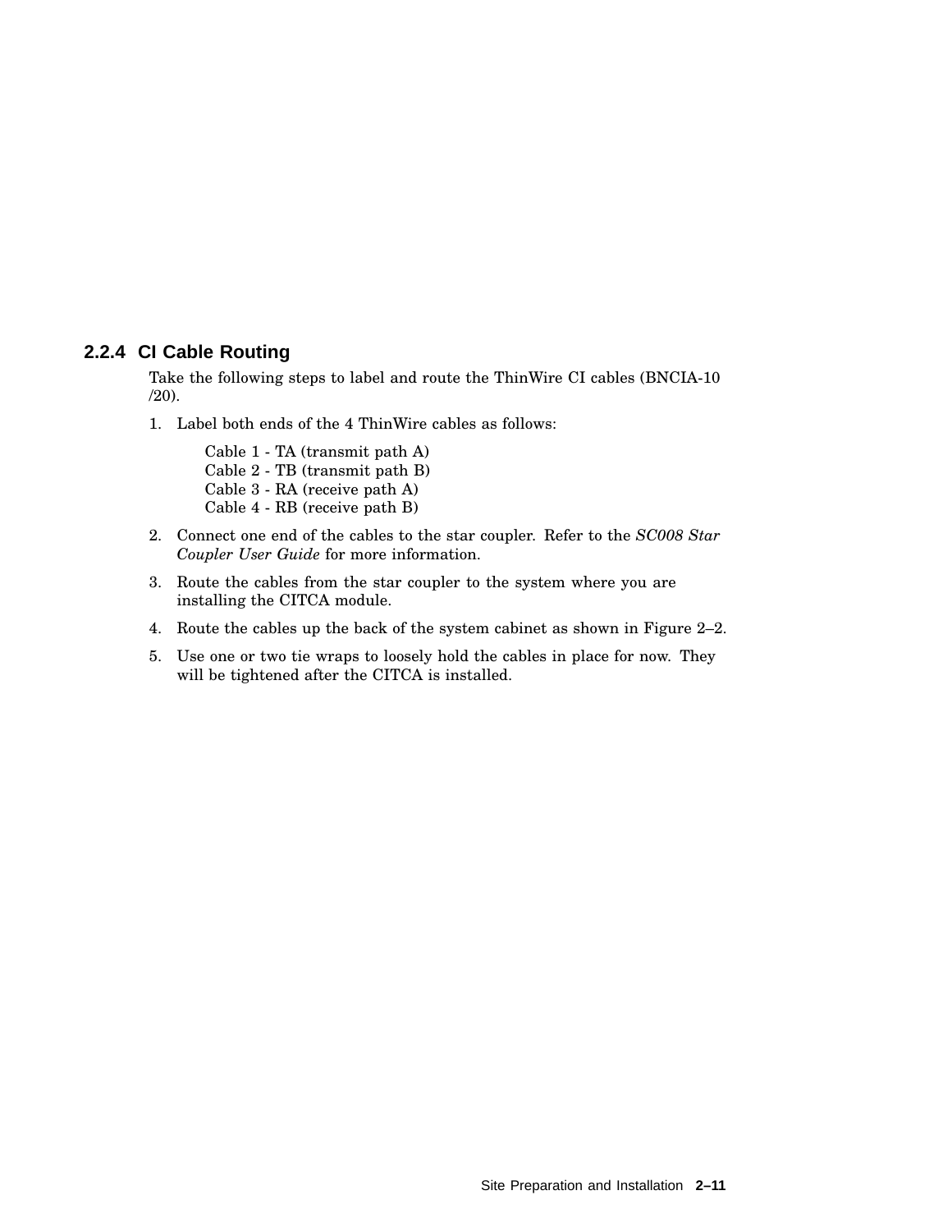### 2.2.4 CI Cable Routing

Take the following steps to label and route the ThinWire CI cables (BNCIA-10 /20).

1. Label both ends of the 4 ThinWire cables as follows:

   Cable 1 - TA (transmit path A)
   Cable 2 - TB (transmit path B)
   Cable 3 - RA (receive path A)
   Cable 4 - RB (receive path B)

2. Connect one end of the cables to the star coupler. Refer to the *SC008 Star Coupler User Guide* for more information.
3. Route the cables from the star coupler to the system where you are installing the CITCA module.
4. Route the cables up the back of the system cabinet as shown in Figure 2–2.
5. Use one or two tie wraps to loosely hold the cables in place for now. They will be tightened after the CITCA is installed.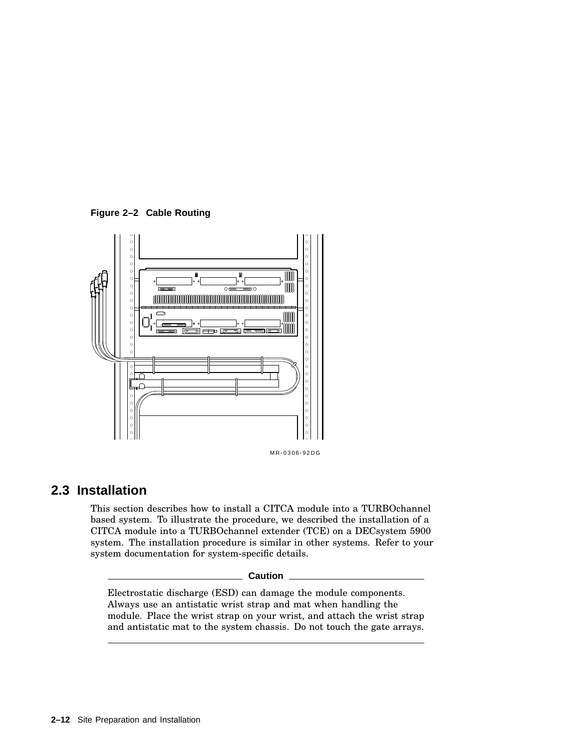**Figure 2–2 Cable Routing**

MR-0306-92DG

## 2.3 Installation

This section describes how to install a CITCA module into a TURBOchannel based system. To illustrate the procedure, we described the installation of a CITCA module into a TURBOchannel extender (TCE) on a DECsystem 5900 system. The installation procedure is similar in other systems. Refer to your system documentation for system-specific details.

**Caution**

Electrostatic discharge (ESD) can damage the module components. Always use an antistatic wrist strap and mat when handling the module. Place the wrist strap on your wrist, and attach the wrist strap and antistatic mat to the system chassis. Do not touch the gate arrays.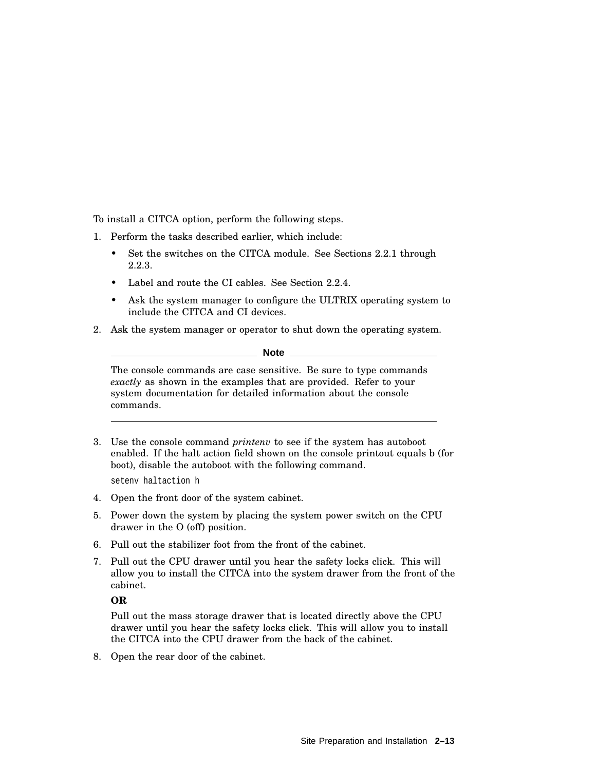To install a CITCA option, perform the following steps.

1. Perform the tasks described earlier, which include:
   - Set the switches on the CITCA module. See Sections 2.2.1 through 2.2.3.
   - Label and route the CI cables. See Section 2.2.4.
   - Ask the system manager to configure the ULTRIX operating system to include the CITCA and CI devices.
2. Ask the system manager or operator to shut down the operating system.

---

**Note**

The console commands are case sensitive. Be sure to type commands *exactly* as shown in the examples that are provided. Refer to your system documentation for detailed information about the console commands.

---

3. Use the console command *printenv* to see if the system has autoboot enabled. If the halt action field shown on the console printout equals b (for boot), disable the autoboot with the following command.

   ```
   setenv haltaction h
   ```

4. Open the front door of the system cabinet.
5. Power down the system by placing the system power switch on the CPU drawer in the O (off) position.
6. Pull out the stabilizer foot from the front of the cabinet.
7. Pull out the CPU drawer until you hear the safety locks click. This will allow you to install the CITCA into the system drawer from the front of the cabinet.

   **OR**

   Pull out the mass storage drawer that is located directly above the CPU drawer until you hear the safety locks click. This will allow you to install the CITCA into the CPU drawer from the back of the cabinet.
8. Open the rear door of the cabinet.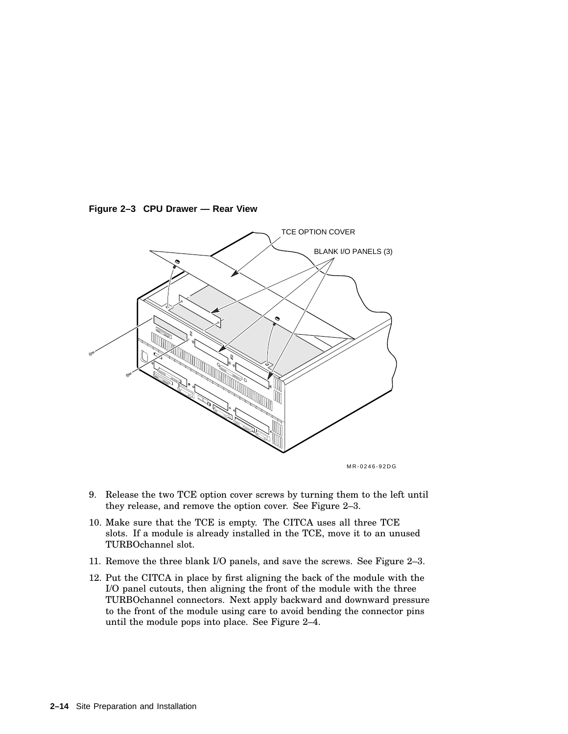**Figure 2–3 CPU Drawer — Rear View**

TCE OPTION COVER

BLANK I/O PANELS (3)

MR-0246-92DG

9. Release the two TCE option cover screws by turning them to the left until they release, and remove the option cover. See Figure 2–3.
10. Make sure that the TCE is empty. The CITCA uses all three TCE slots. If a module is already installed in the TCE, move it to an unused TURBOchannel slot.
11. Remove the three blank I/O panels, and save the screws. See Figure 2–3.
12. Put the CITCA in place by first aligning the back of the module with the I/O panel cutouts, then aligning the front of the module with the three TURBOchannel connectors. Next apply backward and downward pressure to the front of the module using care to avoid bending the connector pins until the module pops into place. See Figure 2–4.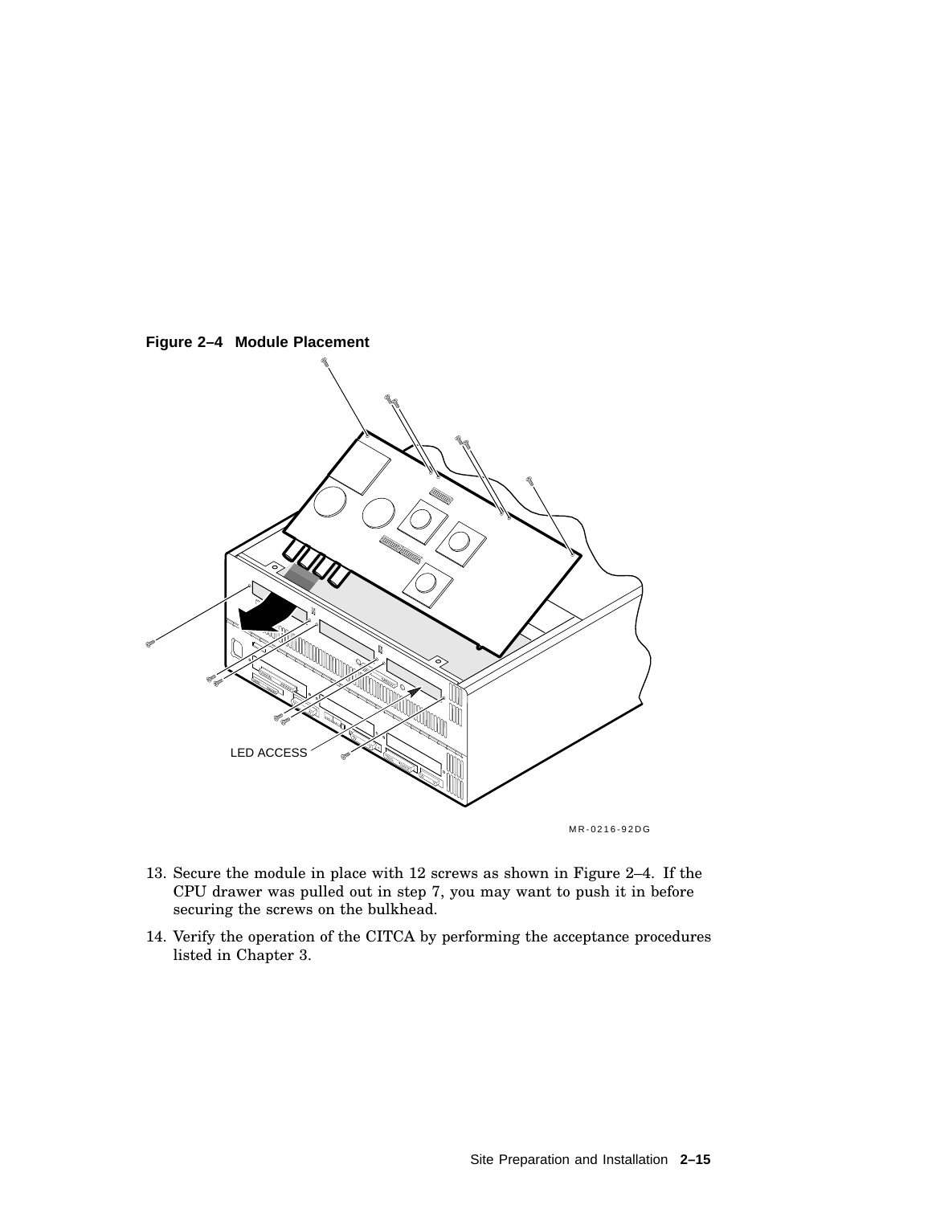**Figure 2–4 Module Placement**

LED ACCESS

MR-0216-92DG

13. Secure the module in place with 12 screws as shown in Figure 2–4. If the CPU drawer was pulled out in step 7, you may want to push it in before securing the screws on the bulkhead.
14. Verify the operation of the CITCA by performing the acceptance procedures listed in Chapter 3.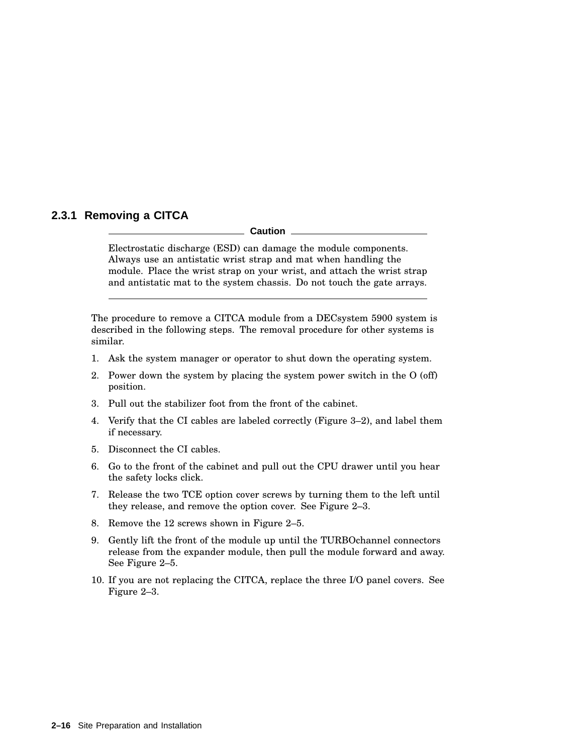### 2.3.1 Removing a CITCA

**Caution**

Electrostatic discharge (ESD) can damage the module components. Always use an antistatic wrist strap and mat when handling the module. Place the wrist strap on your wrist, and attach the wrist strap and antistatic mat to the system chassis. Do not touch the gate arrays.

---

The procedure to remove a CITCA module from a DECsystem 5900 system is described in the following steps. The removal procedure for other systems is similar.

1. Ask the system manager or operator to shut down the operating system.
2. Power down the system by placing the system power switch in the O (off) position.
3. Pull out the stabilizer foot from the front of the cabinet.
4. Verify that the CI cables are labeled correctly (Figure 3–2), and label them if necessary.
5. Disconnect the CI cables.
6. Go to the front of the cabinet and pull out the CPU drawer until you hear the safety locks click.
7. Release the two TCE option cover screws by turning them to the left until they release, and remove the option cover. See Figure 2–3.
8. Remove the 12 screws shown in Figure 2–5.
9. Gently lift the front of the module up until the TURBOchannel connectors release from the expander module, then pull the module forward and away. See Figure 2–5.
10. If you are not replacing the CITCA, replace the three I/O panel covers. See Figure 2–3.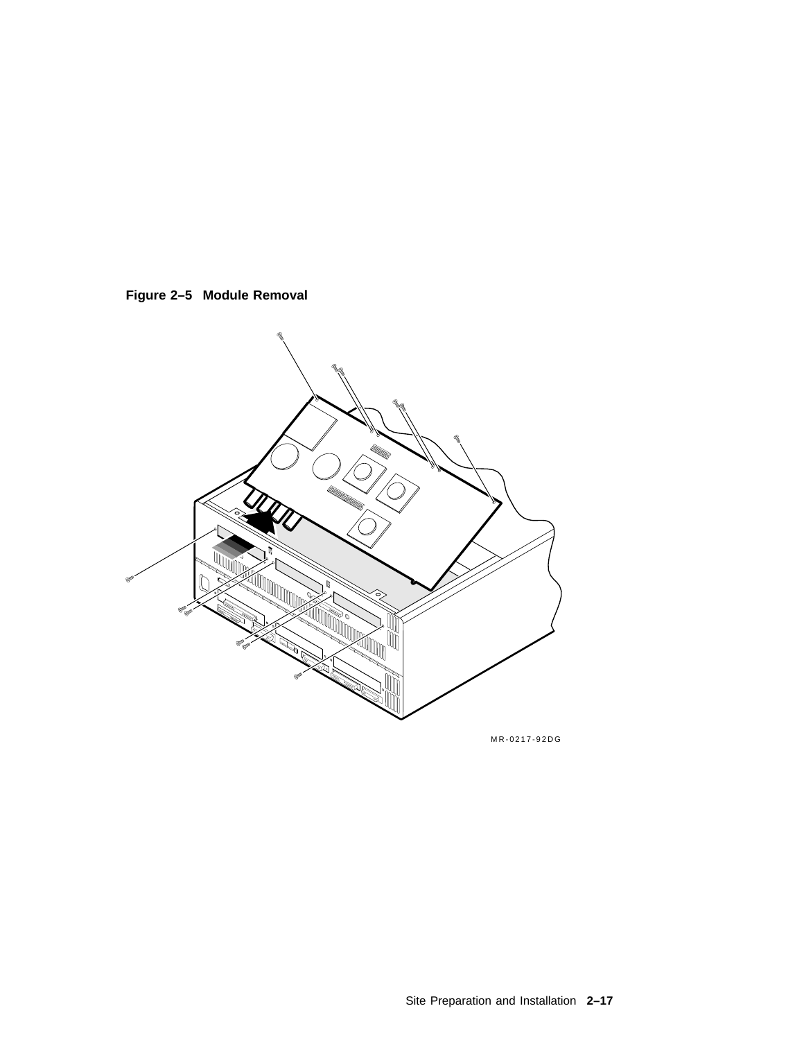**Figure 2–5 Module Removal**

MR-0217-92DG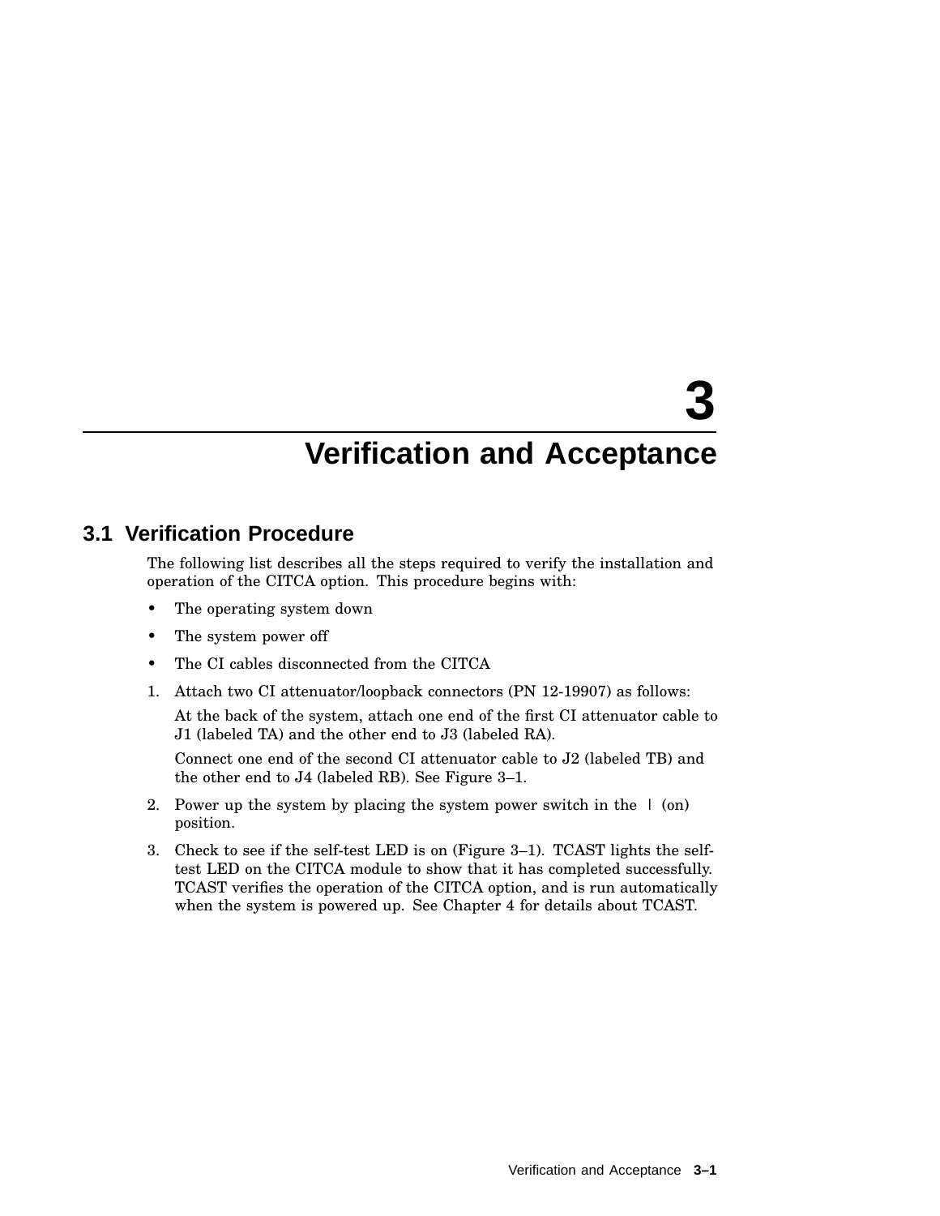# 3 Verification and Acceptance

## 3.1 Verification Procedure

The following list describes all the steps required to verify the installation and operation of the CITCA option. This procedure begins with:

- The operating system down
- The system power off
- The CI cables disconnected from the CITCA

1. Attach two CI attenuator/loopback connectors (PN 12-19907) as follows:

   At the back of the system, attach one end of the first CI attenuator cable to J1 (labeled TA) and the other end to J3 (labeled RA).

   Connect one end of the second CI attenuator cable to J2 (labeled TB) and the other end to J4 (labeled RB). See Figure 3–1.

2. Power up the system by placing the system power switch in the | (on) position.

3. Check to see if the self-test LED is on (Figure 3–1). TCAST lights the self-test LED on the CITCA module to show that it has completed successfully. TCAST verifies the operation of the CITCA option, and is run automatically when the system is powered up. See Chapter 4 for details about TCAST.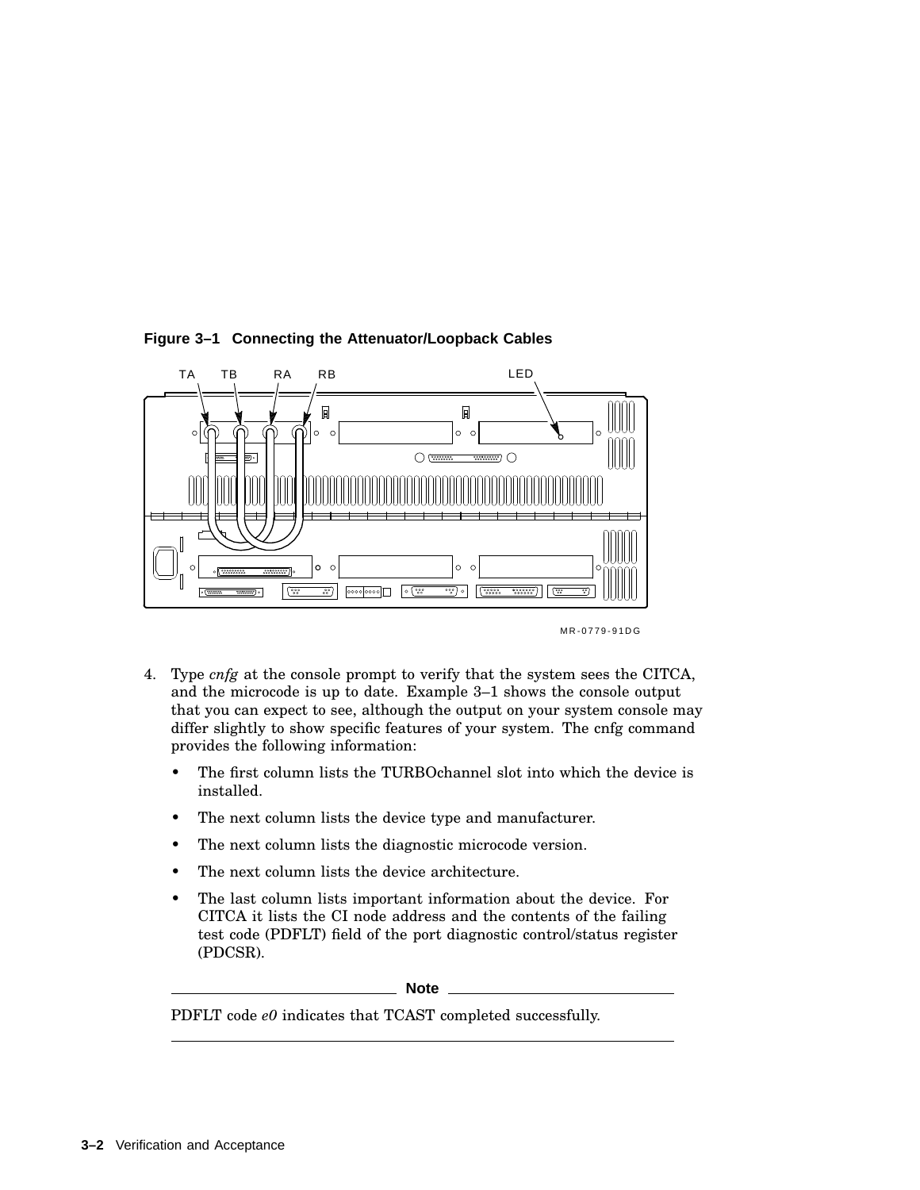**Figure 3–1 Connecting the Attenuator/Loopback Cables**

TA TB RA RB LED

MR-0779-91DG

4. Type *cnfg* at the console prompt to verify that the system sees the CITCA, and the microcode is up to date. Example 3–1 shows the console output that you can expect to see, although the output on your system console may differ slightly to show specific features of your system. The cnfg command provides the following information:

   - The first column lists the TURBOchannel slot into which the device is installed.
   - The next column lists the device type and manufacturer.
   - The next column lists the diagnostic microcode version.
   - The next column lists the device architecture.
   - The last column lists important information about the device. For CITCA it lists the CI node address and the contents of the failing test code (PDFLT) field of the port diagnostic control/status register (PDCSR).

   **Note**

   PDFLT code *e0* indicates that TCAST completed successfully.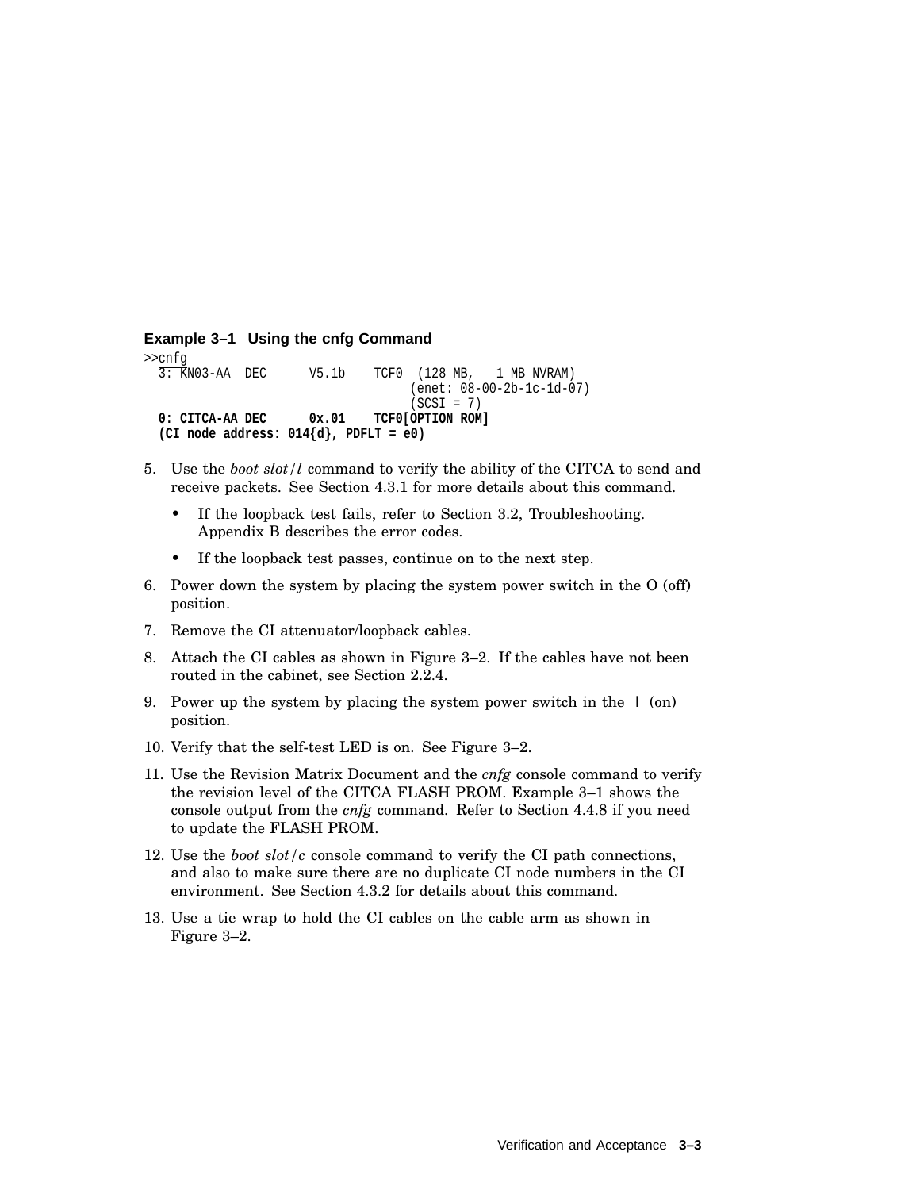**Example 3–1 Using the cnfg Command**

```
>>cnfg
  3: KN03-AA  DEC      V5.1b    TCF0  (128 MB,   1 MB NVRAM)
                                      (enet: 08-00-2b-1c-1d-07)
                                      (SCSI = 7)
  0: CITCA-AA DEC      0x.01    TCF0[OPTION ROM]
  (CI node address: 014{d}, PDFLT = e0)
```

5. Use the *boot slot/l* command to verify the ability of the CITCA to send and receive packets. See Section 4.3.1 for more details about this command.
   - If the loopback test fails, refer to Section 3.2, Troubleshooting. Appendix B describes the error codes.
   - If the loopback test passes, continue on to the next step.
6. Power down the system by placing the system power switch in the O (off) position.
7. Remove the CI attenuator/loopback cables.
8. Attach the CI cables as shown in Figure 3–2. If the cables have not been routed in the cabinet, see Section 2.2.4.
9. Power up the system by placing the system power switch in the | (on) position.
10. Verify that the self-test LED is on. See Figure 3–2.
11. Use the Revision Matrix Document and the *cnfg* console command to verify the revision level of the CITCA FLASH PROM. Example 3–1 shows the console output from the *cnfg* command. Refer to Section 4.4.8 if you need to update the FLASH PROM.
12. Use the *boot slot/c* console command to verify the CI path connections, and also to make sure there are no duplicate CI node numbers in the CI environment. See Section 4.3.2 for details about this command.
13. Use a tie wrap to hold the CI cables on the cable arm as shown in Figure 3–2.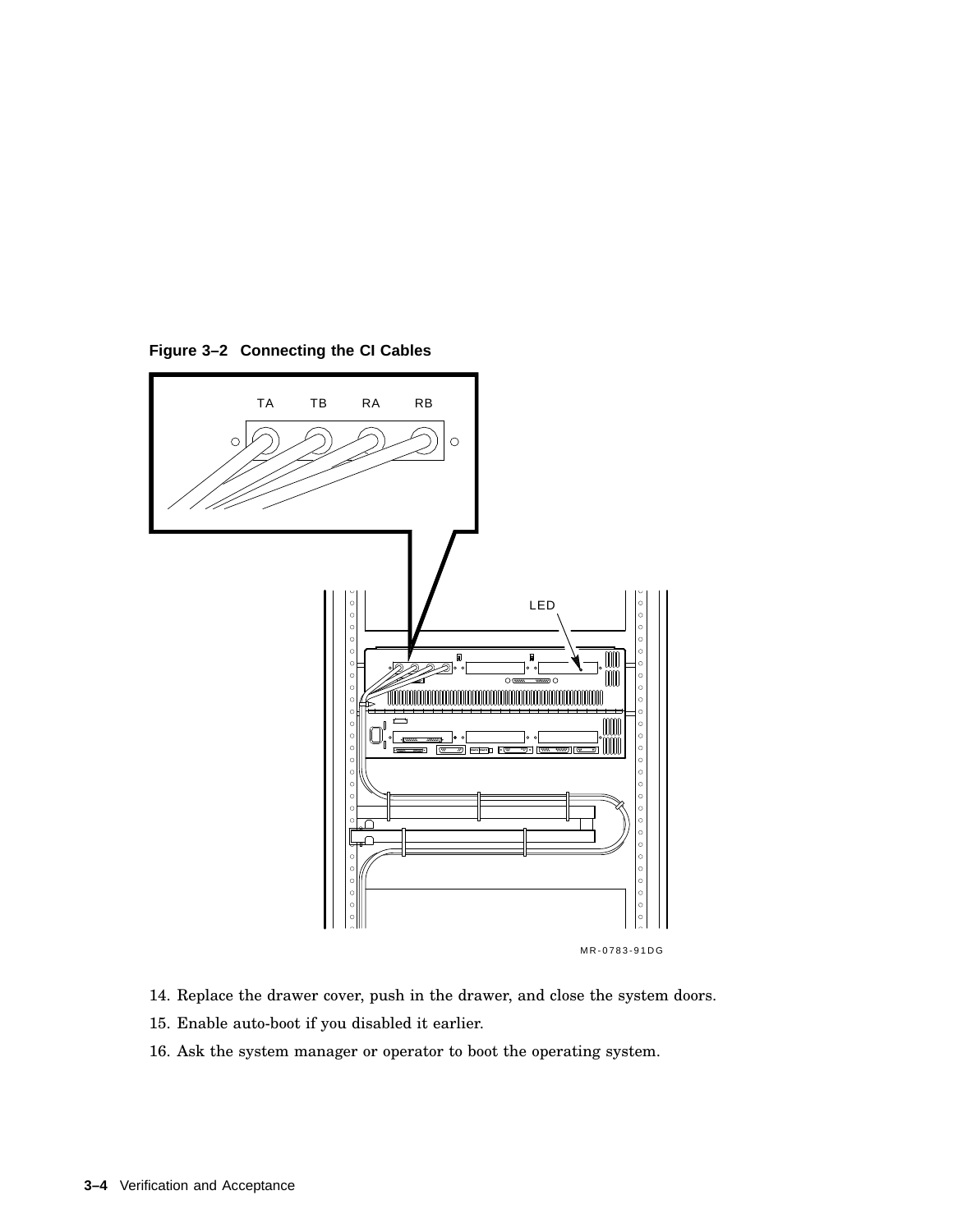**Figure 3–2 Connecting the CI Cables**

14. Replace the drawer cover, push in the drawer, and close the system doors.
15. Enable auto-boot if you disabled it earlier.
16. Ask the system manager or operator to boot the operating system.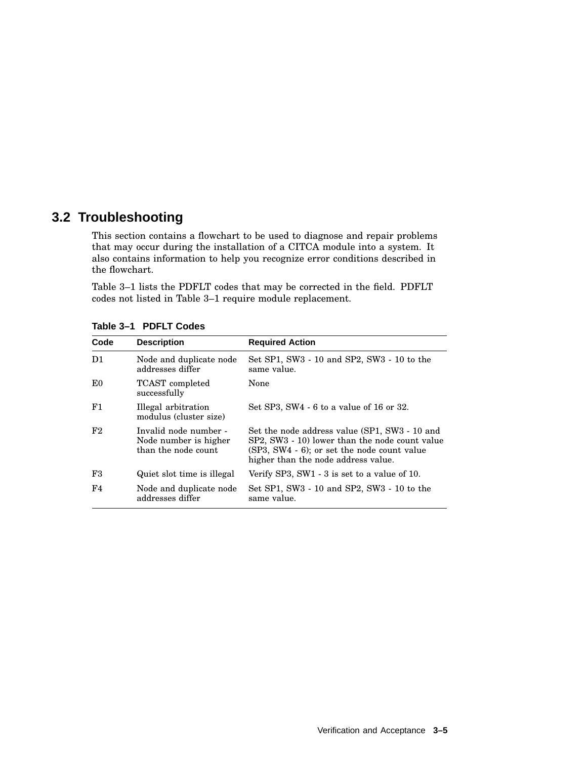## 3.2 Troubleshooting

This section contains a flowchart to be used to diagnose and repair problems that may occur during the installation of a CITCA module into a system. It also contains information to help you recognize error conditions described in the flowchart.

Table 3–1 lists the PDFLT codes that may be corrected in the field. PDFLT codes not listed in Table 3–1 require module replacement.

**Table 3–1 PDFLT Codes**

| Code | Description | Required Action |
| --- | --- | --- |
| D1 | Node and duplicate node addresses differ | Set SP1, SW3 - 10 and SP2, SW3 - 10 to the same value. |
| E0 | TCAST completed successfully | None |
| F1 | Illegal arbitration modulus (cluster size) | Set SP3, SW4 - 6 to a value of 16 or 32. |
| F2 | Invalid node number - Node number is higher than the node count | Set the node address value (SP1, SW3 - 10 and SP2, SW3 - 10) lower than the node count value (SP3, SW4 - 6); or set the node count value higher than the node address value. |
| F3 | Quiet slot time is illegal | Verify SP3, SW1 - 3 is set to a value of 10. |
| F4 | Node and duplicate node addresses differ | Set SP1, SW3 - 10 and SP2, SW3 - 10 to the same value. |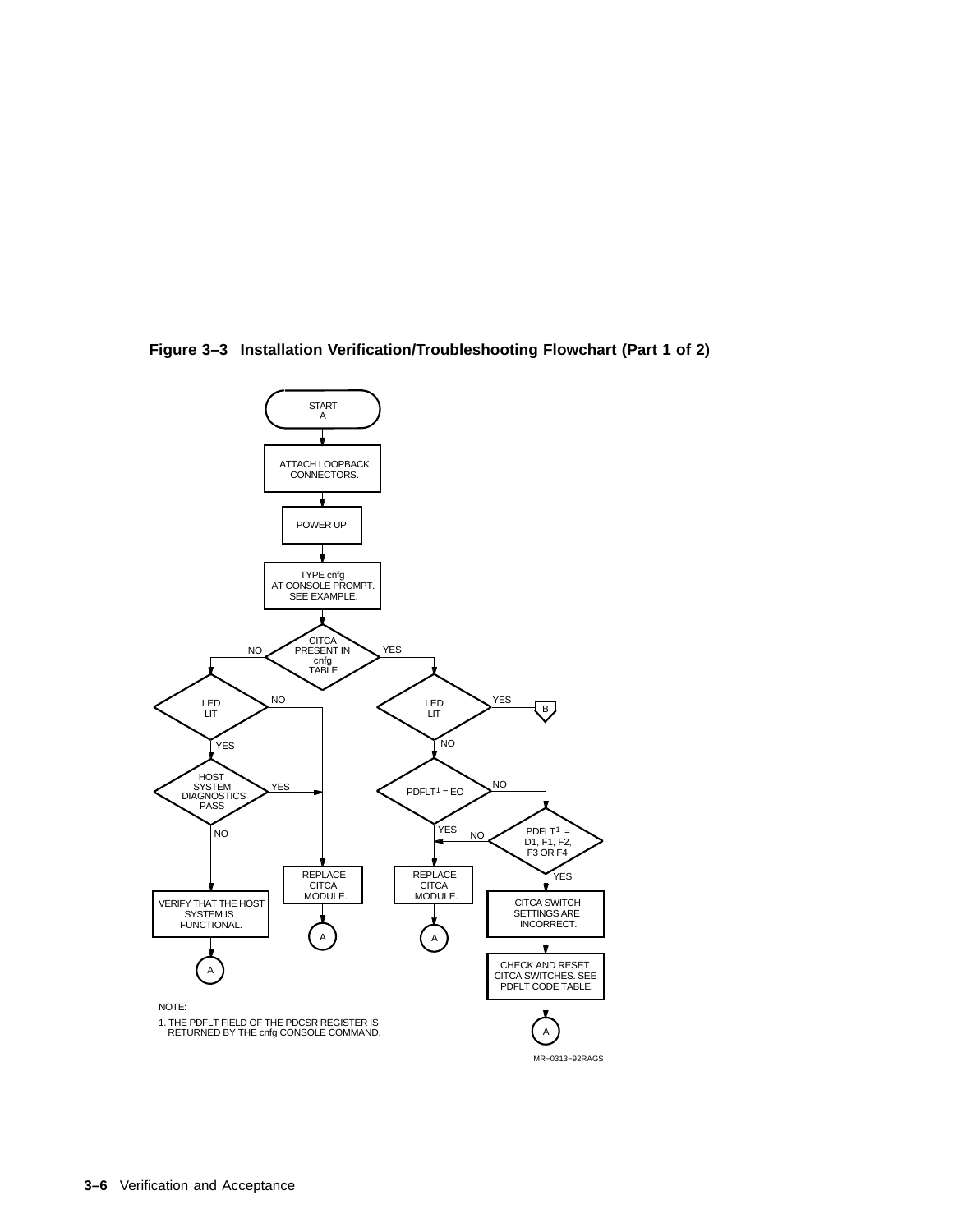**Figure 3–3 Installation Verification/Troubleshooting Flowchart (Part 1 of 2)**

START A

ATTACH LOOPBACK CONNECTORS.

POWER UP

TYPE cnfg AT CONSOLE PROMPT. SEE EXAMPLE.

CITCA PRESENT IN cnfg TABLE — NO / YES

LED LIT — NO / YES

HOST SYSTEM DIAGNOSTICS PASS — YES / NO

VERIFY THAT THE HOST SYSTEM IS FUNCTIONAL. — A

REPLACE CITCA MODULE. — A

LED LIT — YES (B) / NO

PDFLT[1] = EO — YES / NO

PDFLT[1] = D1, F1, F2, F3 OR F4 — NO / YES

REPLACE CITCA MODULE. — A

CITCA SWITCH SETTINGS ARE INCORRECT.

CHECK AND RESET CITCA SWITCHES. SEE PDFLT CODE TABLE. — A

NOTE:

1. THE PDFLT FIELD OF THE PDCSR REGISTER IS RETURNED BY THE cnfg CONSOLE COMMAND.

MR−0313−92RAGS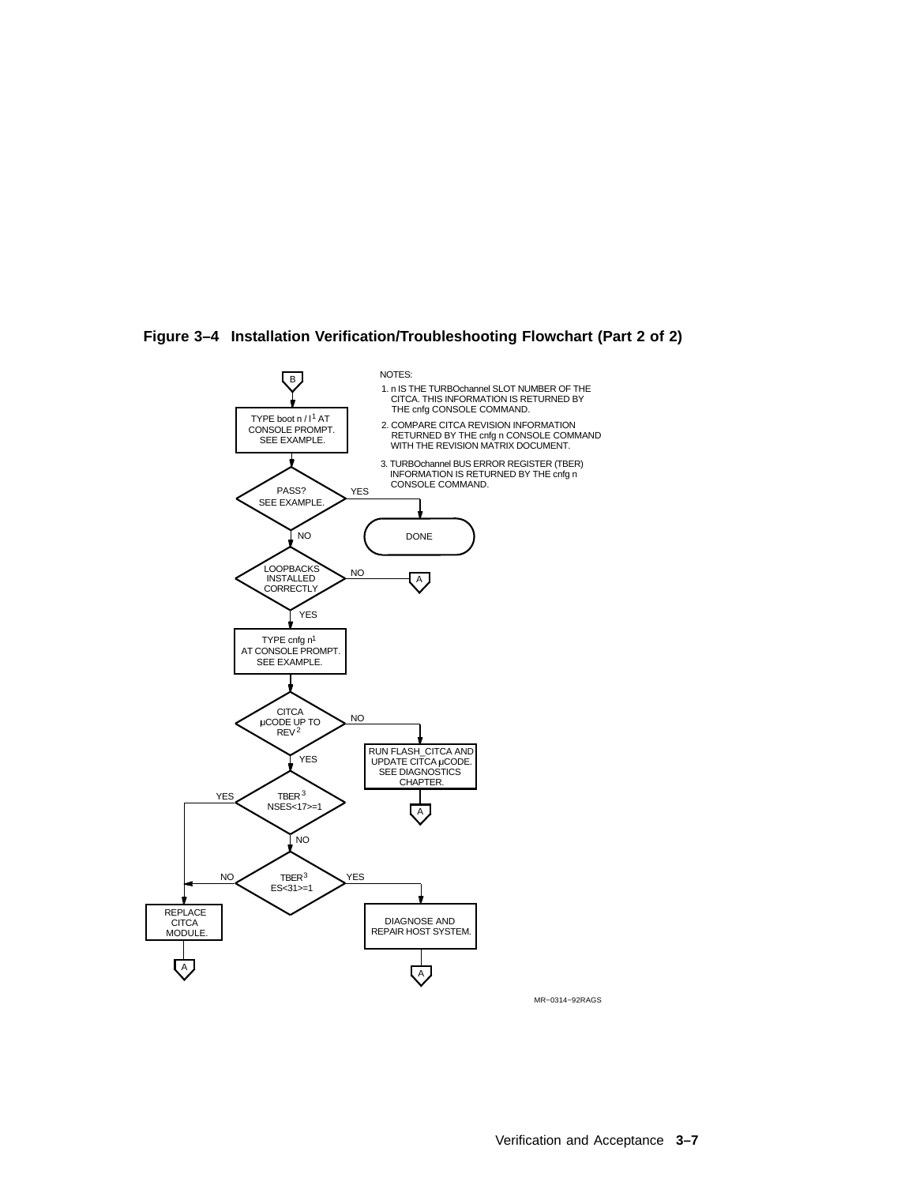**Figure 3–4 Installation Verification/Troubleshooting Flowchart (Part 2 of 2)**

B

TYPE boot n / l[1] AT CONSOLE PROMPT. SEE EXAMPLE.

PASS? SEE EXAMPLE. — YES → DONE

NO

LOOPBACKS INSTALLED CORRECTLY — NO → A

YES

TYPE cnfg n[1] AT CONSOLE PROMPT. SEE EXAMPLE.

CITCA μCODE UP TO REV[2] — NO → RUN FLASH_CITCA AND UPDATE CITCA μCODE. SEE DIAGNOSTICS CHAPTER. → A

YES

TBER[3] NSES<17>=1 — YES → REPLACE CITCA MODULE. → A

NO

TBER[3] ES<31>=1 — NO → REPLACE CITCA MODULE. → A

YES → DIAGNOSE AND REPAIR HOST SYSTEM. → A

NOTES:

1. n IS THE TURBOchannel SLOT NUMBER OF THE CITCA. THIS INFORMATION IS RETURNED BY THE cnfg CONSOLE COMMAND.
2. COMPARE CITCA REVISION INFORMATION RETURNED BY THE cnfg n CONSOLE COMMAND WITH THE REVISION MATRIX DOCUMENT.
3. TURBOchannel BUS ERROR REGISTER (TBER) INFORMATION IS RETURNED BY THE cnfg n CONSOLE COMMAND.

MR−0314−92RAGS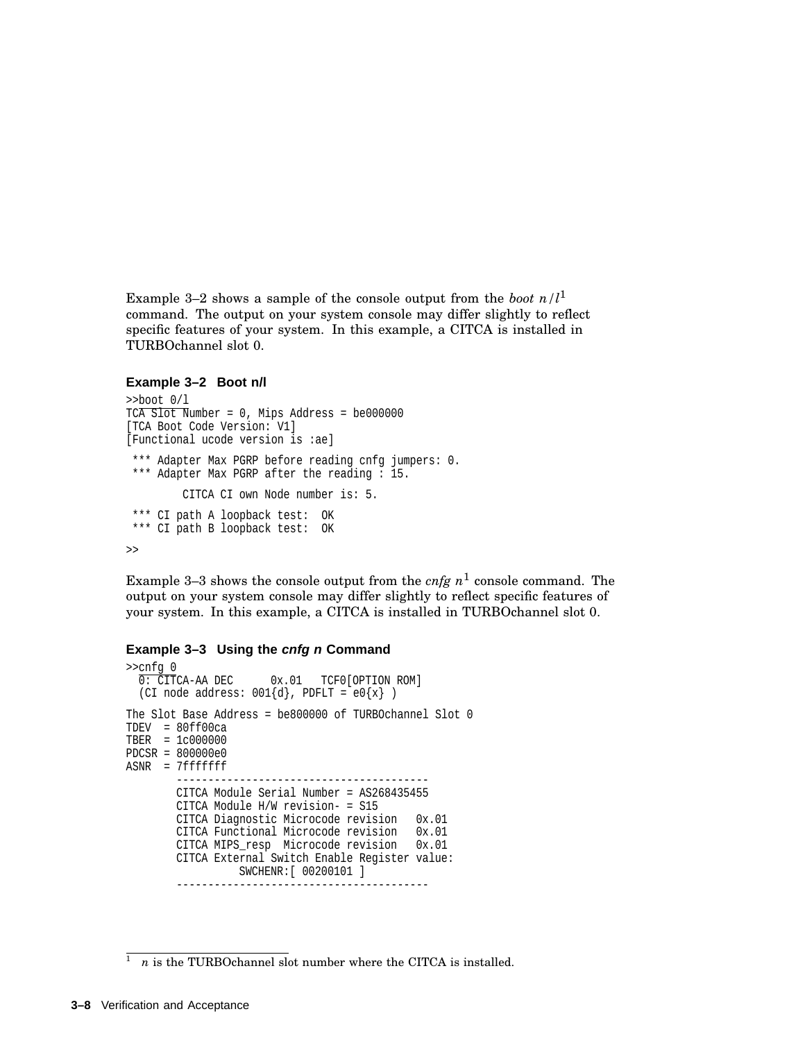Example 3–2 shows a sample of the console output from the *boot n/l*[1] command. The output on your system console may differ slightly to reflect specific features of your system. In this example, a CITCA is installed in TURBOchannel slot 0.

#### Example 3–2 Boot n/l

```
>>boot 0/l
TCA Slot Number = 0, Mips Address = be000000
[TCA Boot Code Version: V1]
[Functional ucode version is :ae]

 *** Adapter Max PGRP before reading cnfg jumpers: 0.
 *** Adapter Max PGRP after the reading : 15.

         CITCA CI own Node number is: 5.

 *** CI path A loopback test:  OK
 *** CI path B loopback test:  OK

>>
```

Example 3–3 shows the console output from the *cnfg n*[1] console command. The output on your system console may differ slightly to reflect specific features of your system. In this example, a CITCA is installed in TURBOchannel slot 0.

#### Example 3–3 Using the *cnfg n* Command

```
>>cnfg 0
  0: CITCA-AA DEC      0x.01   TCF0[OPTION ROM]
  (CI node address: 001{d}, PDFLT = e0{x} )

The Slot Base Address = be800000 of TURBOchannel Slot 0
TDEV  = 80ff00ca
TBER  = 1c000000
PDCSR = 800000e0
ASNR  = 7fffffff
        ----------------------------------------
        CITCA Module Serial Number = AS268435455
        CITCA Module H/W revision- = S15
        CITCA Diagnostic Microcode revision   0x.01
        CITCA Functional Microcode revision   0x.01
        CITCA MIPS_resp  Microcode revision   0x.01
        CITCA External Switch Enable Register value:
                  SWCHENR:[ 00200101 ]
        ----------------------------------------
```

[1] *n* is the TURBOchannel slot number where the CITCA is installed.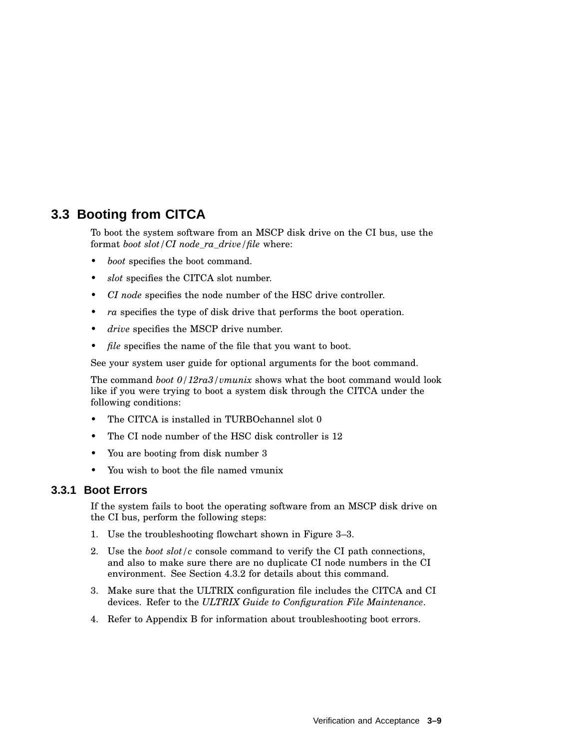## 3.3 Booting from CITCA

To boot the system software from an MSCP disk drive on the CI bus, use the format *boot slot*/*CI node_ra_drive*/*file* where:

- *boot* specifies the boot command.
- *slot* specifies the CITCA slot number.
- *CI node* specifies the node number of the HSC drive controller.
- *ra* specifies the type of disk drive that performs the boot operation.
- *drive* specifies the MSCP drive number.
- *file* specifies the name of the file that you want to boot.

See your system user guide for optional arguments for the boot command.

The command *boot 0*/*12ra3*/*vmunix* shows what the boot command would look like if you were trying to boot a system disk through the CITCA under the following conditions:

- The CITCA is installed in TURBOchannel slot 0
- The CI node number of the HSC disk controller is 12
- You are booting from disk number 3
- You wish to boot the file named vmunix

### 3.3.1 Boot Errors

If the system fails to boot the operating software from an MSCP disk drive on the CI bus, perform the following steps:

1. Use the troubleshooting flowchart shown in Figure 3–3.
2. Use the *boot slot*/*c* console command to verify the CI path connections, and also to make sure there are no duplicate CI node numbers in the CI environment. See Section 4.3.2 for details about this command.
3. Make sure that the ULTRIX configuration file includes the CITCA and CI devices. Refer to the *ULTRIX Guide to Configuration File Maintenance*.
4. Refer to Appendix B for information about troubleshooting boot errors.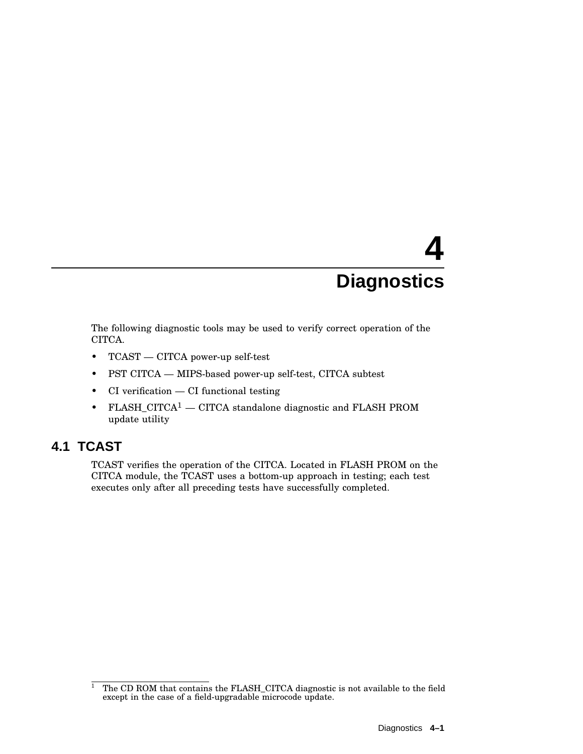# 4 Diagnostics

The following diagnostic tools may be used to verify correct operation of the CITCA.

- TCAST — CITCA power-up self-test
- PST CITCA — MIPS-based power-up self-test, CITCA subtest
- CI verification — CI functional testing
- FLASH_CITCA[1] — CITCA standalone diagnostic and FLASH PROM update utility

## 4.1 TCAST

TCAST verifies the operation of the CITCA. Located in FLASH PROM on the CITCA module, the TCAST uses a bottom-up approach in testing; each test executes only after all preceding tests have successfully completed.

---

[1] The CD ROM that contains the FLASH_CITCA diagnostic is not available to the field except in the case of a field-upgradable microcode update.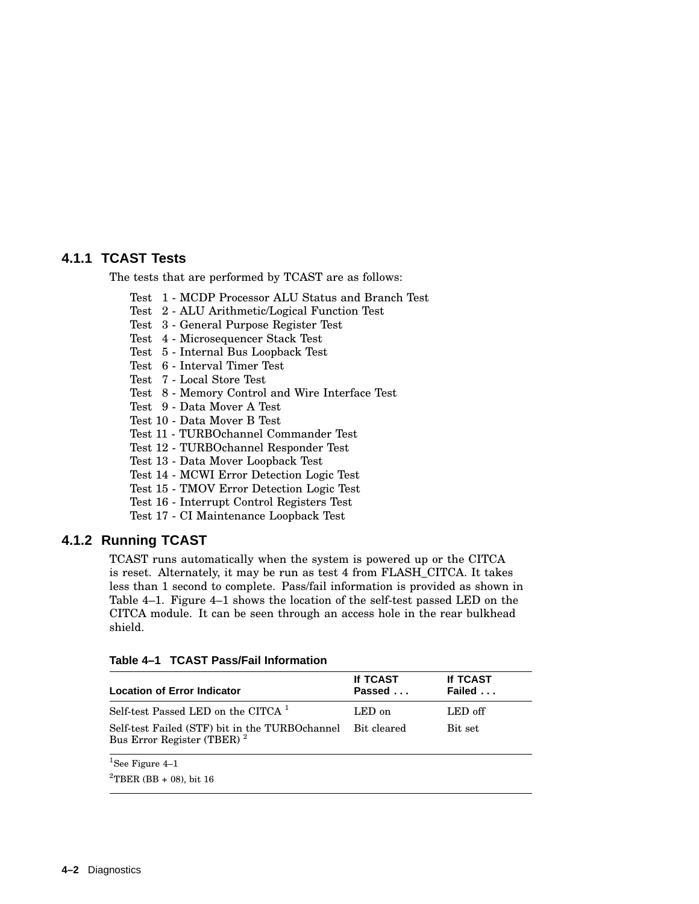### 4.1.1 TCAST Tests

The tests that are performed by TCAST are as follows:

Test 1 - MCDP Processor ALU Status and Branch Test
Test 2 - ALU Arithmetic/Logical Function Test
Test 3 - General Purpose Register Test
Test 4 - Microsequencer Stack Test
Test 5 - Internal Bus Loopback Test
Test 6 - Interval Timer Test
Test 7 - Local Store Test
Test 8 - Memory Control and Wire Interface Test
Test 9 - Data Mover A Test
Test 10 - Data Mover B Test
Test 11 - TURBOchannel Commander Test
Test 12 - TURBOchannel Responder Test
Test 13 - Data Mover Loopback Test
Test 14 - MCWI Error Detection Logic Test
Test 15 - TMOV Error Detection Logic Test
Test 16 - Interrupt Control Registers Test
Test 17 - CI Maintenance Loopback Test

### 4.1.2 Running TCAST

TCAST runs automatically when the system is powered up or the CITCA is reset. Alternately, it may be run as test 4 from FLASH_CITCA. It takes less than 1 second to complete. Pass/fail information is provided as shown in Table 4–1. Figure 4–1 shows the location of the self-test passed LED on the CITCA module. It can be seen through an access hole in the rear bulkhead shield.

**Table 4–1 TCAST Pass/Fail Information**

| Location of Error Indicator | If TCAST Passed . . . | If TCAST Failed . . . |
|---|---|---|
| Self-test Passed LED on the CITCA [1] | LED on | LED off |
| Self-test Failed (STF) bit in the TURBOchannel Bus Error Register (TBER) [2] | Bit cleared | Bit set |

[1]See Figure 4–1

[2]TBER (BB + 08), bit 16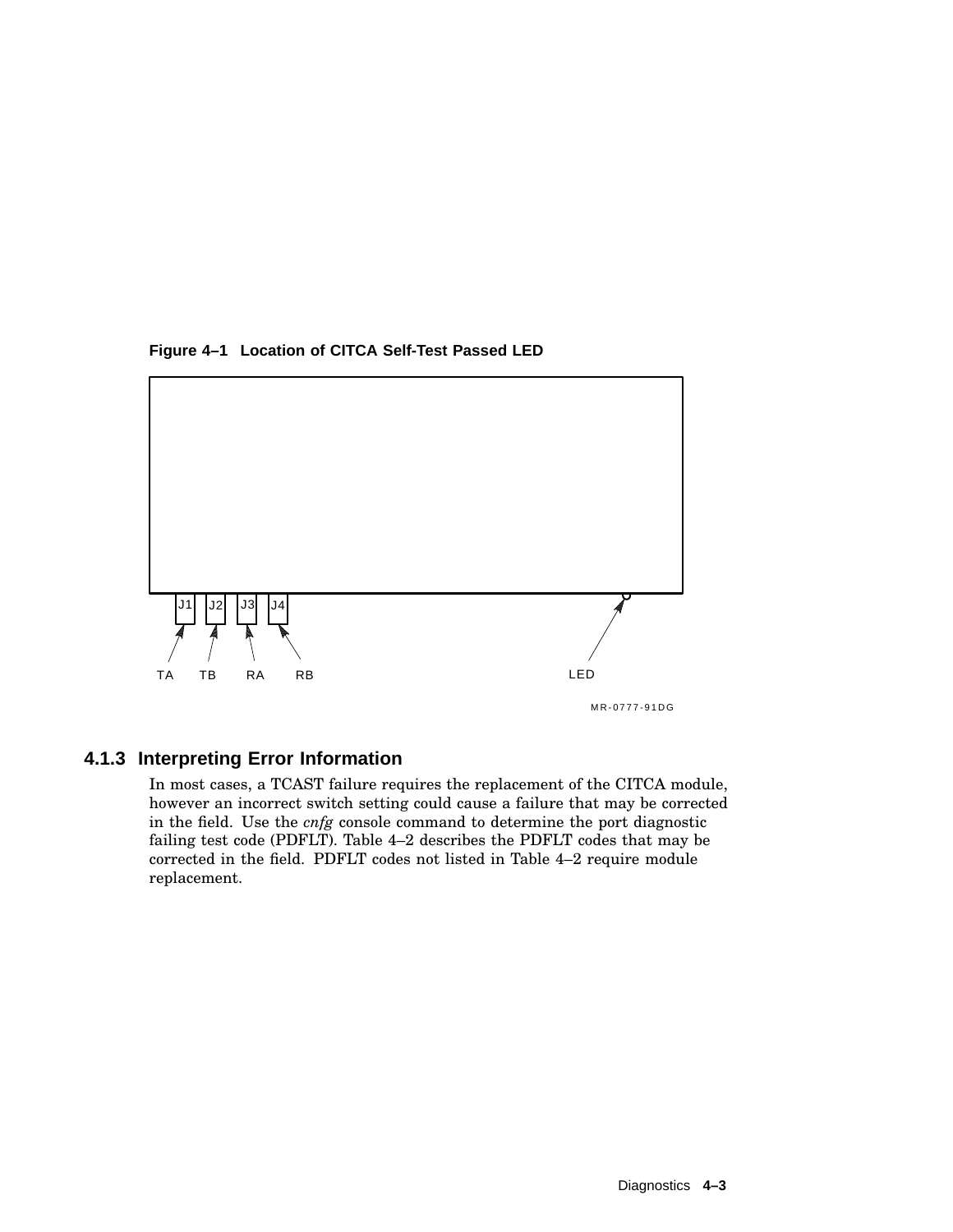**Figure 4–1 Location of CITCA Self-Test Passed LED**

J1 J2 J3 J4

TA TB RA RB

LED

MR-0777-91DG

### 4.1.3 Interpreting Error Information

In most cases, a TCAST failure requires the replacement of the CITCA module, however an incorrect switch setting could cause a failure that may be corrected in the field. Use the *cnfg* console command to determine the port diagnostic failing test code (PDFLT). Table 4–2 describes the PDFLT codes that may be corrected in the field. PDFLT codes not listed in Table 4–2 require module replacement.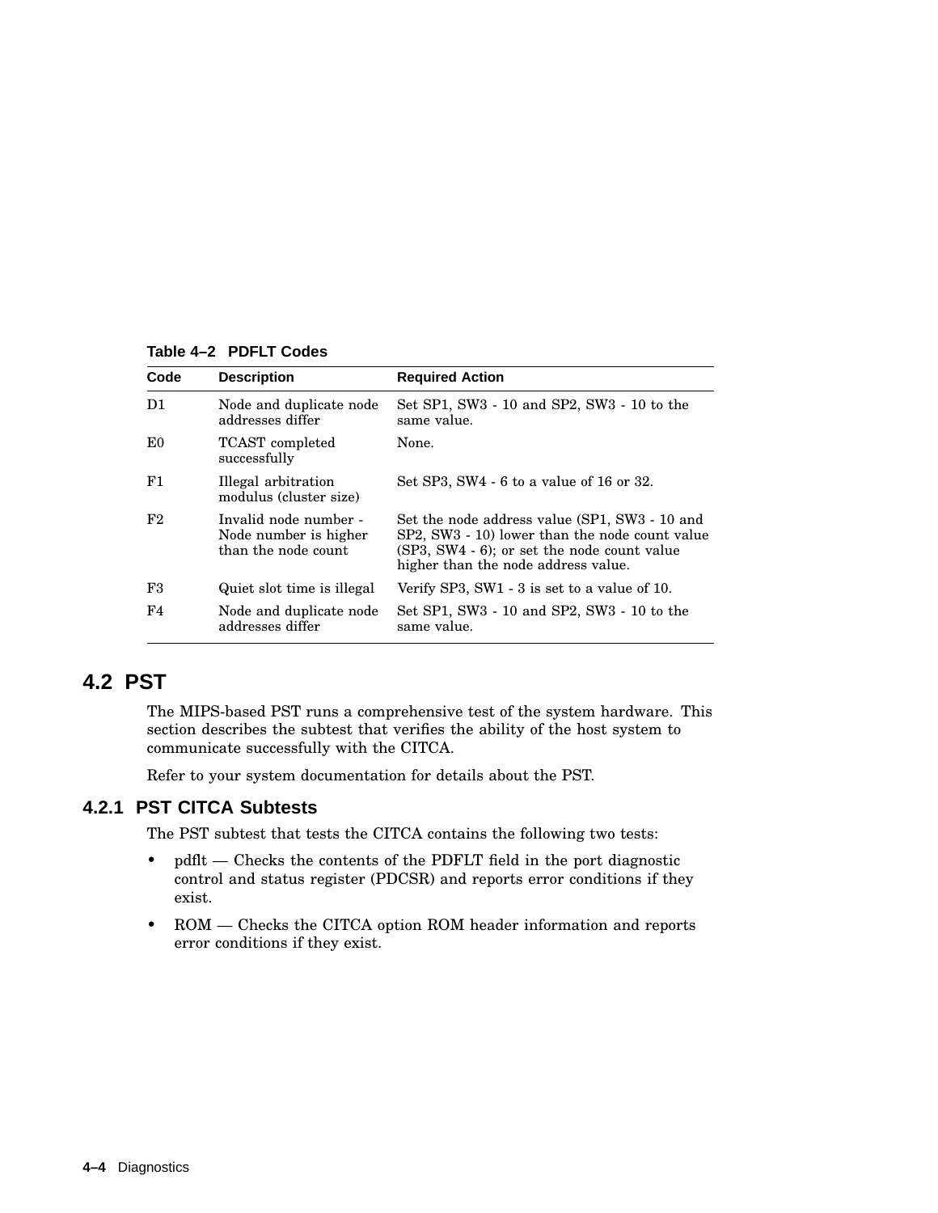**Table 4–2 PDFLT Codes**

| Code | Description | Required Action |
|---|---|---|
| D1 | Node and duplicate node addresses differ | Set SP1, SW3 - 10 and SP2, SW3 - 10 to the same value. |
| E0 | TCAST completed successfully | None. |
| F1 | Illegal arbitration modulus (cluster size) | Set SP3, SW4 - 6 to a value of 16 or 32. |
| F2 | Invalid node number - Node number is higher than the node count | Set the node address value (SP1, SW3 - 10 and SP2, SW3 - 10) lower than the node count value (SP3, SW4 - 6); or set the node count value higher than the node address value. |
| F3 | Quiet slot time is illegal | Verify SP3, SW1 - 3 is set to a value of 10. |
| F4 | Node and duplicate node addresses differ | Set SP1, SW3 - 10 and SP2, SW3 - 10 to the same value. |

## 4.2 PST

The MIPS-based PST runs a comprehensive test of the system hardware. This section describes the subtest that verifies the ability of the host system to communicate successfully with the CITCA.

Refer to your system documentation for details about the PST.

### 4.2.1 PST CITCA Subtests

The PST subtest that tests the CITCA contains the following two tests:

- pdflt — Checks the contents of the PDFLT field in the port diagnostic control and status register (PDCSR) and reports error conditions if they exist.
- ROM — Checks the CITCA option ROM header information and reports error conditions if they exist.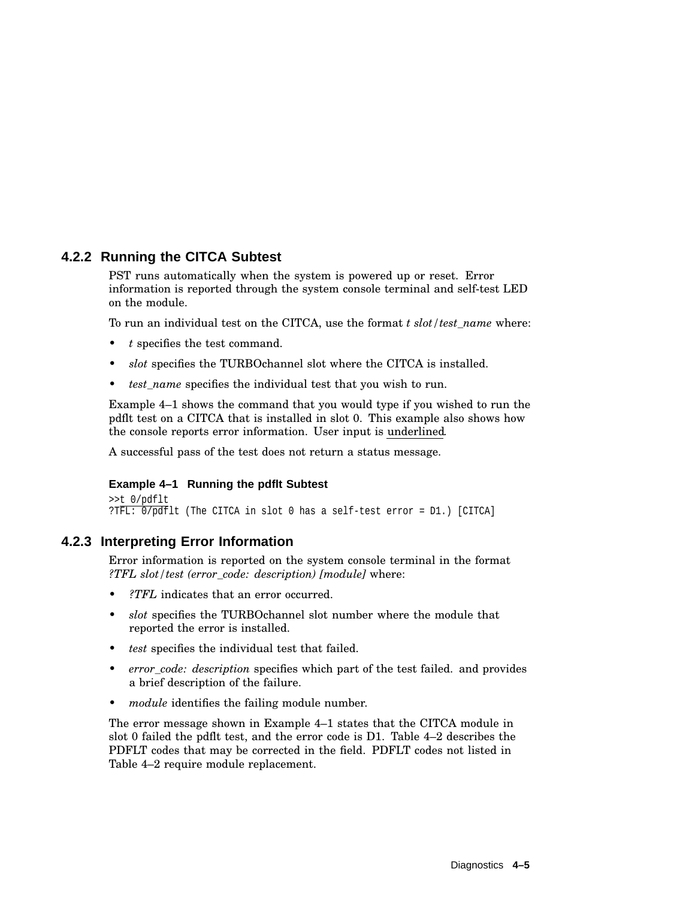### 4.2.2 Running the CITCA Subtest

PST runs automatically when the system is powered up or reset. Error information is reported through the system console terminal and self-test LED on the module.

To run an individual test on the CITCA, use the format *t slot*/*test_name* where:

- *t* specifies the test command.
- *slot* specifies the TURBOchannel slot where the CITCA is installed.
- *test_name* specifies the individual test that you wish to run.

Example 4–1 shows the command that you would type if you wished to run the pdflt test on a CITCA that is installed in slot 0. This example also shows how the console reports error information. User input is underlined.

A successful pass of the test does not return a status message.

**Example 4–1 Running the pdflt Subtest**

```
>>t 0/pdflt
?TFL: 0/pdflt (The CITCA in slot 0 has a self-test error = D1.) [CITCA]
```

### 4.2.3 Interpreting Error Information

Error information is reported on the system console terminal in the format *?TFL slot*/*test (error_code: description) [module]* where:

- *?TFL* indicates that an error occurred.
- *slot* specifies the TURBOchannel slot number where the module that reported the error is installed.
- *test* specifies the individual test that failed.
- *error_code: description* specifies which part of the test failed. and provides a brief description of the failure.
- *module* identifies the failing module number.

The error message shown in Example 4–1 states that the CITCA module in slot 0 failed the pdflt test, and the error code is D1. Table 4–2 describes the PDFLT codes that may be corrected in the field. PDFLT codes not listed in Table 4–2 require module replacement.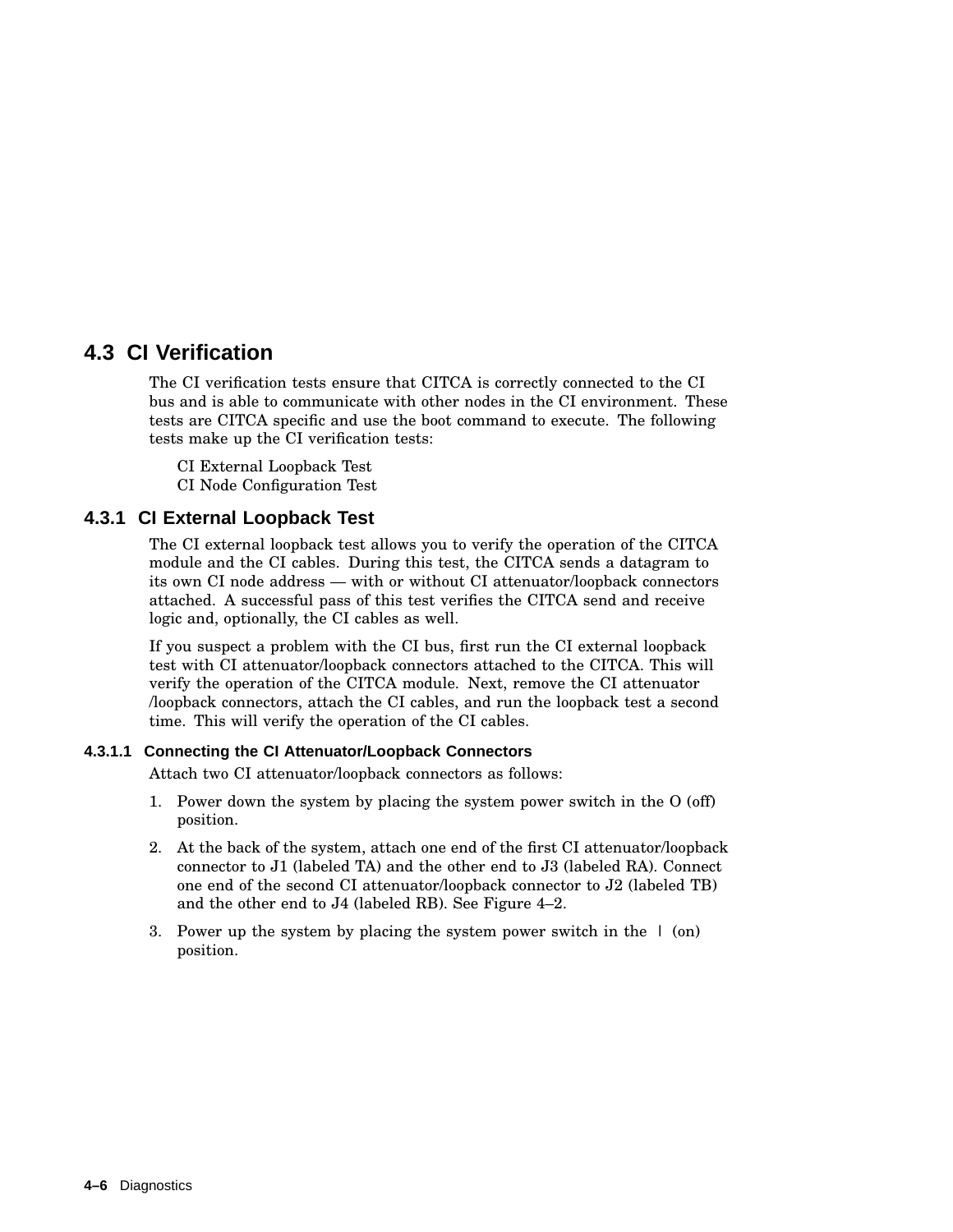## 4.3 CI Verification

The CI verification tests ensure that CITCA is correctly connected to the CI bus and is able to communicate with other nodes in the CI environment. These tests are CITCA specific and use the boot command to execute. The following tests make up the CI verification tests:

CI External Loopback Test
CI Node Configuration Test

### 4.3.1 CI External Loopback Test

The CI external loopback test allows you to verify the operation of the CITCA module and the CI cables. During this test, the CITCA sends a datagram to its own CI node address — with or without CI attenuator/loopback connectors attached. A successful pass of this test verifies the CITCA send and receive logic and, optionally, the CI cables as well.

If you suspect a problem with the CI bus, first run the CI external loopback test with CI attenuator/loopback connectors attached to the CITCA. This will verify the operation of the CITCA module. Next, remove the CI attenuator /loopback connectors, attach the CI cables, and run the loopback test a second time. This will verify the operation of the CI cables.

#### 4.3.1.1 Connecting the CI Attenuator/Loopback Connectors

Attach two CI attenuator/loopback connectors as follows:

1. Power down the system by placing the system power switch in the O (off) position.
2. At the back of the system, attach one end of the first CI attenuator/loopback connector to J1 (labeled TA) and the other end to J3 (labeled RA). Connect one end of the second CI attenuator/loopback connector to J2 (labeled TB) and the other end to J4 (labeled RB). See Figure 4–2.
3. Power up the system by placing the system power switch in the | (on) position.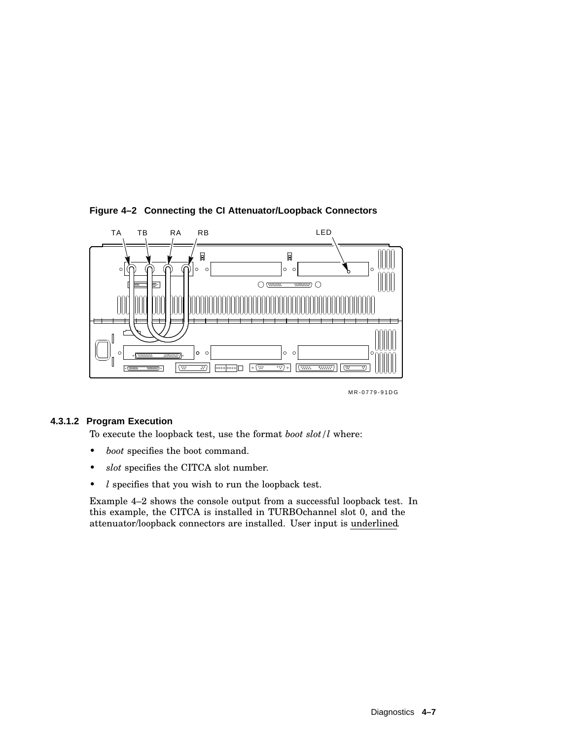**Figure 4–2 Connecting the CI Attenuator/Loopback Connectors**

#### 4.3.1.2 Program Execution

To execute the loopback test, use the format *boot slot*/*l* where:

- *boot* specifies the boot command.
- *slot* specifies the CITCA slot number.
- *l* specifies that you wish to run the loopback test.

Example 4–2 shows the console output from a successful loopback test. In this example, the CITCA is installed in TURBOchannel slot 0, and the attenuator/loopback connectors are installed. User input is underlined.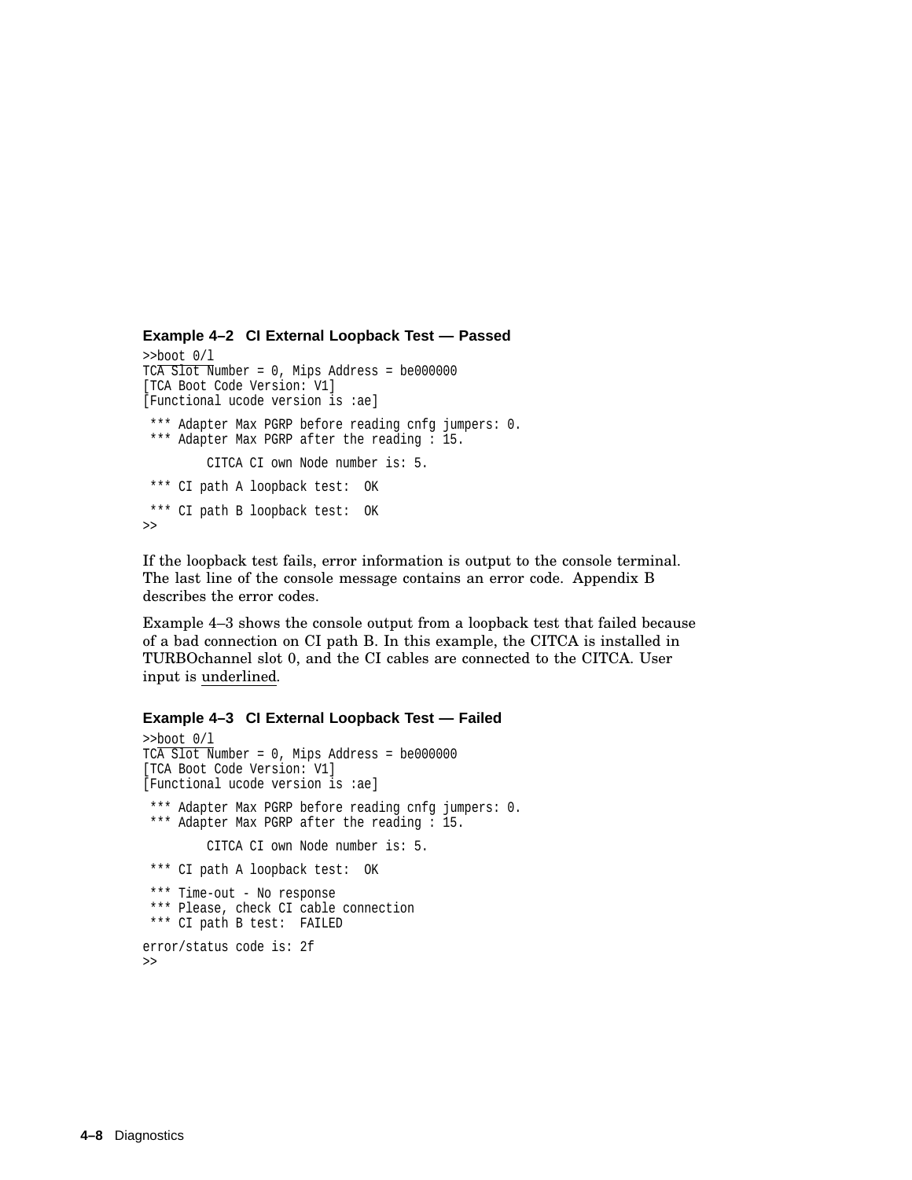**Example 4–2 CI External Loopback Test — Passed**

```
>>boot 0/l
TCA Slot Number = 0, Mips Address = be000000
[TCA Boot Code Version: V1]
[Functional ucode version is :ae]

 *** Adapter Max PGRP before reading cnfg jumpers: 0.
 *** Adapter Max PGRP after the reading : 15.

         CITCA CI own Node number is: 5.

 *** CI path A loopback test:  OK

 *** CI path B loopback test:  OK
>>
```

If the loopback test fails, error information is output to the console terminal. The last line of the console message contains an error code. Appendix B describes the error codes.

Example 4–3 shows the console output from a loopback test that failed because of a bad connection on CI path B. In this example, the CITCA is installed in TURBOchannel slot 0, and the CI cables are connected to the CITCA. User input is underlined.

**Example 4–3 CI External Loopback Test — Failed**

```
>>boot 0/l
TCA Slot Number = 0, Mips Address = be000000
[TCA Boot Code Version: V1]
[Functional ucode version is :ae]

 *** Adapter Max PGRP before reading cnfg jumpers: 0.
 *** Adapter Max PGRP after the reading : 15.

         CITCA CI own Node number is: 5.

 *** CI path A loopback test:  OK

 *** Time-out - No response
 *** Please, check CI cable connection
 *** CI path B test:  FAILED

error/status code is: 2f
>>
```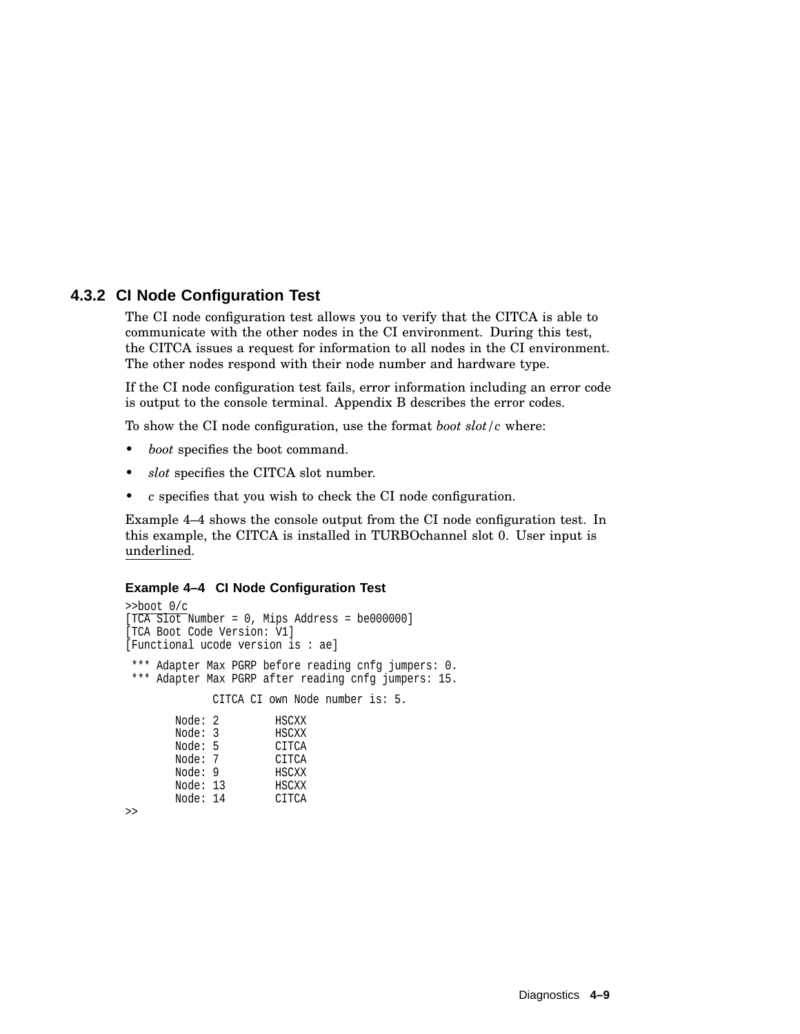### 4.3.2 CI Node Configuration Test

The CI node configuration test allows you to verify that the CITCA is able to communicate with the other nodes in the CI environment. During this test, the CITCA issues a request for information to all nodes in the CI environment. The other nodes respond with their node number and hardware type.

If the CI node configuration test fails, error information including an error code is output to the console terminal. Appendix B describes the error codes.

To show the CI node configuration, use the format *boot slot*/*c* where:

- *boot* specifies the boot command.
- *slot* specifies the CITCA slot number.
- *c* specifies that you wish to check the CI node configuration.

Example 4–4 shows the console output from the CI node configuration test. In this example, the CITCA is installed in TURBOchannel slot 0. User input is <u>underlined</u>.

**Example 4–4 CI Node Configuration Test**

```
>>boot 0/c
[TCA Slot Number = 0, Mips Address = be000000]
[TCA Boot Code Version: V1]
[Functional ucode version is : ae]

 *** Adapter Max PGRP before reading cnfg jumpers: 0.
 *** Adapter Max PGRP after reading cnfg jumpers: 15.

             CITCA CI own Node number is: 5.

        Node: 2         HSCXX
        Node: 3         HSCXX
        Node: 5         CITCA
        Node: 7         CITCA
        Node: 9         HSCXX
        Node: 13        HSCXX
        Node: 14        CITCA
>>
```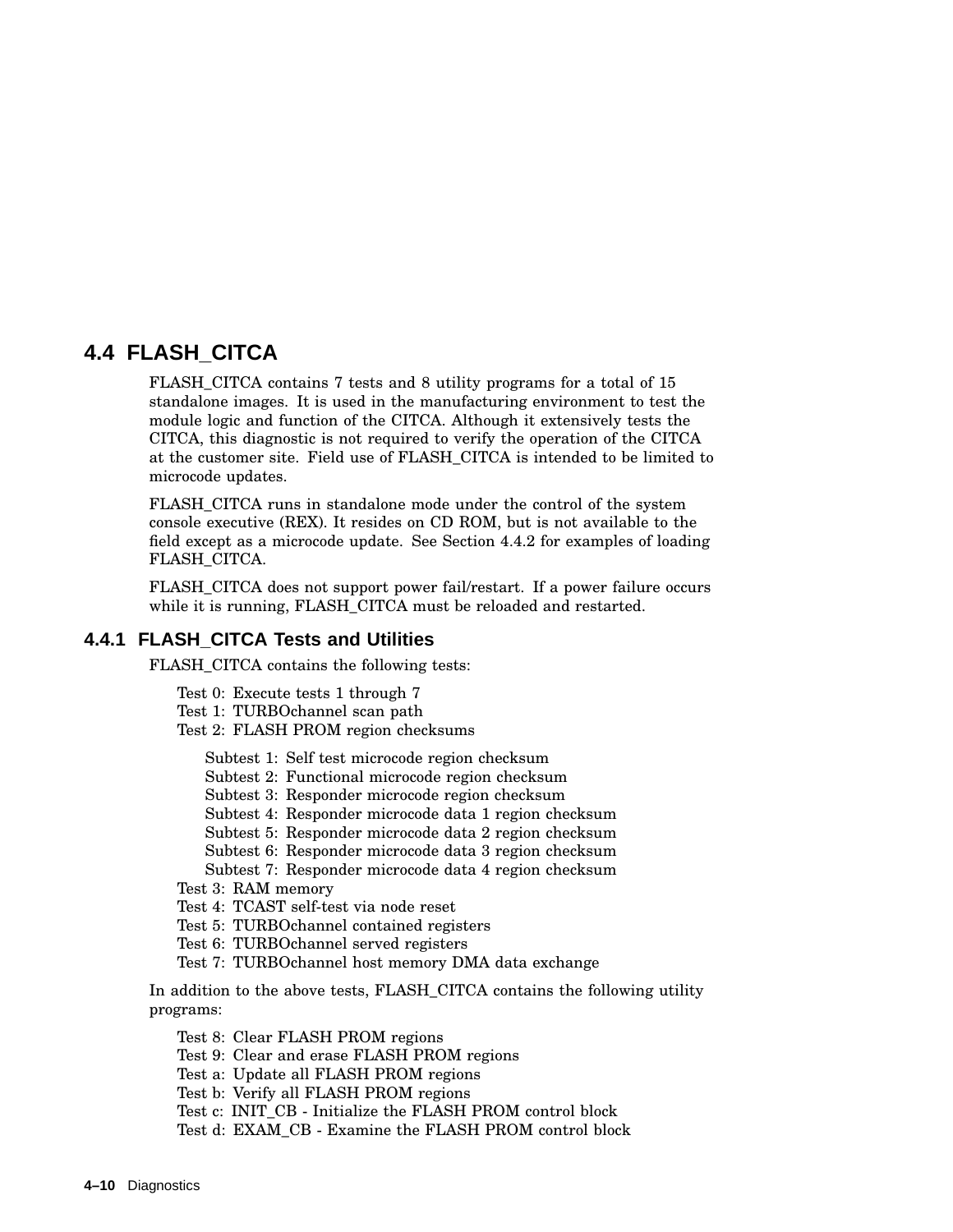## 4.4 FLASH_CITCA

FLASH_CITCA contains 7 tests and 8 utility programs for a total of 15 standalone images. It is used in the manufacturing environment to test the module logic and function of the CITCA. Although it extensively tests the CITCA, this diagnostic is not required to verify the operation of the CITCA at the customer site. Field use of FLASH_CITCA is intended to be limited to microcode updates.

FLASH_CITCA runs in standalone mode under the control of the system console executive (REX). It resides on CD ROM, but is not available to the field except as a microcode update. See Section 4.4.2 for examples of loading FLASH_CITCA.

FLASH_CITCA does not support power fail/restart. If a power failure occurs while it is running, FLASH_CITCA must be reloaded and restarted.

### 4.4.1 FLASH_CITCA Tests and Utilities

FLASH_CITCA contains the following tests:

- Test 0: Execute tests 1 through 7
- Test 1: TURBOchannel scan path
- Test 2: FLASH PROM region checksums
  - Subtest 1: Self test microcode region checksum
  - Subtest 2: Functional microcode region checksum
  - Subtest 3: Responder microcode region checksum
  - Subtest 4: Responder microcode data 1 region checksum
  - Subtest 5: Responder microcode data 2 region checksum
  - Subtest 6: Responder microcode data 3 region checksum
  - Subtest 7: Responder microcode data 4 region checksum
- Test 3: RAM memory
- Test 4: TCAST self-test via node reset
- Test 5: TURBOchannel contained registers
- Test 6: TURBOchannel served registers
- Test 7: TURBOchannel host memory DMA data exchange

In addition to the above tests, FLASH_CITCA contains the following utility programs:

- Test 8: Clear FLASH PROM regions
- Test 9: Clear and erase FLASH PROM regions
- Test a: Update all FLASH PROM regions
- Test b: Verify all FLASH PROM regions
- Test c: INIT_CB - Initialize the FLASH PROM control block
- Test d: EXAM_CB - Examine the FLASH PROM control block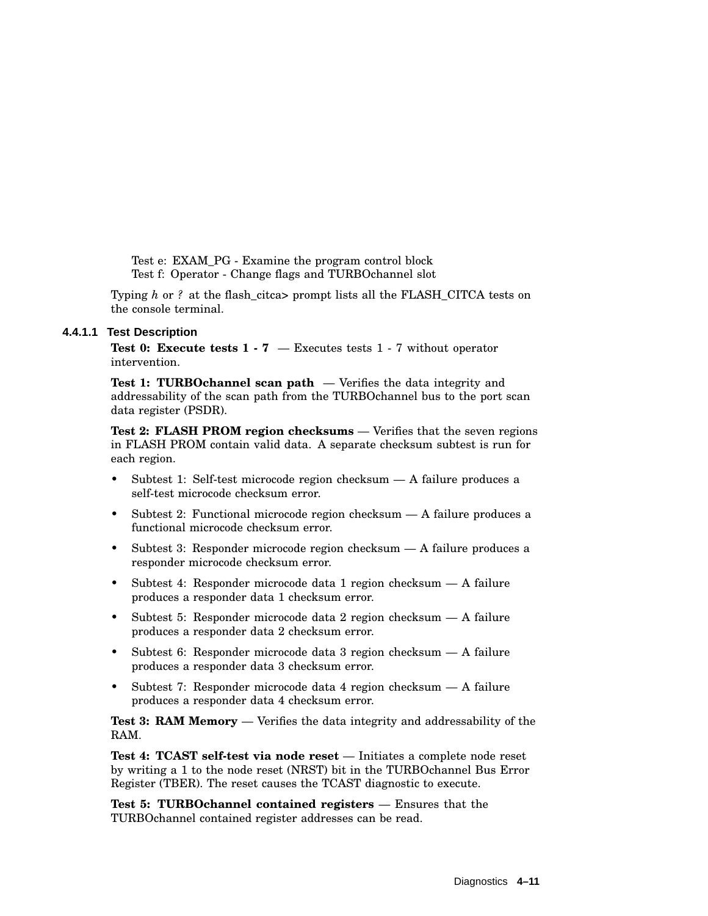Test e: EXAM_PG - Examine the program control block
Test f: Operator - Change flags and TURBOchannel slot

Typing *h* or *?* at the flash_citca> prompt lists all the FLASH_CITCA tests on the console terminal.

#### 4.4.1.1 Test Description

**Test 0: Execute tests 1 - 7** — Executes tests 1 - 7 without operator intervention.

**Test 1: TURBOchannel scan path** — Verifies the data integrity and addressability of the scan path from the TURBOchannel bus to the port scan data register (PSDR).

**Test 2: FLASH PROM region checksums** — Verifies that the seven regions in FLASH PROM contain valid data. A separate checksum subtest is run for each region.

- Subtest 1: Self-test microcode region checksum — A failure produces a self-test microcode checksum error.
- Subtest 2: Functional microcode region checksum — A failure produces a functional microcode checksum error.
- Subtest 3: Responder microcode region checksum — A failure produces a responder microcode checksum error.
- Subtest 4: Responder microcode data 1 region checksum — A failure produces a responder data 1 checksum error.
- Subtest 5: Responder microcode data 2 region checksum — A failure produces a responder data 2 checksum error.
- Subtest 6: Responder microcode data 3 region checksum — A failure produces a responder data 3 checksum error.
- Subtest 7: Responder microcode data 4 region checksum — A failure produces a responder data 4 checksum error.

**Test 3: RAM Memory** — Verifies the data integrity and addressability of the RAM.

**Test 4: TCAST self-test via node reset** — Initiates a complete node reset by writing a 1 to the node reset (NRST) bit in the TURBOchannel Bus Error Register (TBER). The reset causes the TCAST diagnostic to execute.

**Test 5: TURBOchannel contained registers** — Ensures that the TURBOchannel contained register addresses can be read.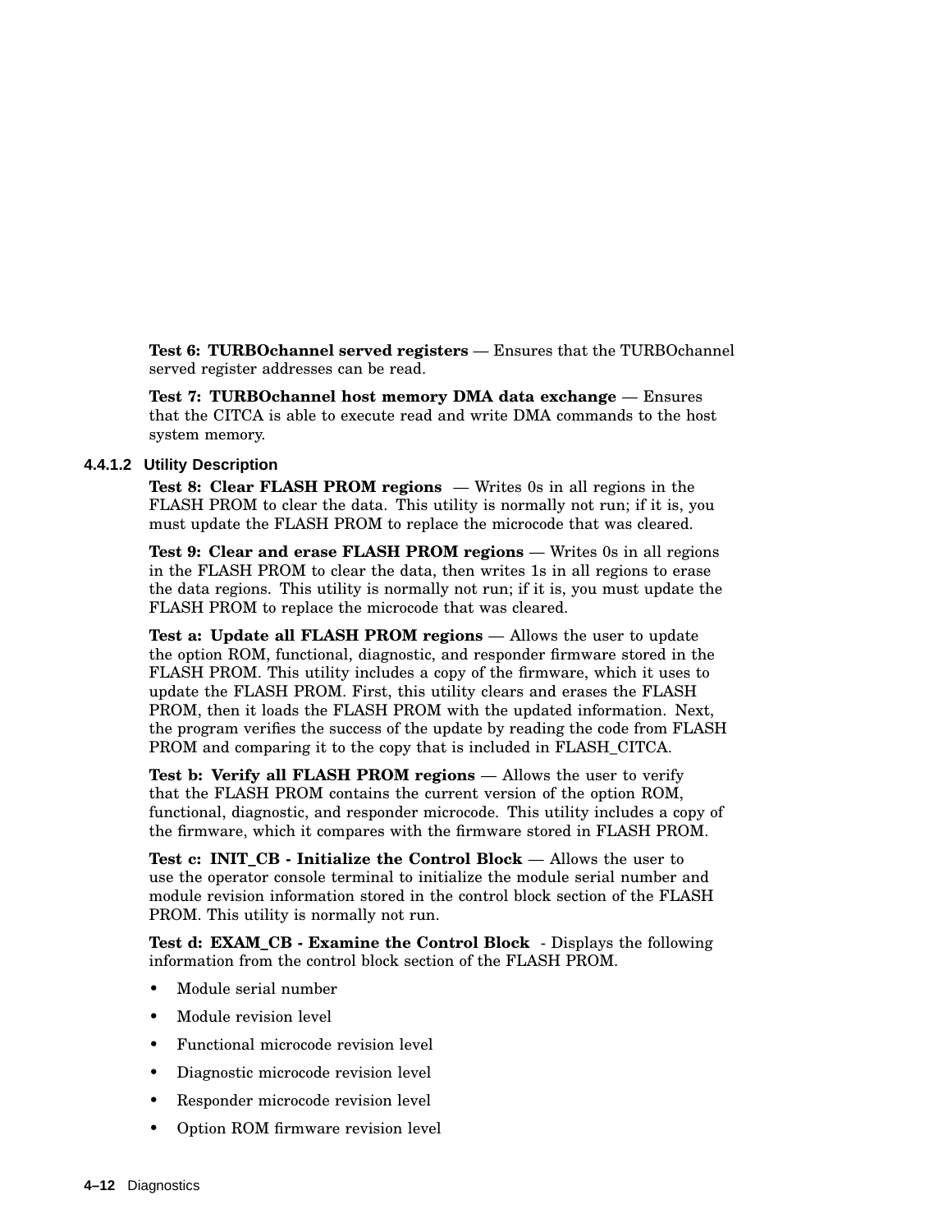**Test 6: TURBOchannel served registers** — Ensures that the TURBOchannel served register addresses can be read.

**Test 7: TURBOchannel host memory DMA data exchange** — Ensures that the CITCA is able to execute read and write DMA commands to the host system memory.

#### 4.4.1.2 Utility Description

**Test 8: Clear FLASH PROM regions** — Writes 0s in all regions in the FLASH PROM to clear the data. This utility is normally not run; if it is, you must update the FLASH PROM to replace the microcode that was cleared.

**Test 9: Clear and erase FLASH PROM regions** — Writes 0s in all regions in the FLASH PROM to clear the data, then writes 1s in all regions to erase the data regions. This utility is normally not run; if it is, you must update the FLASH PROM to replace the microcode that was cleared.

**Test a: Update all FLASH PROM regions** — Allows the user to update the option ROM, functional, diagnostic, and responder firmware stored in the FLASH PROM. This utility includes a copy of the firmware, which it uses to update the FLASH PROM. First, this utility clears and erases the FLASH PROM, then it loads the FLASH PROM with the updated information. Next, the program verifies the success of the update by reading the code from FLASH PROM and comparing it to the copy that is included in FLASH_CITCA.

**Test b: Verify all FLASH PROM regions** — Allows the user to verify that the FLASH PROM contains the current version of the option ROM, functional, diagnostic, and responder microcode. This utility includes a copy of the firmware, which it compares with the firmware stored in FLASH PROM.

**Test c: INIT_CB - Initialize the Control Block** — Allows the user to use the operator console terminal to initialize the module serial number and module revision information stored in the control block section of the FLASH PROM. This utility is normally not run.

**Test d: EXAM_CB - Examine the Control Block** - Displays the following information from the control block section of the FLASH PROM.

- Module serial number
- Module revision level
- Functional microcode revision level
- Diagnostic microcode revision level
- Responder microcode revision level
- Option ROM firmware revision level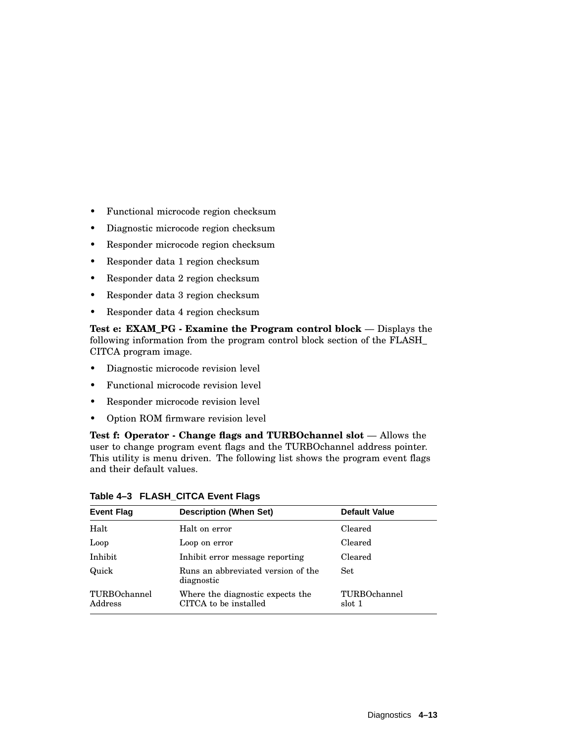- Functional microcode region checksum
- Diagnostic microcode region checksum
- Responder microcode region checksum
- Responder data 1 region checksum
- Responder data 2 region checksum
- Responder data 3 region checksum
- Responder data 4 region checksum

**Test e: EXAM_PG - Examine the Program control block** — Displays the following information from the program control block section of the FLASH_CITCA program image.

- Diagnostic microcode revision level
- Functional microcode revision level
- Responder microcode revision level
- Option ROM firmware revision level

**Test f: Operator - Change flags and TURBOchannel slot** — Allows the user to change program event flags and the TURBOchannel address pointer. This utility is menu driven. The following list shows the program event flags and their default values.

**Table 4–3 FLASH_CITCA Event Flags**

| Event Flag | Description (When Set) | Default Value |
|---|---|---|
| Halt | Halt on error | Cleared |
| Loop | Loop on error | Cleared |
| Inhibit | Inhibit error message reporting | Cleared |
| Quick | Runs an abbreviated version of the diagnostic | Set |
| TURBOchannel Address | Where the diagnostic expects the CITCA to be installed | TURBOchannel slot 1 |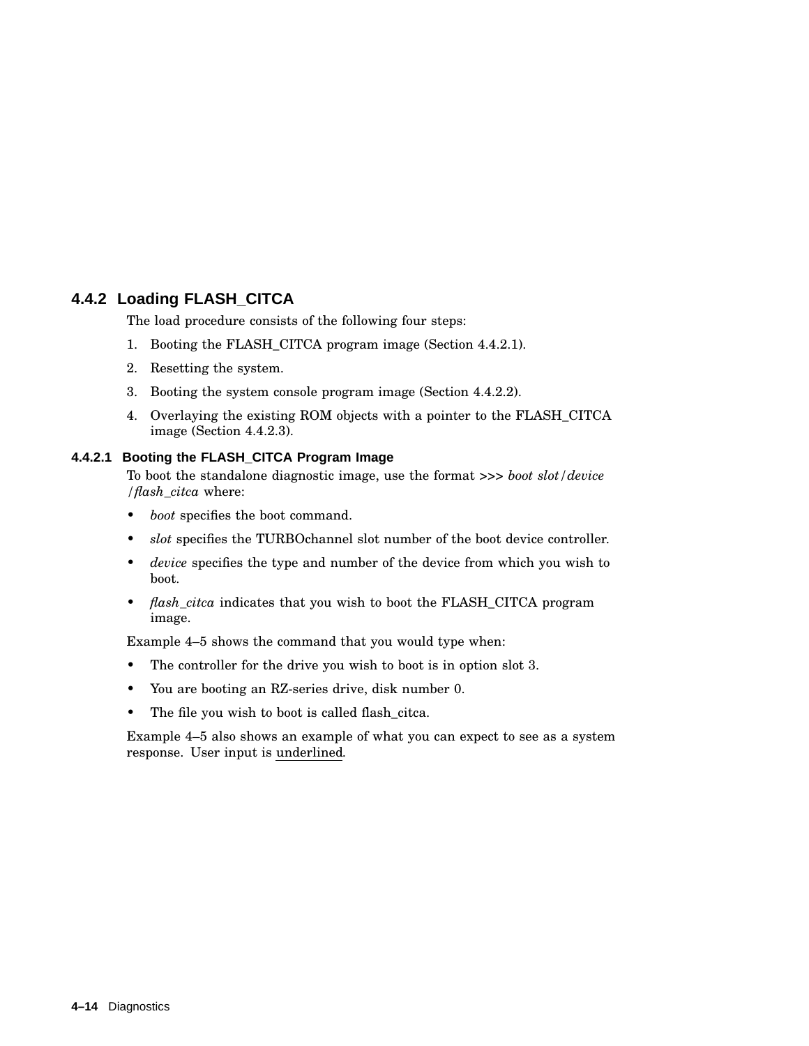### 4.4.2 Loading FLASH_CITCA

The load procedure consists of the following four steps:

1. Booting the FLASH_CITCA program image (Section 4.4.2.1).
2. Resetting the system.
3. Booting the system console program image (Section 4.4.2.2).
4. Overlaying the existing ROM objects with a pointer to the FLASH_CITCA image (Section 4.4.2.3).

#### 4.4.2.1 Booting the FLASH_CITCA Program Image

To boot the standalone diagnostic image, use the format >>> *boot slot*/*device* /*flash_citca* where:

- *boot* specifies the boot command.
- *slot* specifies the TURBOchannel slot number of the boot device controller.
- *device* specifies the type and number of the device from which you wish to boot.
- *flash_citca* indicates that you wish to boot the FLASH_CITCA program image.

Example 4–5 shows the command that you would type when:

- The controller for the drive you wish to boot is in option slot 3.
- You are booting an RZ-series drive, disk number 0.
- The file you wish to boot is called flash_citca.

Example 4–5 also shows an example of what you can expect to see as a system response. User input is <u>underlined</u>.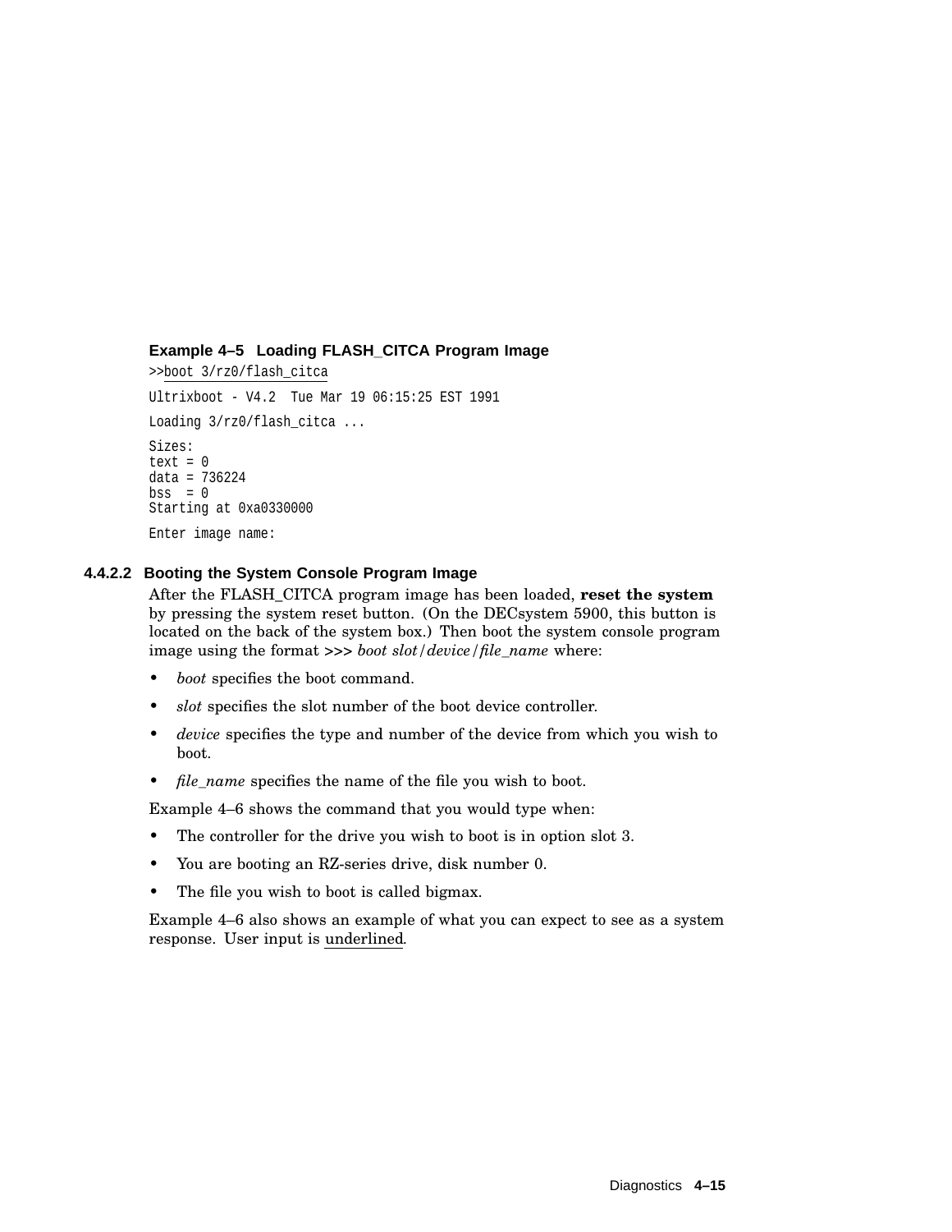**Example 4–5 Loading FLASH_CITCA Program Image**

```
>>boot 3/rz0/flash_citca

Ultrixboot - V4.2  Tue Mar 19 06:15:25 EST 1991

Loading 3/rz0/flash_citca ...

Sizes:
text = 0
data = 736224
bss  = 0
Starting at 0xa0330000

Enter image name:
```

#### 4.4.2.2 Booting the System Console Program Image

After the FLASH_CITCA program image has been loaded, **reset the system** by pressing the system reset button. (On the DECsystem 5900, this button is located on the back of the system box.) Then boot the system console program image using the format **>>>** *boot slot*/*device*/*file_name* where:

- *boot* specifies the boot command.
- *slot* specifies the slot number of the boot device controller.
- *device* specifies the type and number of the device from which you wish to boot.
- *file_name* specifies the name of the file you wish to boot.

Example 4–6 shows the command that you would type when:

- The controller for the drive you wish to boot is in option slot 3.
- You are booting an RZ-series drive, disk number 0.
- The file you wish to boot is called bigmax.

Example 4–6 also shows an example of what you can expect to see as a system response. User input is underlined.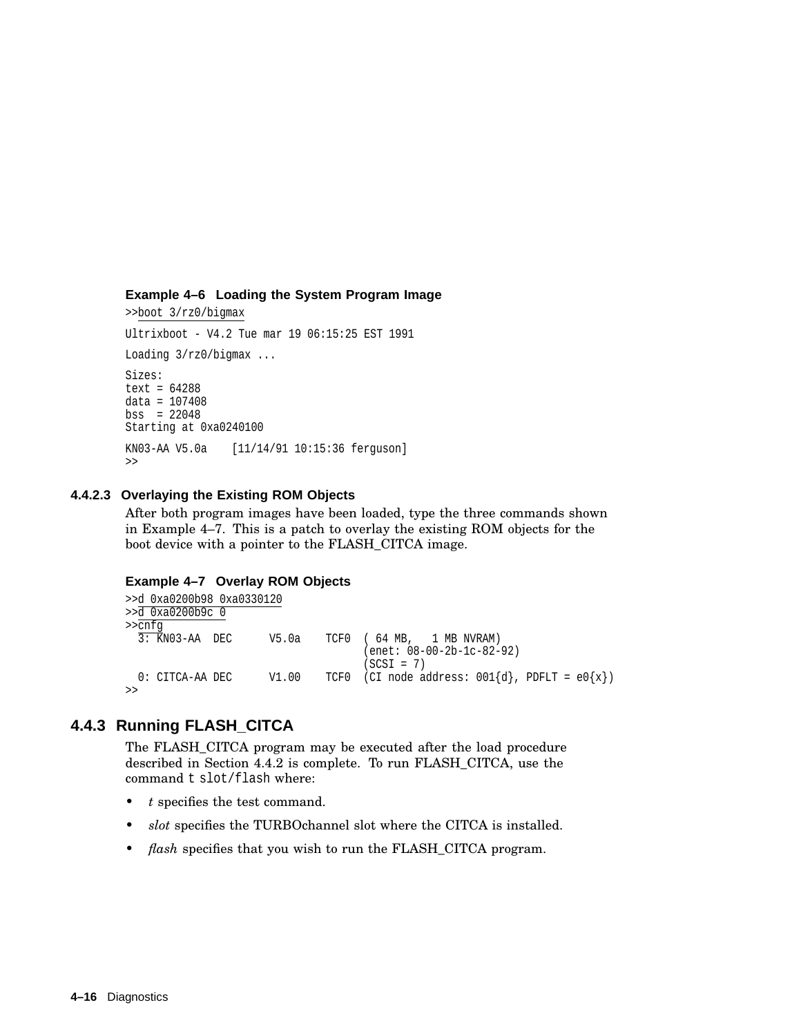**Example 4–6 Loading the System Program Image**

```
>>boot 3/rz0/bigmax

Ultrixboot - V4.2 Tue mar 19 06:15:25 EST 1991

Loading 3/rz0/bigmax ...

Sizes:
text = 64288
data = 107408
bss  = 22048
Starting at 0xa0240100

KN03-AA V5.0a    [11/14/91 10:15:36 ferguson]
>>
```

#### 4.4.2.3 Overlaying the Existing ROM Objects

After both program images have been loaded, type the three commands shown in Example 4–7. This is a patch to overlay the existing ROM objects for the boot device with a pointer to the FLASH_CITCA image.

**Example 4–7 Overlay ROM Objects**

```
>>d 0xa0200b98 0xa0330120
>>d 0xa0200b9c 0
>>cnfg
  3: KN03-AA  DEC      V5.0a    TCF0  ( 64 MB,   1 MB NVRAM)
                                      (enet: 08-00-2b-1c-82-92)
                                      (SCSI = 7)
  0: CITCA-AA DEC      V1.00    TCF0  (CI node address: 001{d}, PDFLT = e0{x})
>>
```

### 4.4.3 Running FLASH_CITCA

The FLASH_CITCA program may be executed after the load procedure described in Section 4.4.2 is complete. To run FLASH_CITCA, use the command `t slot/flash` where:

- *t* specifies the test command.
- *slot* specifies the TURBOchannel slot where the CITCA is installed.
- *flash* specifies that you wish to run the FLASH_CITCA program.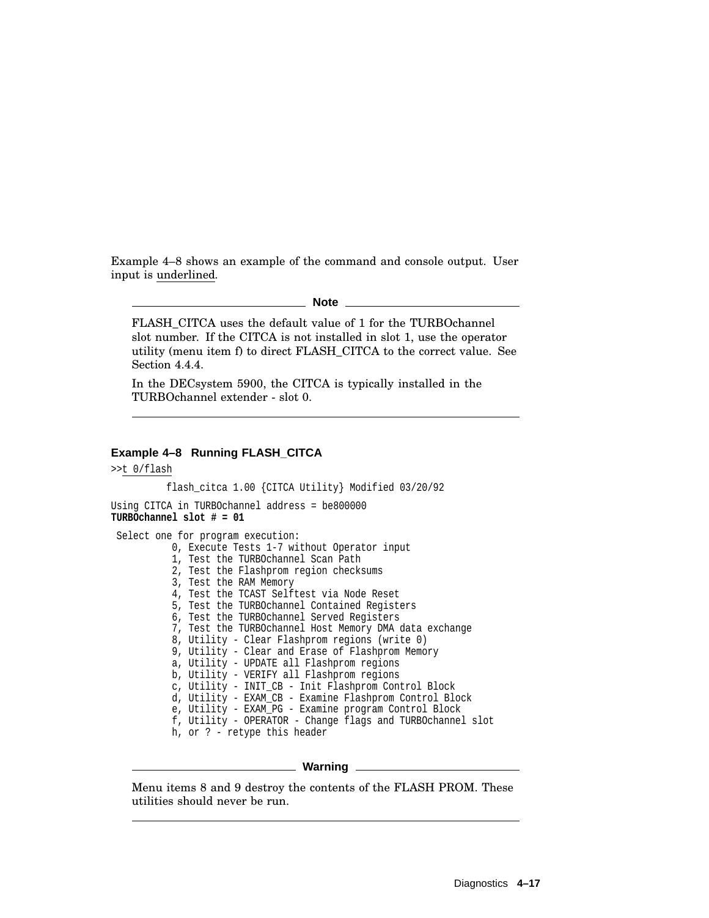Example 4–8 shows an example of the command and console output. User input is underlined.

**Note**

FLASH_CITCA uses the default value of 1 for the TURBOchannel slot number. If the CITCA is not installed in slot 1, use the operator utility (menu item f) to direct FLASH_CITCA to the correct value. See Section 4.4.4.

In the DECsystem 5900, the CITCA is typically installed in the TURBOchannel extender - slot 0.

---

**Example 4–8 Running FLASH_CITCA**

```
>>t 0/flash

          flash_citca 1.00 {CITCA Utility} Modified 03/20/92

Using CITCA in TURBOchannel address = be800000
TURBOchannel slot # = 01

 Select one for program execution:
           0, Execute Tests 1-7 without Operator input
           1, Test the TURBOchannel Scan Path
           2, Test the Flashprom region checksums
           3, Test the RAM Memory
           4, Test the TCAST Selftest via Node Reset
           5, Test the TURBOchannel Contained Registers
           6, Test the TURBOchannel Served Registers
           7, Test the TURBOchannel Host Memory DMA data exchange
           8, Utility - Clear Flashprom regions (write 0)
           9, Utility - Clear and Erase of Flashprom Memory
           a, Utility - UPDATE all Flashprom regions
           b, Utility - VERIFY all Flashprom regions
           c, Utility - INIT_CB - Init Flashprom Control Block
           d, Utility - EXAM_CB - Examine Flashprom Control Block
           e, Utility - EXAM_PG - Examine program Control Block
           f, Utility - OPERATOR - Change flags and TURBOchannel slot
           h, or ? - retype this header
```

**Warning**

Menu items 8 and 9 destroy the contents of the FLASH PROM. These utilities should never be run.

---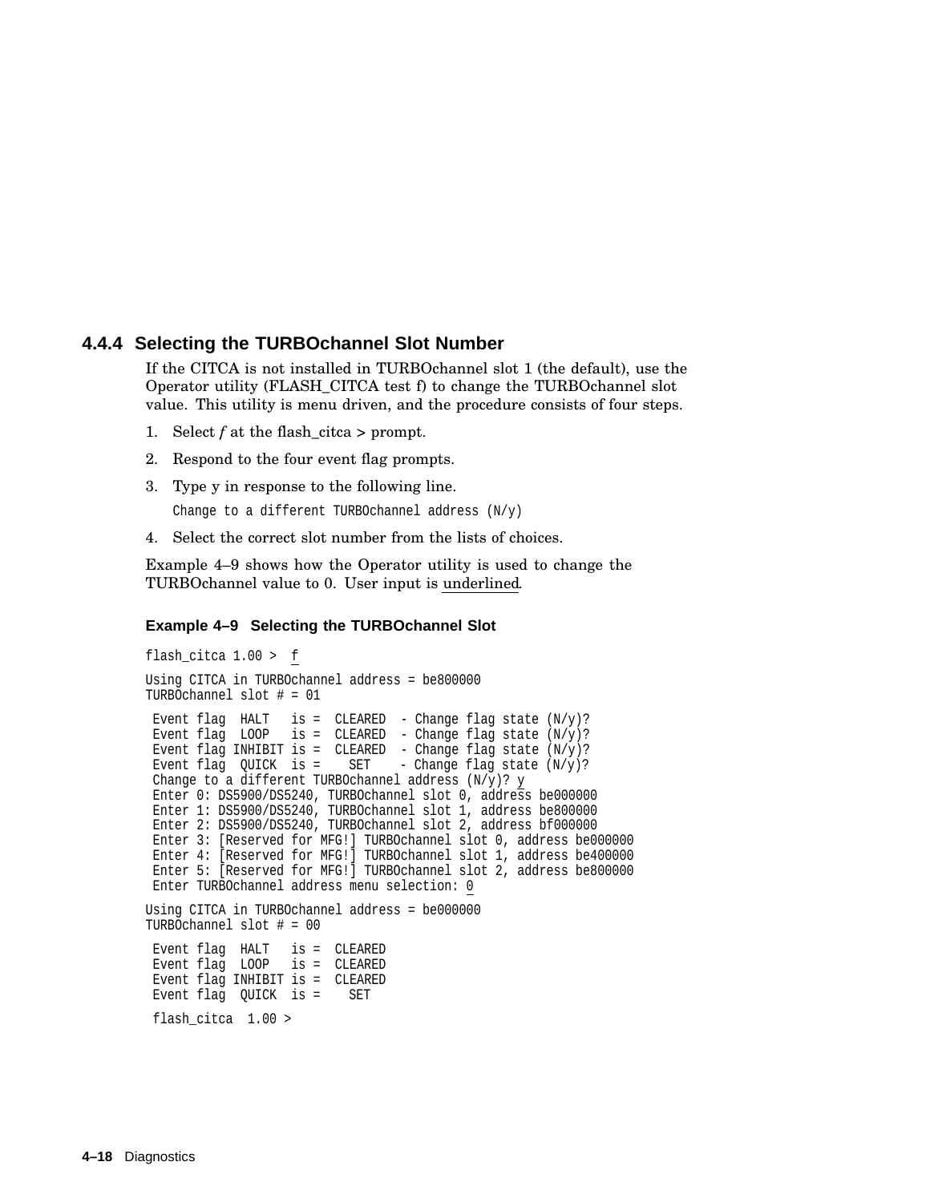### 4.4.4 Selecting the TURBOchannel Slot Number

If the CITCA is not installed in TURBOchannel slot 1 (the default), use the Operator utility (FLASH_CITCA test f) to change the TURBOchannel slot value. This utility is menu driven, and the procedure consists of four steps.

1. Select *f* at the flash_citca > prompt.
2. Respond to the four event flag prompts.
3. Type y in response to the following line.

   ```
   Change to a different TURBOchannel address (N/y)
   ```

4. Select the correct slot number from the lists of choices.

Example 4–9 shows how the Operator utility is used to change the TURBOchannel value to 0. User input is underlined.

**Example 4–9 Selecting the TURBOchannel Slot**

```
flash_citca 1.00 >  f

Using CITCA in TURBOchannel address = be800000
TURBOchannel slot # = 01

 Event flag  HALT   is =  CLEARED  - Change flag state (N/y)?
 Event flag  LOOP   is =  CLEARED  - Change flag state (N/y)?
 Event flag INHIBIT is =  CLEARED  - Change flag state (N/y)?
 Event flag  QUICK  is =    SET    - Change flag state (N/y)?
 Change to a different TURBOchannel address (N/y)? y
 Enter 0: DS5900/DS5240, TURBOchannel slot 0, address be000000
 Enter 1: DS5900/DS5240, TURBOchannel slot 1, address be800000
 Enter 2: DS5900/DS5240, TURBOchannel slot 2, address bf000000
 Enter 3: [Reserved for MFG!] TURBOchannel slot 0, address be000000
 Enter 4: [Reserved for MFG!] TURBOchannel slot 1, address be400000
 Enter 5: [Reserved for MFG!] TURBOchannel slot 2, address be800000
 Enter TURBOchannel address menu selection: 0

Using CITCA in TURBOchannel address = be000000
TURBOchannel slot # = 00

 Event flag  HALT   is =  CLEARED
 Event flag  LOOP   is =  CLEARED
 Event flag INHIBIT is =  CLEARED
 Event flag  QUICK  is =    SET

 flash_citca  1.00 >
```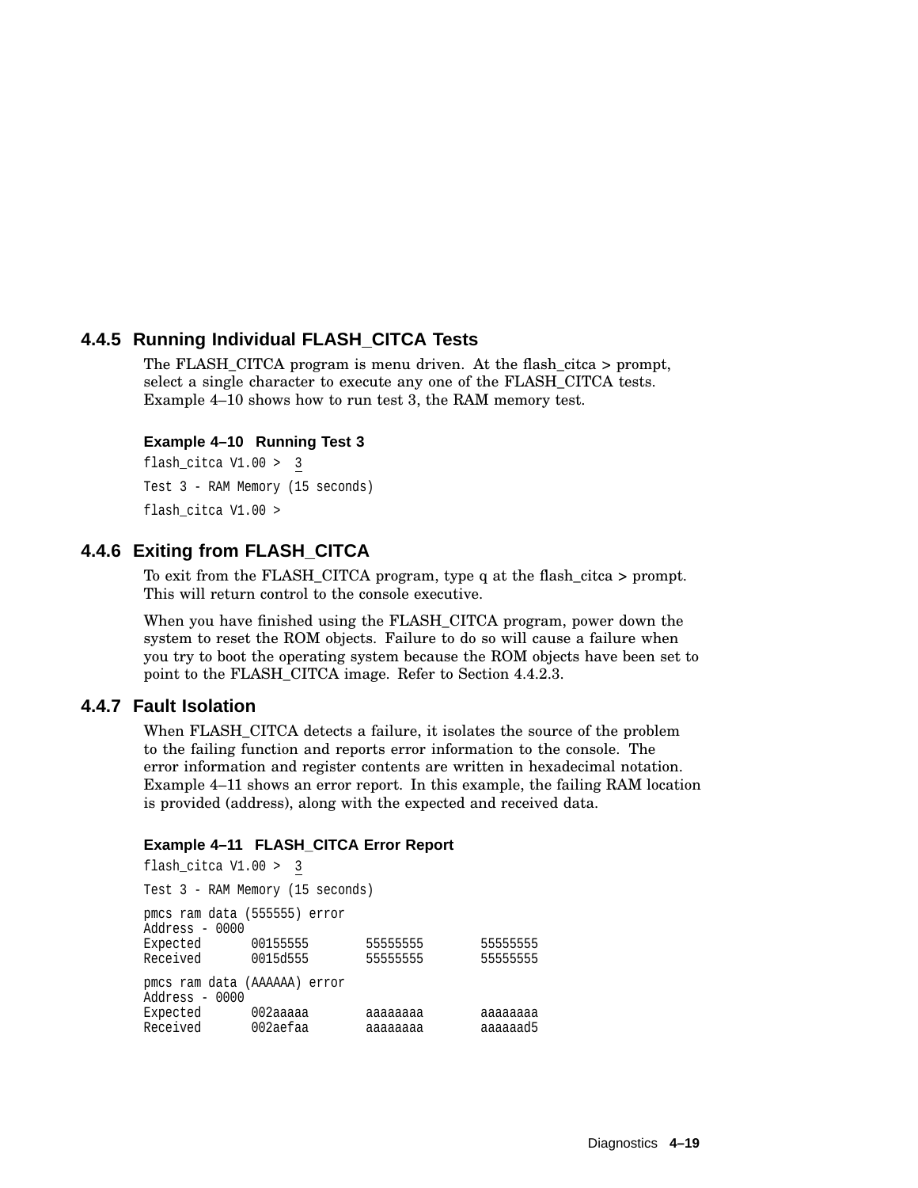### 4.4.5 Running Individual FLASH_CITCA Tests

The FLASH_CITCA program is menu driven. At the flash_citca > prompt, select a single character to execute any one of the FLASH_CITCA tests. Example 4–10 shows how to run test 3, the RAM memory test.

**Example 4–10 Running Test 3**

```
flash_citca V1.00 >  3

Test 3 - RAM Memory (15 seconds)

flash_citca V1.00 >
```

### 4.4.6 Exiting from FLASH_CITCA

To exit from the FLASH_CITCA program, type q at the flash_citca > prompt. This will return control to the console executive.

When you have finished using the FLASH_CITCA program, power down the system to reset the ROM objects. Failure to do so will cause a failure when you try to boot the operating system because the ROM objects have been set to point to the FLASH_CITCA image. Refer to Section 4.4.2.3.

### 4.4.7 Fault Isolation

When FLASH_CITCA detects a failure, it isolates the source of the problem to the failing function and reports error information to the console. The error information and register contents are written in hexadecimal notation. Example 4–11 shows an error report. In this example, the failing RAM location is provided (address), along with the expected and received data.

**Example 4–11 FLASH_CITCA Error Report**

```
flash_citca V1.00 >  3

Test 3 - RAM Memory (15 seconds)

pmcs ram data (555555) error
Address - 0000
Expected       00155555        55555555        55555555
Received       0015d555        55555555        55555555

pmcs ram data (AAAAAA) error
Address - 0000
Expected       002aaaaa        aaaaaaaa        aaaaaaaa
Received       002aefaa        aaaaaaaa        aaaaaad5
```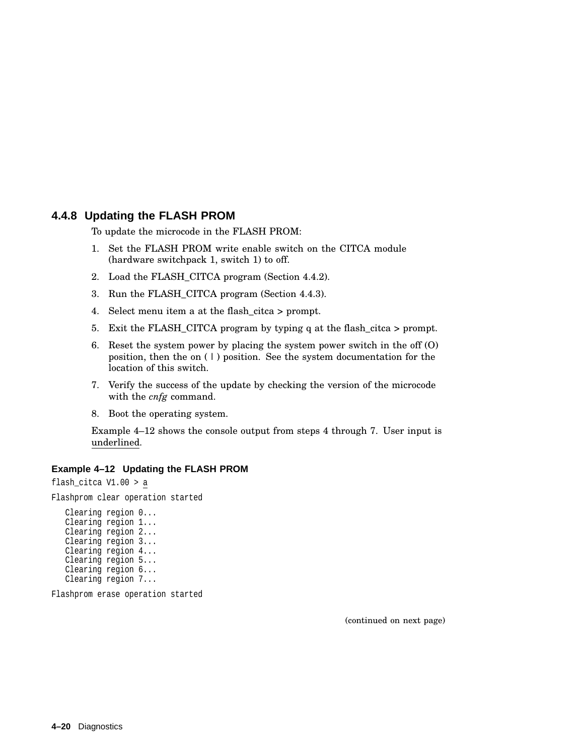### 4.4.8 Updating the FLASH PROM

To update the microcode in the FLASH PROM:

1. Set the FLASH PROM write enable switch on the CITCA module (hardware switchpack 1, switch 1) to off.
2. Load the FLASH_CITCA program (Section 4.4.2).
3. Run the FLASH_CITCA program (Section 4.4.3).
4. Select menu item a at the flash_citca > prompt.
5. Exit the FLASH_CITCA program by typing q at the flash_citca > prompt.
6. Reset the system power by placing the system power switch in the off (O) position, then the on ( | ) position. See the system documentation for the location of this switch.
7. Verify the success of the update by checking the version of the microcode with the *cnfg* command.
8. Boot the operating system.

Example 4–12 shows the console output from steps 4 through 7. User input is underlined.

**Example 4–12 Updating the FLASH PROM**

```
flash_citca V1.00 > a

Flashprom clear operation started

   Clearing region 0...
   Clearing region 1...
   Clearing region 2...
   Clearing region 3...
   Clearing region 4...
   Clearing region 5...
   Clearing region 6...
   Clearing region 7...

Flashprom erase operation started
```

(continued on next page)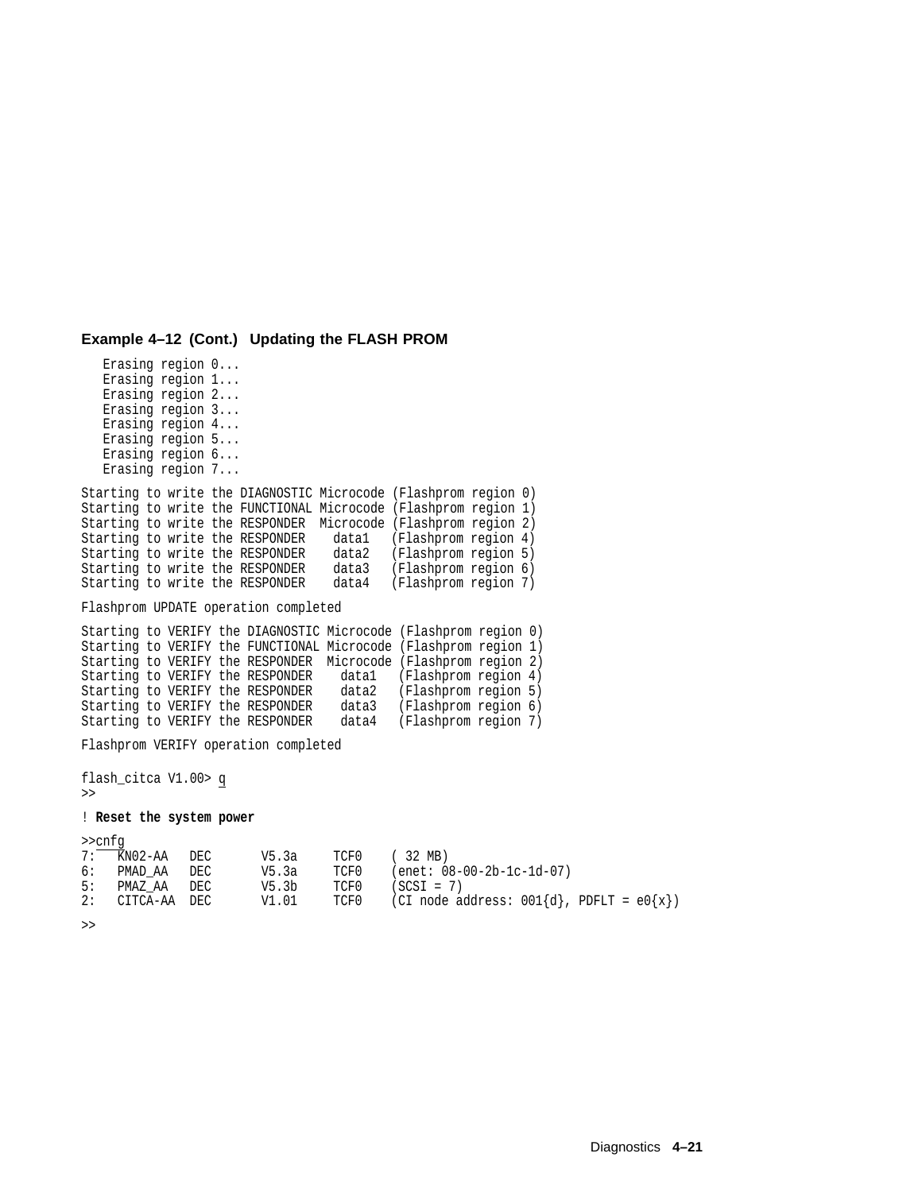**Example 4–12 (Cont.) Updating the FLASH PROM**

```
   Erasing region 0...
   Erasing region 1...
   Erasing region 2...
   Erasing region 3...
   Erasing region 4...
   Erasing region 5...
   Erasing region 6...
   Erasing region 7...

Starting to write the DIAGNOSTIC Microcode (Flashprom region 0)
Starting to write the FUNCTIONAL Microcode (Flashprom region 1)
Starting to write the RESPONDER  Microcode (Flashprom region 2)
Starting to write the RESPONDER    data1   (Flashprom region 4)
Starting to write the RESPONDER    data2   (Flashprom region 5)
Starting to write the RESPONDER    data3   (Flashprom region 6)
Starting to write the RESPONDER    data4   (Flashprom region 7)

Flashprom UPDATE operation completed

Starting to VERIFY the DIAGNOSTIC Microcode (Flashprom region 0)
Starting to VERIFY the FUNCTIONAL Microcode (Flashprom region 1)
Starting to VERIFY the RESPONDER  Microcode (Flashprom region 2)
Starting to VERIFY the RESPONDER    data1   (Flashprom region 4)
Starting to VERIFY the RESPONDER    data2   (Flashprom region 5)
Starting to VERIFY the RESPONDER    data3   (Flashprom region 6)
Starting to VERIFY the RESPONDER    data4   (Flashprom region 7)

Flashprom VERIFY operation completed

flash_citca V1.00> q
>>

! Reset the system power

>>cnfg
7:   KN02-AA   DEC       V5.3a     TCF0    ( 32 MB)
6:   PMAD_AA   DEC       V5.3a     TCF0    (enet: 08-00-2b-1c-1d-07)
5:   PMAZ_AA   DEC       V5.3b     TCF0    (SCSI = 7)
2:   CITCA-AA  DEC       V1.01     TCF0    (CI node address: 001{d}, PDFLT = e0{x})

>>
```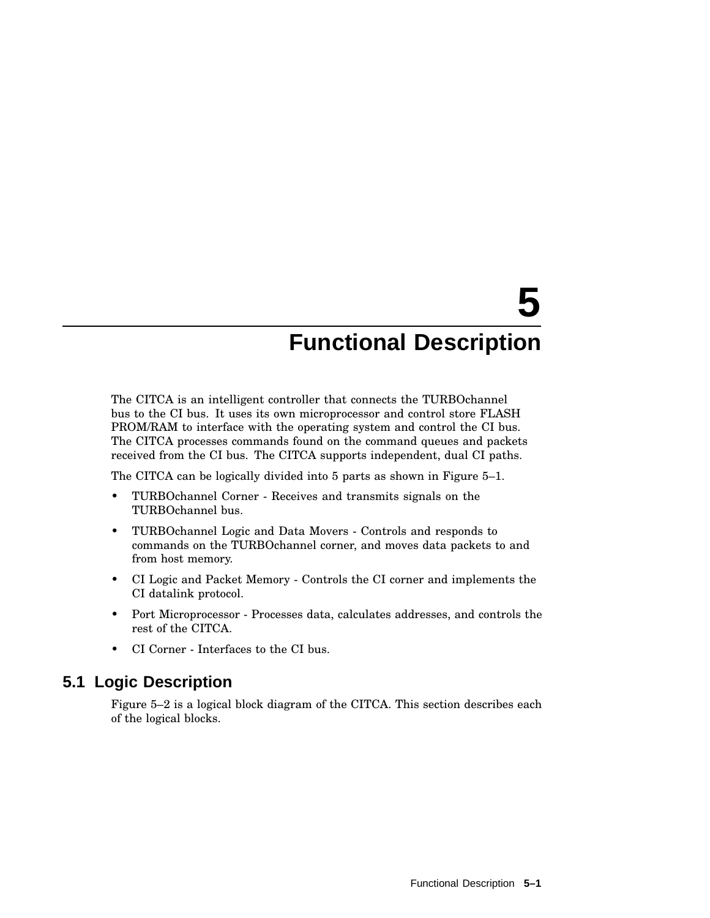# 5 Functional Description

The CITCA is an intelligent controller that connects the TURBOchannel bus to the CI bus. It uses its own microprocessor and control store FLASH PROM/RAM to interface with the operating system and control the CI bus. The CITCA processes commands found on the command queues and packets received from the CI bus. The CITCA supports independent, dual CI paths.

The CITCA can be logically divided into 5 parts as shown in Figure 5–1.

- TURBOchannel Corner - Receives and transmits signals on the TURBOchannel bus.
- TURBOchannel Logic and Data Movers - Controls and responds to commands on the TURBOchannel corner, and moves data packets to and from host memory.
- CI Logic and Packet Memory - Controls the CI corner and implements the CI datalink protocol.
- Port Microprocessor - Processes data, calculates addresses, and controls the rest of the CITCA.
- CI Corner - Interfaces to the CI bus.

## 5.1 Logic Description

Figure 5–2 is a logical block diagram of the CITCA. This section describes each of the logical blocks.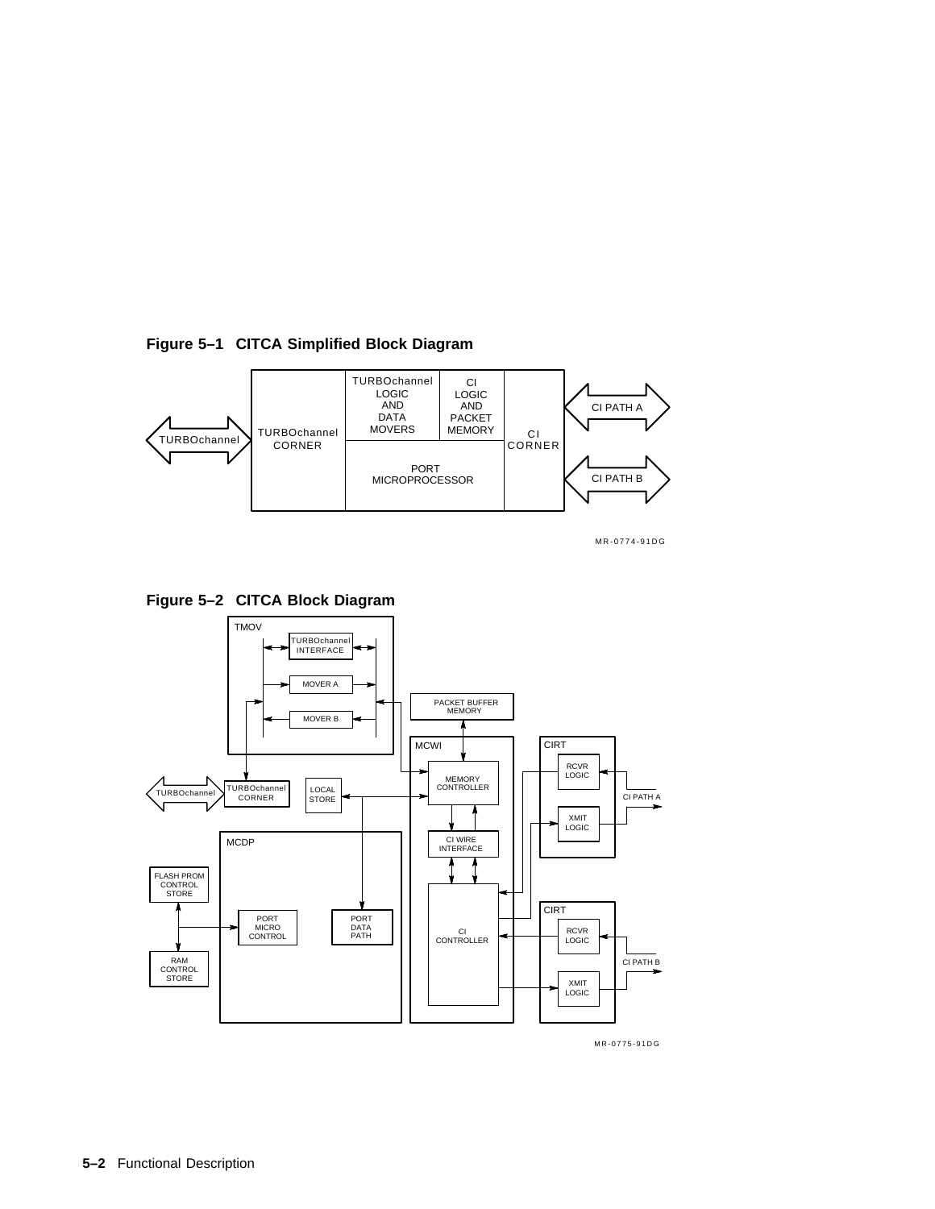**Figure 5–1 CITCA Simplified Block Diagram**

TURBOchannel

TURBOchannel CORNER

TURBOchannel LOGIC AND DATA MOVERS

CI LOGIC AND PACKET MEMORY

PORT MICROPROCESSOR

CI CORNER

CI PATH A

CI PATH B

MR-0774-91DG

**Figure 5–2 CITCA Block Diagram**

TMOV

TURBOchannel INTERFACE

MOVER A

MOVER B

PACKET BUFFER MEMORY

MCWI

MEMORY CONTROLLER

CIRT

RCVR LOGIC

XMIT LOGIC

CI PATH A

TURBOchannel

TURBOchannel CORNER

LOCAL STORE

MCDP

CI WIRE INTERFACE

FLASH PROM CONTROL STORE

PORT MICRO CONTROL

PORT DATA PATH

CI CONTROLLER

CIRT

RCVR LOGIC

XMIT LOGIC

CI PATH B

RAM CONTROL STORE

MR-0775-91DG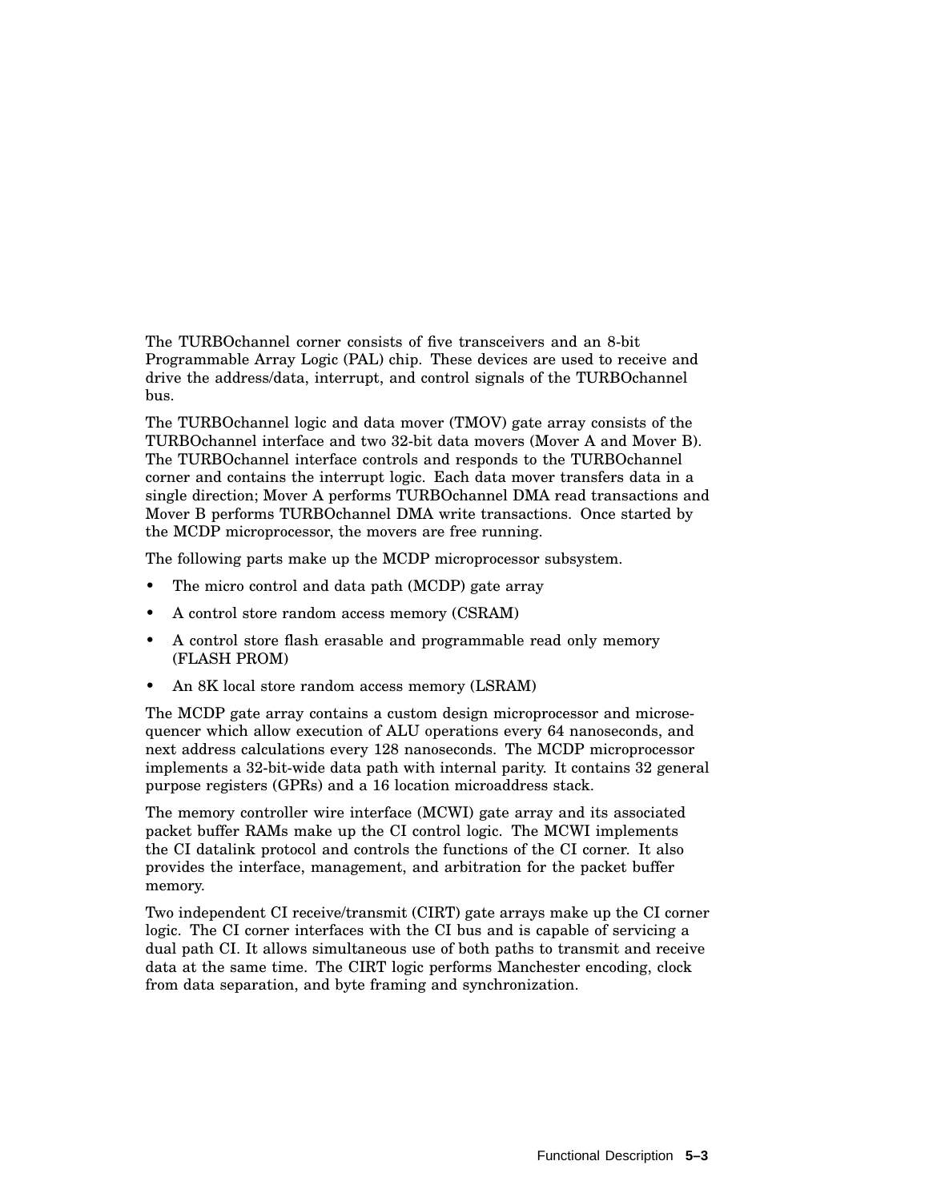The TURBOchannel corner consists of five transceivers and an 8-bit Programmable Array Logic (PAL) chip. These devices are used to receive and drive the address/data, interrupt, and control signals of the TURBOchannel bus.

The TURBOchannel logic and data mover (TMOV) gate array consists of the TURBOchannel interface and two 32-bit data movers (Mover A and Mover B). The TURBOchannel interface controls and responds to the TURBOchannel corner and contains the interrupt logic. Each data mover transfers data in a single direction; Mover A performs TURBOchannel DMA read transactions and Mover B performs TURBOchannel DMA write transactions. Once started by the MCDP microprocessor, the movers are free running.

The following parts make up the MCDP microprocessor subsystem.

- The micro control and data path (MCDP) gate array
- A control store random access memory (CSRAM)
- A control store flash erasable and programmable read only memory (FLASH PROM)
- An 8K local store random access memory (LSRAM)

The MCDP gate array contains a custom design microprocessor and microsequencer which allow execution of ALU operations every 64 nanoseconds, and next address calculations every 128 nanoseconds. The MCDP microprocessor implements a 32-bit-wide data path with internal parity. It contains 32 general purpose registers (GPRs) and a 16 location microaddress stack.

The memory controller wire interface (MCWI) gate array and its associated packet buffer RAMs make up the CI control logic. The MCWI implements the CI datalink protocol and controls the functions of the CI corner. It also provides the interface, management, and arbitration for the packet buffer memory.

Two independent CI receive/transmit (CIRT) gate arrays make up the CI corner logic. The CI corner interfaces with the CI bus and is capable of servicing a dual path CI. It allows simultaneous use of both paths to transmit and receive data at the same time. The CIRT logic performs Manchester encoding, clock from data separation, and byte framing and synchronization.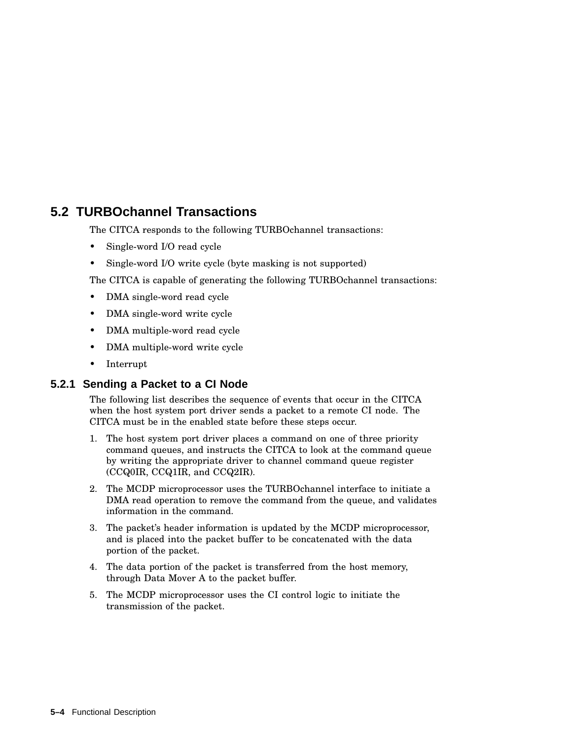## 5.2 TURBOchannel Transactions

The CITCA responds to the following TURBOchannel transactions:

- Single-word I/O read cycle
- Single-word I/O write cycle (byte masking is not supported)

The CITCA is capable of generating the following TURBOchannel transactions:

- DMA single-word read cycle
- DMA single-word write cycle
- DMA multiple-word read cycle
- DMA multiple-word write cycle
- Interrupt

### 5.2.1 Sending a Packet to a CI Node

The following list describes the sequence of events that occur in the CITCA when the host system port driver sends a packet to a remote CI node. The CITCA must be in the enabled state before these steps occur.

1. The host system port driver places a command on one of three priority command queues, and instructs the CITCA to look at the command queue by writing the appropriate driver to channel command queue register (CCQ0IR, CCQ1IR, and CCQ2IR).
2. The MCDP microprocessor uses the TURBOchannel interface to initiate a DMA read operation to remove the command from the queue, and validates information in the command.
3. The packet's header information is updated by the MCDP microprocessor, and is placed into the packet buffer to be concatenated with the data portion of the packet.
4. The data portion of the packet is transferred from the host memory, through Data Mover A to the packet buffer.
5. The MCDP microprocessor uses the CI control logic to initiate the transmission of the packet.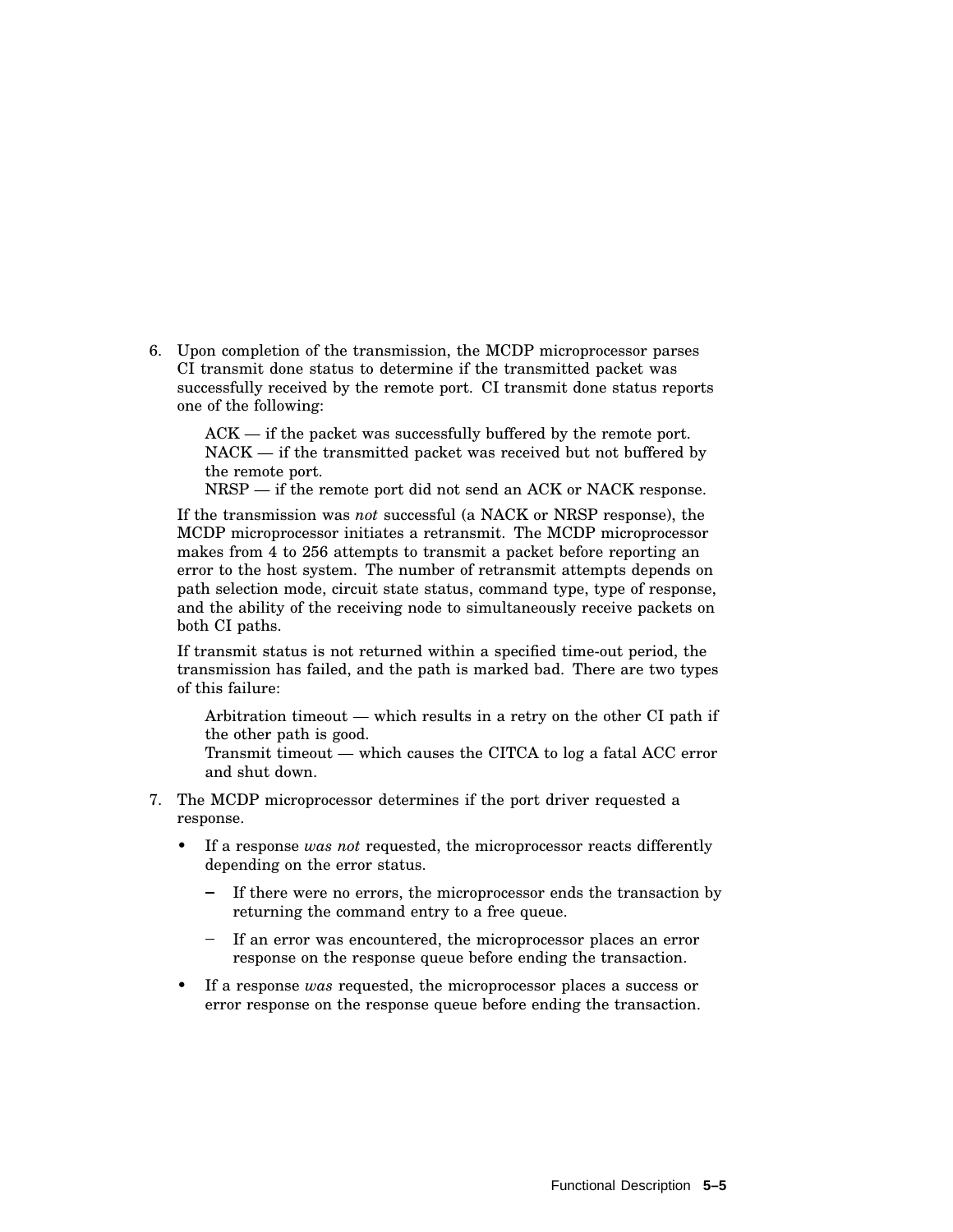6. Upon completion of the transmission, the MCDP microprocessor parses CI transmit done status to determine if the transmitted packet was successfully received by the remote port. CI transmit done status reports one of the following:

   ACK — if the packet was successfully buffered by the remote port.
   NACK — if the transmitted packet was received but not buffered by the remote port.
   NRSP — if the remote port did not send an ACK or NACK response.

   If the transmission was *not* successful (a NACK or NRSP response), the MCDP microprocessor initiates a retransmit. The MCDP microprocessor makes from 4 to 256 attempts to transmit a packet before reporting an error to the host system. The number of retransmit attempts depends on path selection mode, circuit state status, command type, type of response, and the ability of the receiving node to simultaneously receive packets on both CI paths.

   If transmit status is not returned within a specified time-out period, the transmission has failed, and the path is marked bad. There are two types of this failure:

   Arbitration timeout — which results in a retry on the other CI path if the other path is good.
   Transmit timeout — which causes the CITCA to log a fatal ACC error and shut down.

7. The MCDP microprocessor determines if the port driver requested a response.

   - If a response *was not* requested, the microprocessor reacts differently depending on the error status.
     - If there were no errors, the microprocessor ends the transaction by returning the command entry to a free queue.
     - If an error was encountered, the microprocessor places an error response on the response queue before ending the transaction.
   - If a response *was* requested, the microprocessor places a success or error response on the response queue before ending the transaction.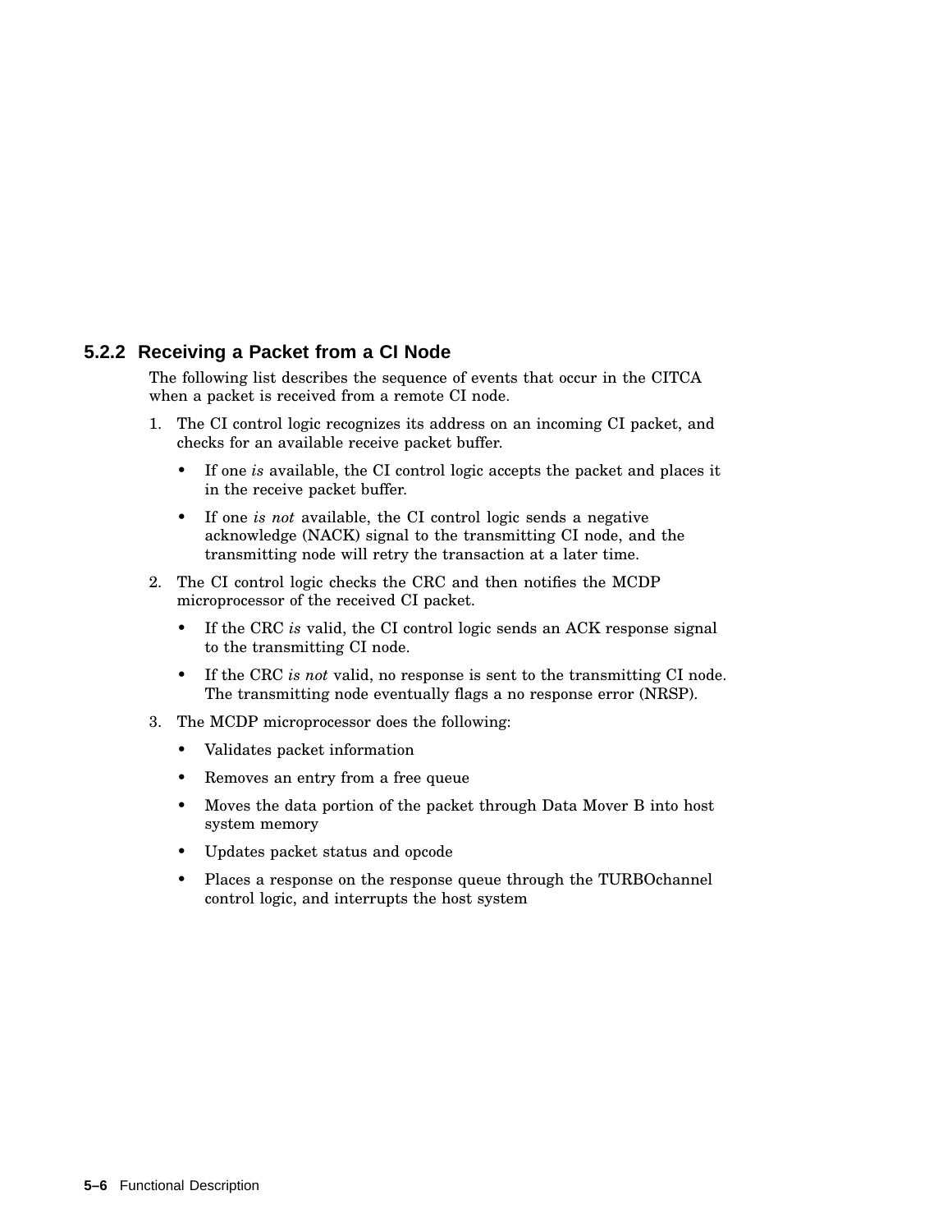### 5.2.2 Receiving a Packet from a CI Node

The following list describes the sequence of events that occur in the CITCA when a packet is received from a remote CI node.

1. The CI control logic recognizes its address on an incoming CI packet, and checks for an available receive packet buffer.
   - If one *is* available, the CI control logic accepts the packet and places it in the receive packet buffer.
   - If one *is not* available, the CI control logic sends a negative acknowledge (NACK) signal to the transmitting CI node, and the transmitting node will retry the transaction at a later time.
2. The CI control logic checks the CRC and then notifies the MCDP microprocessor of the received CI packet.
   - If the CRC *is* valid, the CI control logic sends an ACK response signal to the transmitting CI node.
   - If the CRC *is not* valid, no response is sent to the transmitting CI node. The transmitting node eventually flags a no response error (NRSP).
3. The MCDP microprocessor does the following:
   - Validates packet information
   - Removes an entry from a free queue
   - Moves the data portion of the packet through Data Mover B into host system memory
   - Updates packet status and opcode
   - Places a response on the response queue through the TURBOchannel control logic, and interrupts the host system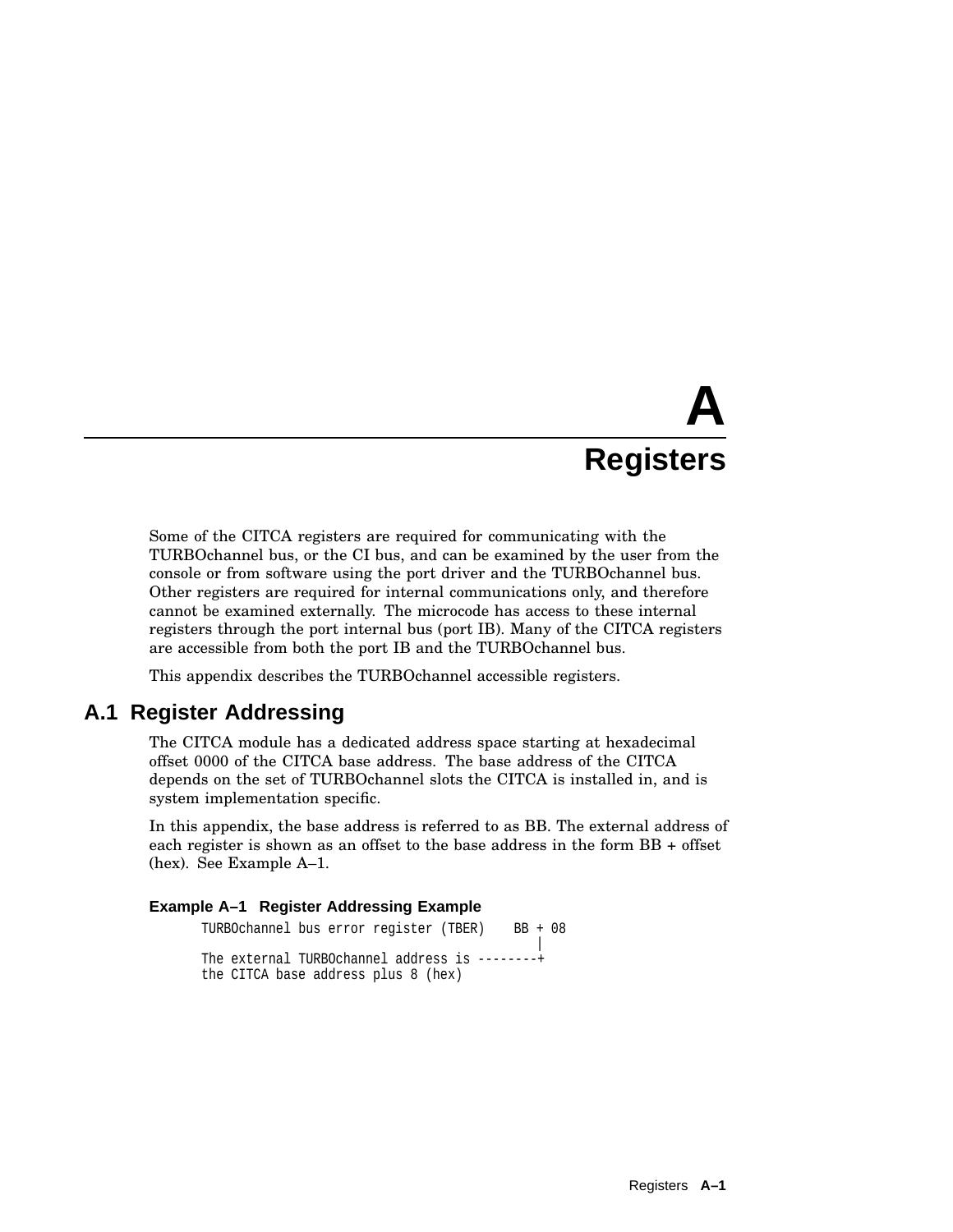# A Registers

Some of the CITCA registers are required for communicating with the TURBOchannel bus, or the CI bus, and can be examined by the user from the console or from software using the port driver and the TURBOchannel bus. Other registers are required for internal communications only, and therefore cannot be examined externally. The microcode has access to these internal registers through the port internal bus (port IB). Many of the CITCA registers are accessible from both the port IB and the TURBOchannel bus.

This appendix describes the TURBOchannel accessible registers.

## A.1 Register Addressing

The CITCA module has a dedicated address space starting at hexadecimal offset 0000 of the CITCA base address. The base address of the CITCA depends on the set of TURBOchannel slots the CITCA is installed in, and is system implementation specific.

In this appendix, the base address is referred to as BB. The external address of each register is shown as an offset to the base address in the form BB + offset (hex). See Example A–1.

**Example A–1 Register Addressing Example**

```
TURBOchannel bus error register (TBER)    BB + 08
                                              |
The external TURBOchannel address is --------+
the CITCA base address plus 8 (hex)
```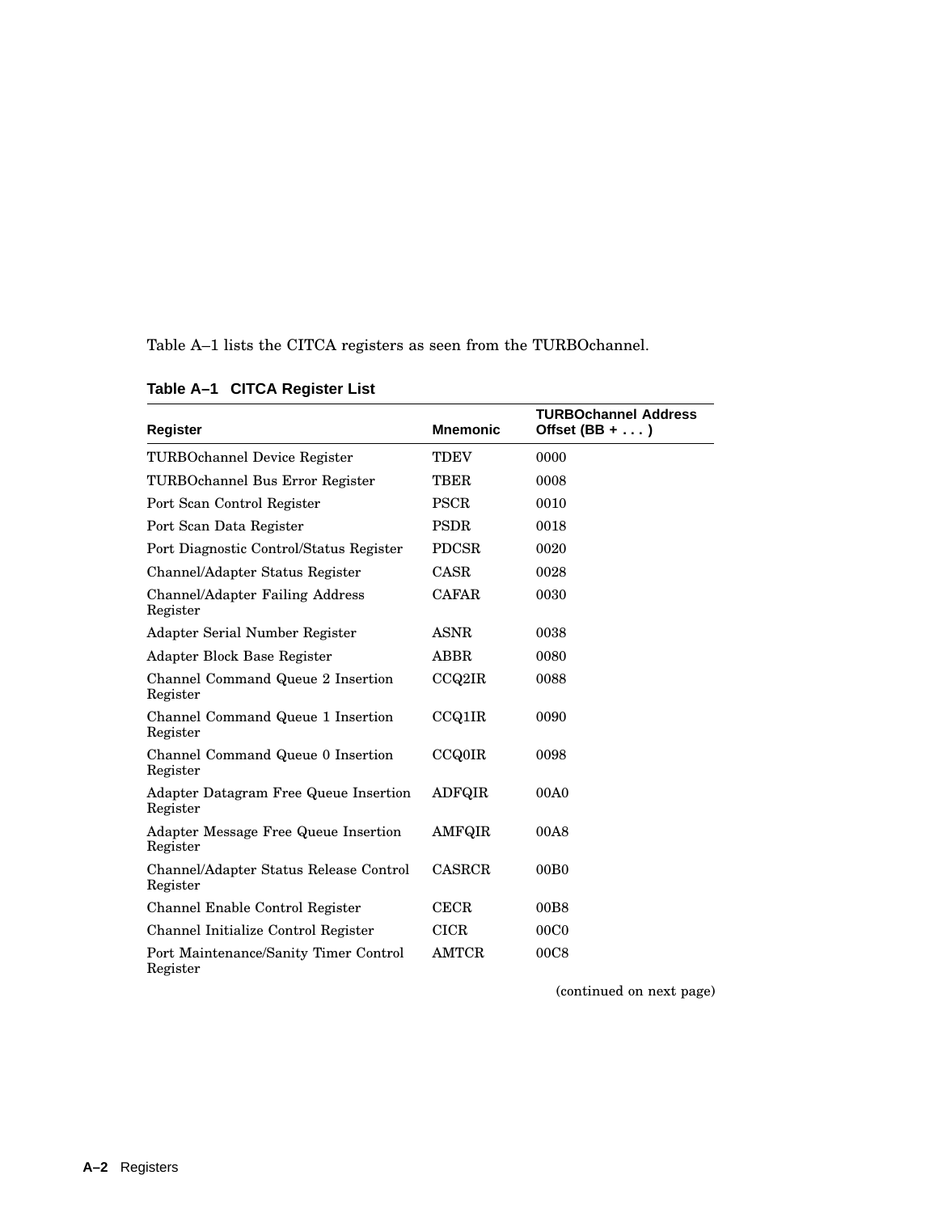Table A–1 lists the CITCA registers as seen from the TURBOchannel.

**Table A–1 CITCA Register List**

| Register | Mnemonic | TURBOchannel Address Offset (BB + . . . ) |
|---|---|---|
| TURBOchannel Device Register | TDEV | 0000 |
| TURBOchannel Bus Error Register | TBER | 0008 |
| Port Scan Control Register | PSCR | 0010 |
| Port Scan Data Register | PSDR | 0018 |
| Port Diagnostic Control/Status Register | PDCSR | 0020 |
| Channel/Adapter Status Register | CASR | 0028 |
| Channel/Adapter Failing Address Register | CAFAR | 0030 |
| Adapter Serial Number Register | ASNR | 0038 |
| Adapter Block Base Register | ABBR | 0080 |
| Channel Command Queue 2 Insertion Register | CCQ2IR | 0088 |
| Channel Command Queue 1 Insertion Register | CCQ1IR | 0090 |
| Channel Command Queue 0 Insertion Register | CCQ0IR | 0098 |
| Adapter Datagram Free Queue Insertion Register | ADFQIR | 00A0 |
| Adapter Message Free Queue Insertion Register | AMFQIR | 00A8 |
| Channel/Adapter Status Release Control Register | CASRCR | 00B0 |
| Channel Enable Control Register | CECR | 00B8 |
| Channel Initialize Control Register | CICR | 00C0 |
| Port Maintenance/Sanity Timer Control Register | AMTCR | 00C8 |

(continued on next page)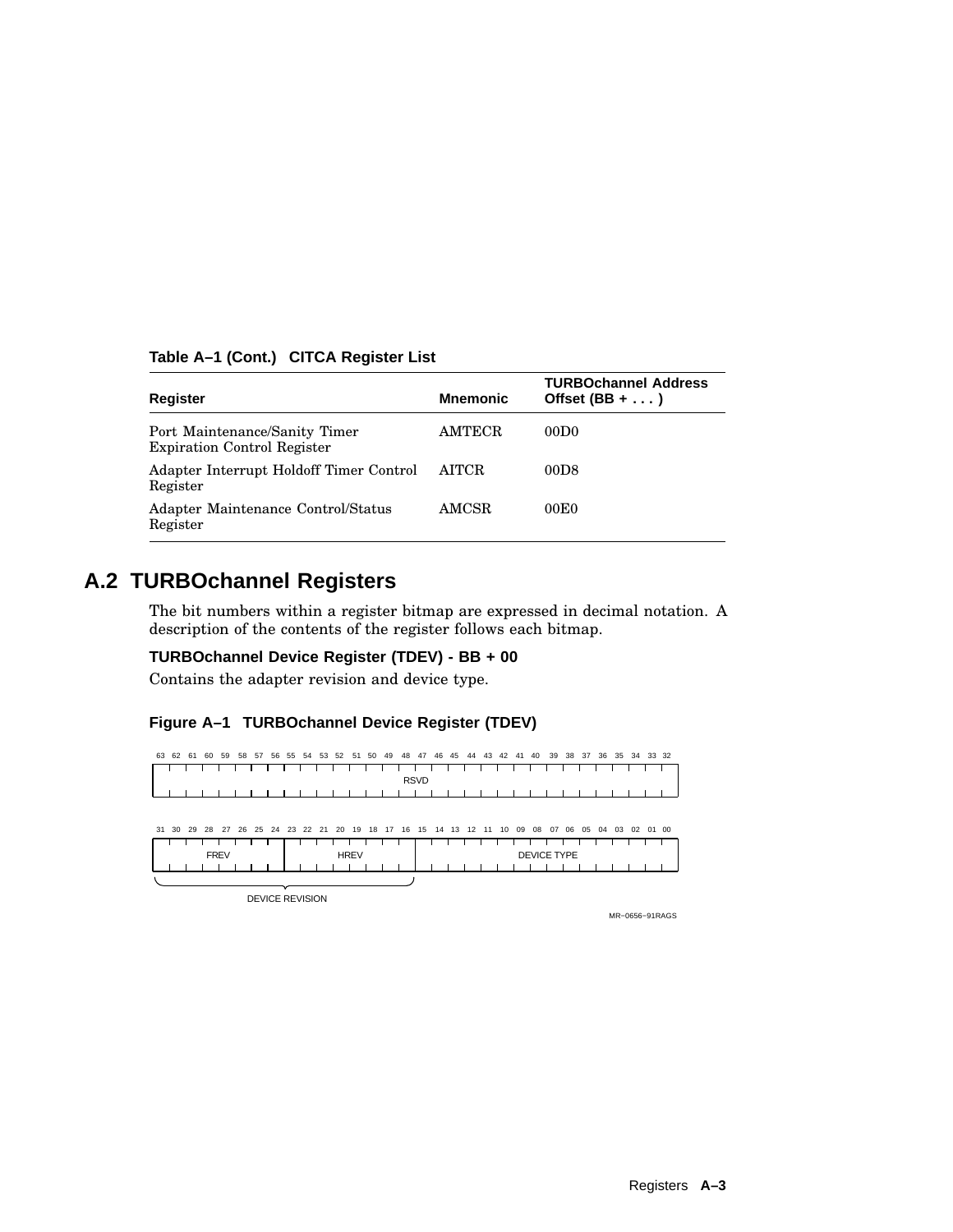**Table A–1 (Cont.) CITCA Register List**

| Register | Mnemonic | TURBOchannel Address Offset (BB + . . . ) |
|---|---|---|
| Port Maintenance/Sanity Timer Expiration Control Register | AMTECR | 00D0 |
| Adapter Interrupt Holdoff Timer Control Register | AITCR | 00D8 |
| Adapter Maintenance Control/Status Register | AMCSR | 00E0 |

## A.2 TURBOchannel Registers

The bit numbers within a register bitmap are expressed in decimal notation. A description of the contents of the register follows each bitmap.

**TURBOchannel Device Register (TDEV) - BB + 00**

Contains the adapter revision and device type.

**Figure A–1 TURBOchannel Device Register (TDEV)**

| Bits 63–32 |
|---|
| RSVD |

| Bits 31–24 | Bits 23–16 | Bits 15–00 |
|---|---|---|
| FREV | HREV | DEVICE TYPE |

FREV and HREV (bits 31–16): DEVICE REVISION

MR–0656–91RAGS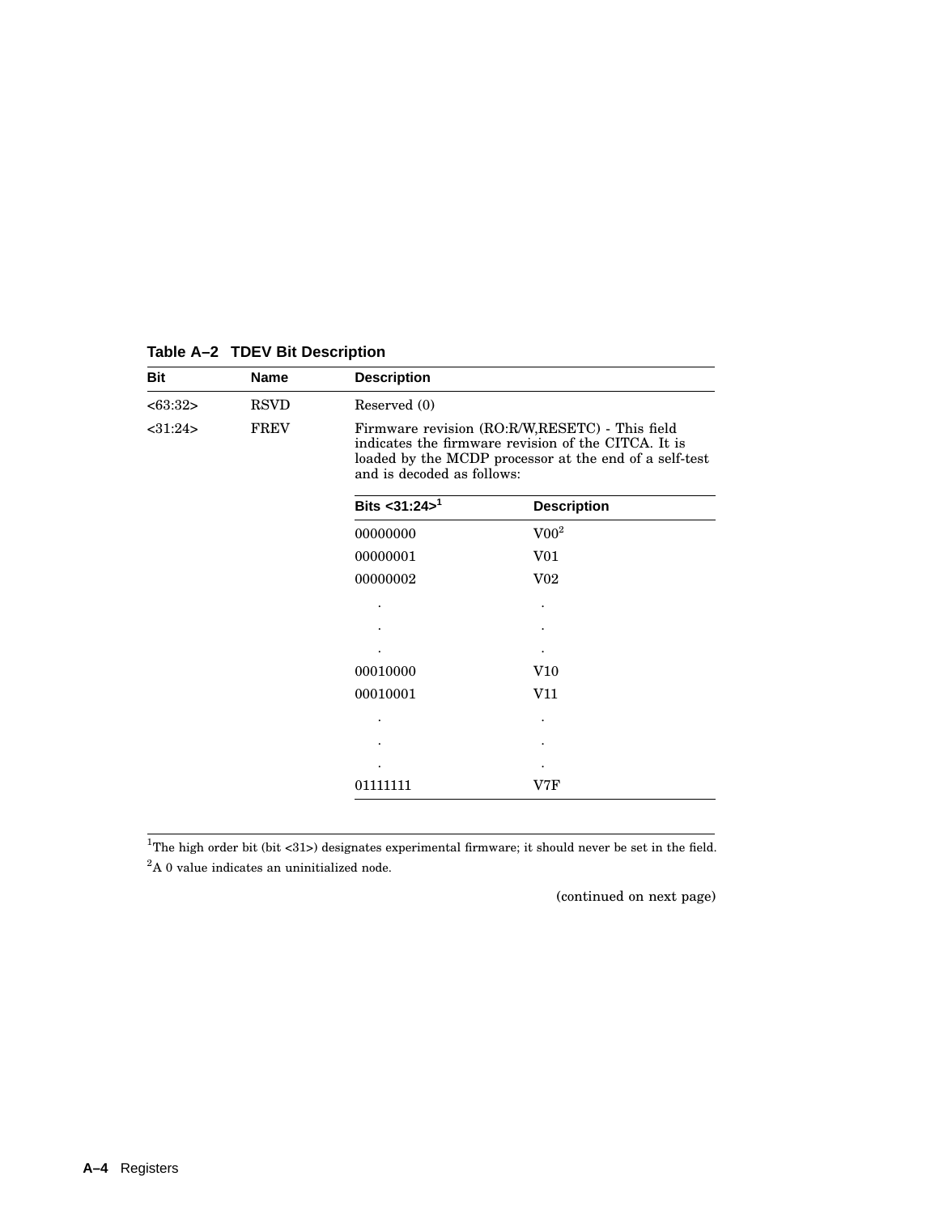**Table A–2 TDEV Bit Description**

| Bit | Name | Description | |
|---|---|---|---|
| <63:32> | RSVD | Reserved (0) | |
| <31:24> | FREV | Firmware revision (RO:R/W,RESETC) - This field indicates the firmware revision of the CITCA. It is loaded by the MCDP processor at the end of a self-test and is decoded as follows: | |
| | | **Bits <31:24>[1]** | **Description** |
| | | 00000000 | V00[2] |
| | | 00000001 | V01 |
| | | 00000002 | V02 |
| | | . | . |
| | | . | . |
| | | . | . |
| | | 00010000 | V10 |
| | | 00010001 | V11 |
| | | . | . |
| | | . | . |
| | | . | . |
| | | 01111111 | V7F |

[1]The high order bit (bit <31>) designates experimental firmware; it should never be set in the field.

[2]A 0 value indicates an uninitialized node.

(continued on next page)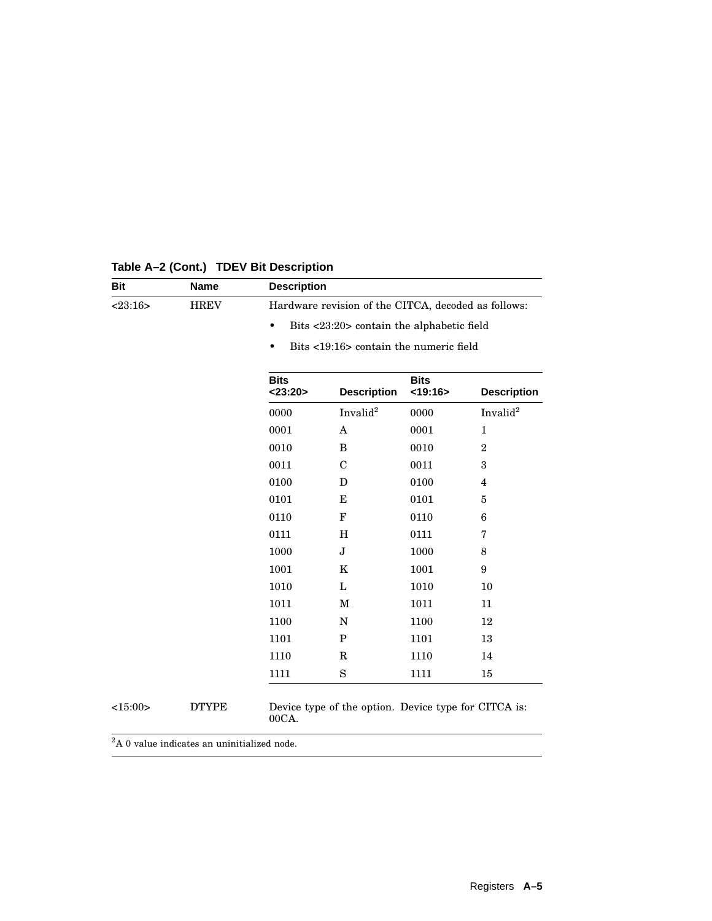**Table A–2 (Cont.) TDEV Bit Description**

| Bit | Name | Description |
|---|---|---|
| <23:16> | HREV | Hardware revision of the CITCA, decoded as follows: |
| | | • Bits <23:20> contain the alphabetic field |
| | | • Bits <19:16> contain the numeric field |
| <15:00> | DTYPE | Device type of the option. Device type for CITCA is: 00CA. |

| Bits <23:20> | Description | Bits <19:16> | Description |
|---|---|---|---|
| 0000 | Invalid[2] | 0000 | Invalid[2] |
| 0001 | A | 0001 | 1 |
| 0010 | B | 0010 | 2 |
| 0011 | C | 0011 | 3 |
| 0100 | D | 0100 | 4 |
| 0101 | E | 0101 | 5 |
| 0110 | F | 0110 | 6 |
| 0111 | H | 0111 | 7 |
| 1000 | J | 1000 | 8 |
| 1001 | K | 1001 | 9 |
| 1010 | L | 1010 | 10 |
| 1011 | M | 1011 | 11 |
| 1100 | N | 1100 | 12 |
| 1101 | P | 1101 | 13 |
| 1110 | R | 1110 | 14 |
| 1111 | S | 1111 | 15 |

[2]A 0 value indicates an uninitialized node.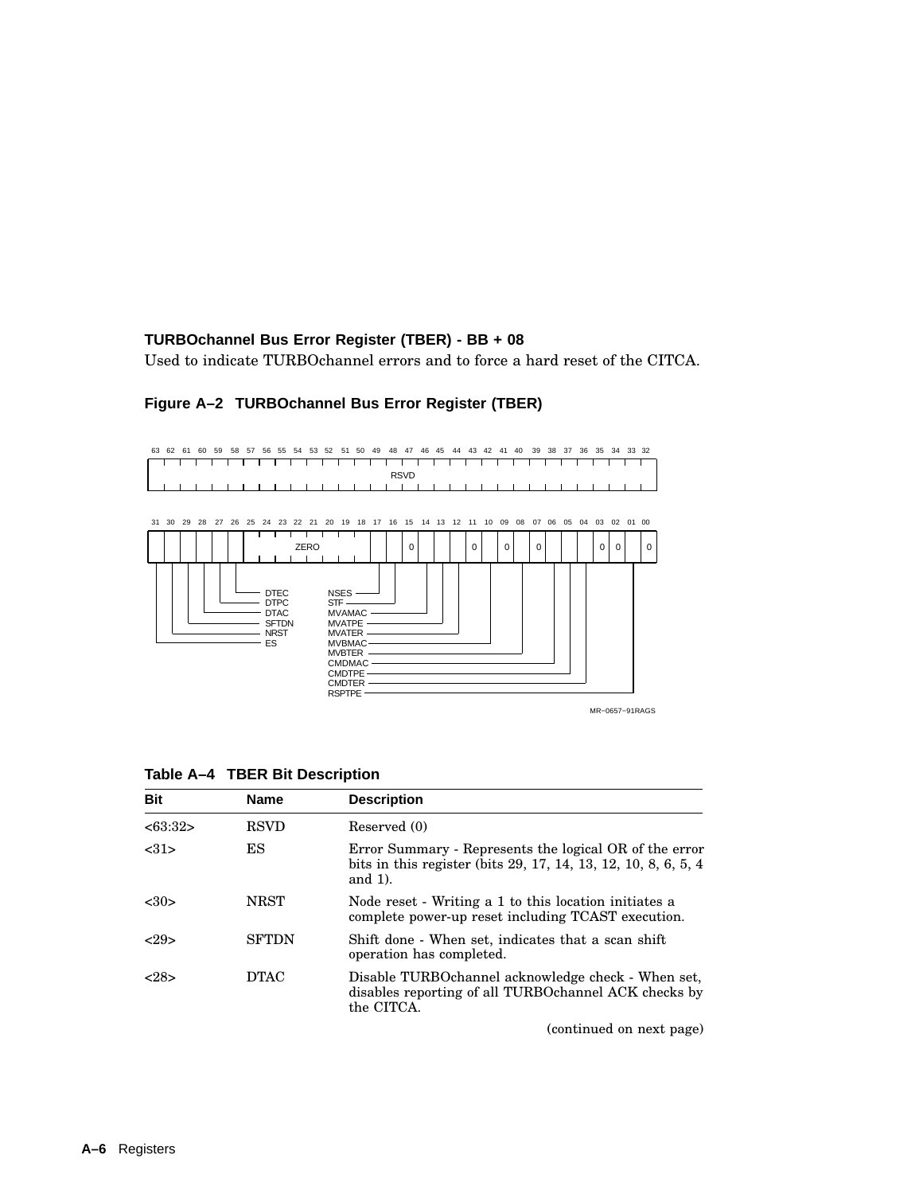**TURBOchannel Bus Error Register (TBER) - BB + 08**

Used to indicate TURBOchannel errors and to force a hard reset of the CITCA.

**Figure A–2 TURBOchannel Bus Error Register (TBER)**

```
 63 62 61 60 59 58 57 56 55 54 53 52 51 50 49 48 47 46 45 44 43 42 41 40 39 38 37 36 35 34 33 32
|                                              RSVD                                              |

 31 30 29 28 27 26 25 24 23 22 21 20 19 18 17 16 15 14 13 12 11 10 09 08 07 06 05 04 03 02 01 00
|  |  |  |  |  |  |        ZERO           |  |  | 0|  |  |  | 0|  | 0|  | 0|  |  |  | 0| 0|  | 0|

DTEC    NSES
DTPC    STF
DTAC    MVAMAC
SFTDN   MVATPE
NRST    MVATER
ES      MVBMAC
        MVBTER
        CMDMAC
        CMDTPE
        CMDTER
        RSPTPE
```

MR–0657–91RAGS

**Table A–4 TBER Bit Description**

| Bit | Name | Description |
|---|---|---|
| <63:32> | RSVD | Reserved (0) |
| <31> | ES | Error Summary - Represents the logical OR of the error bits in this register (bits 29, 17, 14, 13, 12, 10, 8, 6, 5, 4 and 1). |
| <30> | NRST | Node reset - Writing a 1 to this location initiates a complete power-up reset including TCAST execution. |
| <29> | SFTDN | Shift done - When set, indicates that a scan shift operation has completed. |
| <28> | DTAC | Disable TURBOchannel acknowledge check - When set, disables reporting of all TURBOchannel ACK checks by the CITCA. |

(continued on next page)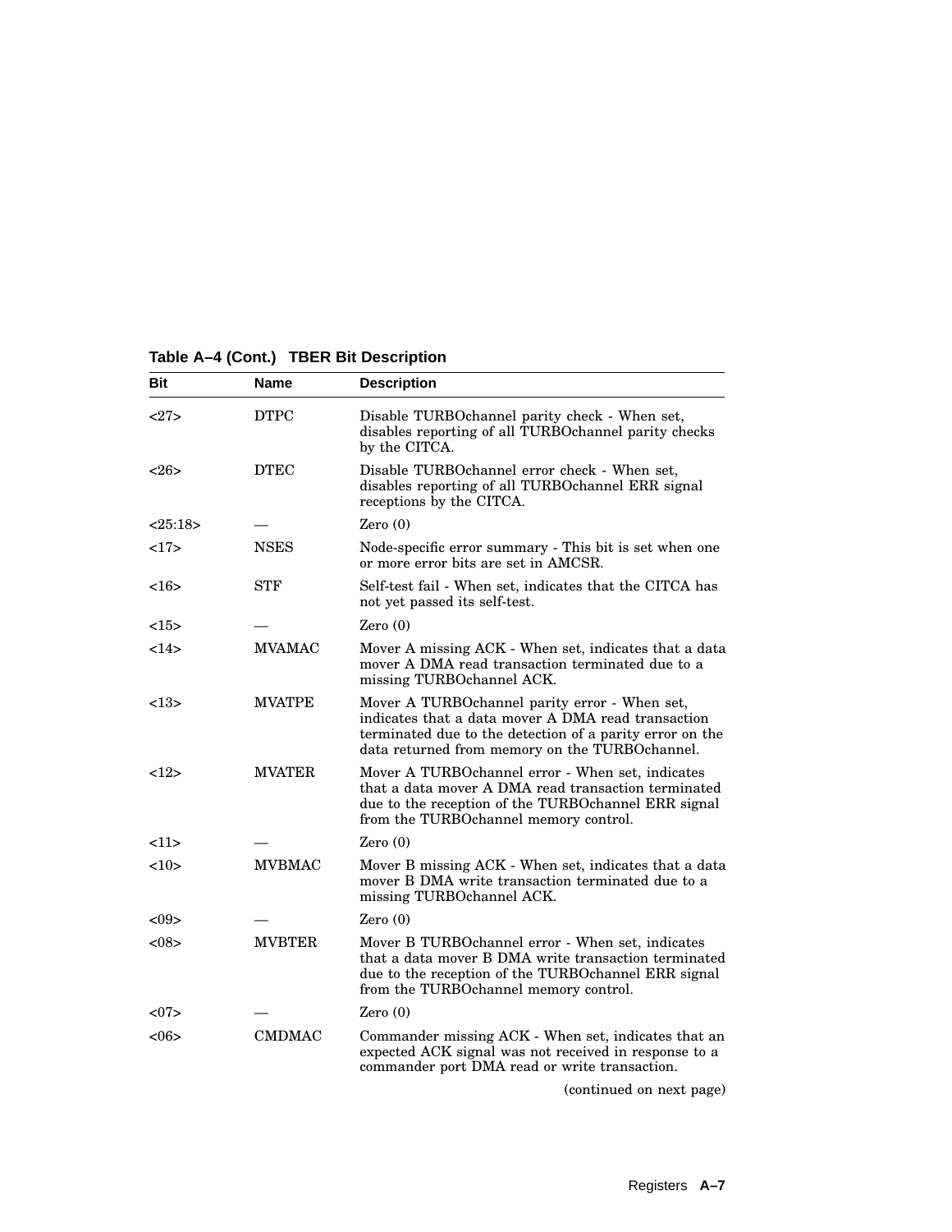**Table A–4 (Cont.) TBER Bit Description**

| Bit | Name | Description |
|---|---|---|
| <27> | DTPC | Disable TURBOchannel parity check - When set, disables reporting of all TURBOchannel parity checks by the CITCA. |
| <26> | DTEC | Disable TURBOchannel error check - When set, disables reporting of all TURBOchannel ERR signal receptions by the CITCA. |
| <25:18> | — | Zero (0) |
| <17> | NSES | Node-specific error summary - This bit is set when one or more error bits are set in AMCSR. |
| <16> | STF | Self-test fail - When set, indicates that the CITCA has not yet passed its self-test. |
| <15> | — | Zero (0) |
| <14> | MVAMAC | Mover A missing ACK - When set, indicates that a data mover A DMA read transaction terminated due to a missing TURBOchannel ACK. |
| <13> | MVATPE | Mover A TURBOchannel parity error - When set, indicates that a data mover A DMA read transaction terminated due to the detection of a parity error on the data returned from memory on the TURBOchannel. |
| <12> | MVATER | Mover A TURBOchannel error - When set, indicates that a data mover A DMA read transaction terminated due to the reception of the TURBOchannel ERR signal from the TURBOchannel memory control. |
| <11> | — | Zero (0) |
| <10> | MVBMAC | Mover B missing ACK - When set, indicates that a data mover B DMA write transaction terminated due to a missing TURBOchannel ACK. |
| <09> | — | Zero (0) |
| <08> | MVBTER | Mover B TURBOchannel error - When set, indicates that a data mover B DMA write transaction terminated due to the reception of the TURBOchannel ERR signal from the TURBOchannel memory control. |
| <07> | — | Zero (0) |
| <06> | CMDMAC | Commander missing ACK - When set, indicates that an expected ACK signal was not received in response to a commander port DMA read or write transaction. |

(continued on next page)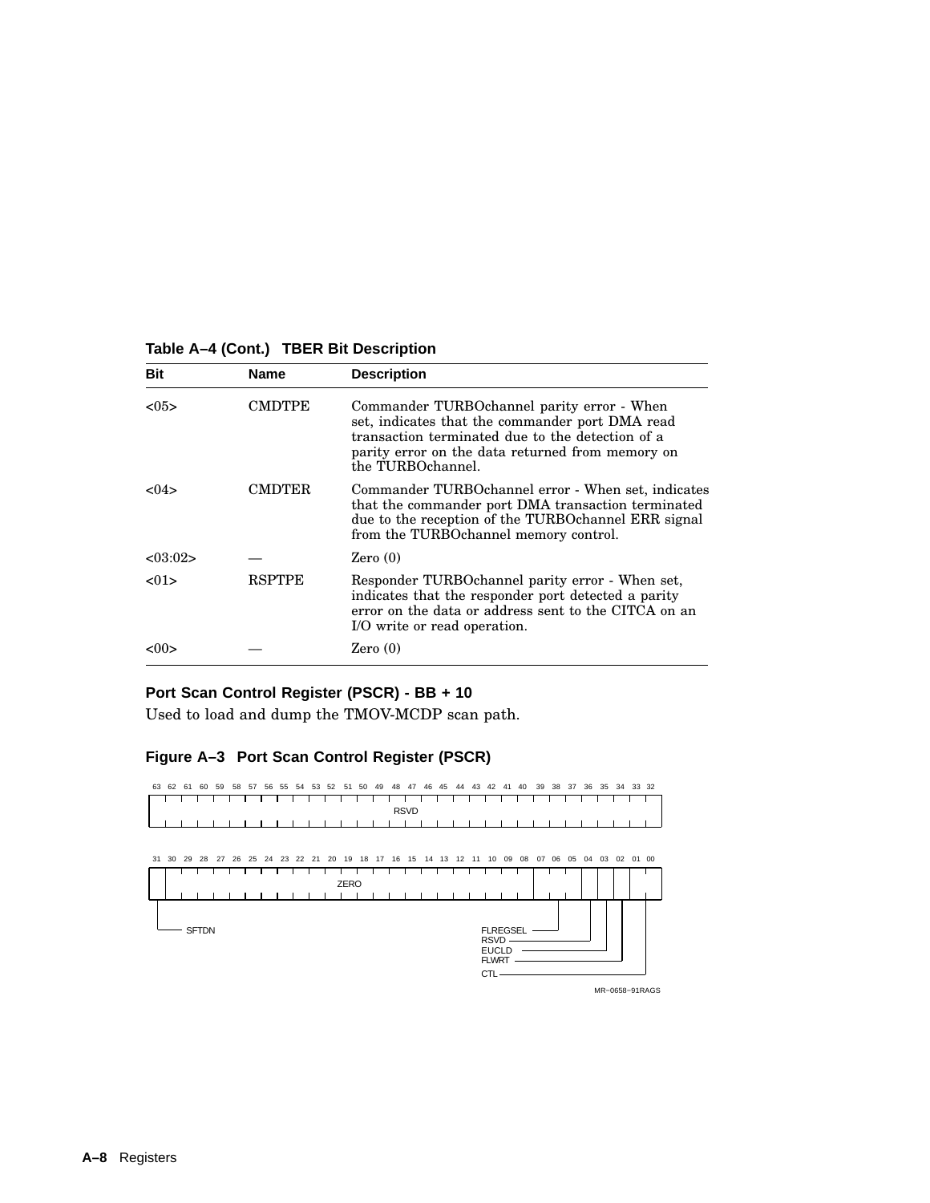**Table A–4 (Cont.) TBER Bit Description**

| Bit | Name | Description |
|---|---|---|
| <05> | CMDTPE | Commander TURBOchannel parity error - When set, indicates that the commander port DMA read transaction terminated due to the detection of a parity error on the data returned from memory on the TURBOchannel. |
| <04> | CMDTER | Commander TURBOchannel error - When set, indicates that the commander port DMA transaction terminated due to the reception of the TURBOchannel ERR signal from the TURBOchannel memory control. |
| <03:02> | — | Zero (0) |
| <01> | RSPTPE | Responder TURBOchannel parity error - When set, indicates that the responder port detected a parity error on the data or address sent to the CITCA on an I/O write or read operation. |
| <00> | — | Zero (0) |

### Port Scan Control Register (PSCR) - BB + 10

Used to load and dump the TMOV-MCDP scan path.

**Figure A–3 Port Scan Control Register (PSCR)**

| Bits | Field |
|---|---|
| 63:32 | RSVD |
| 31 | SFTDN |
| 30:08 | ZERO |
| 07:05 | FLREGSEL |
| 04:03 | RSVD |
| 02 | EUCLD |
| 01 | FLWRT |
| 00 | CTL |

MR−0658−91RAGS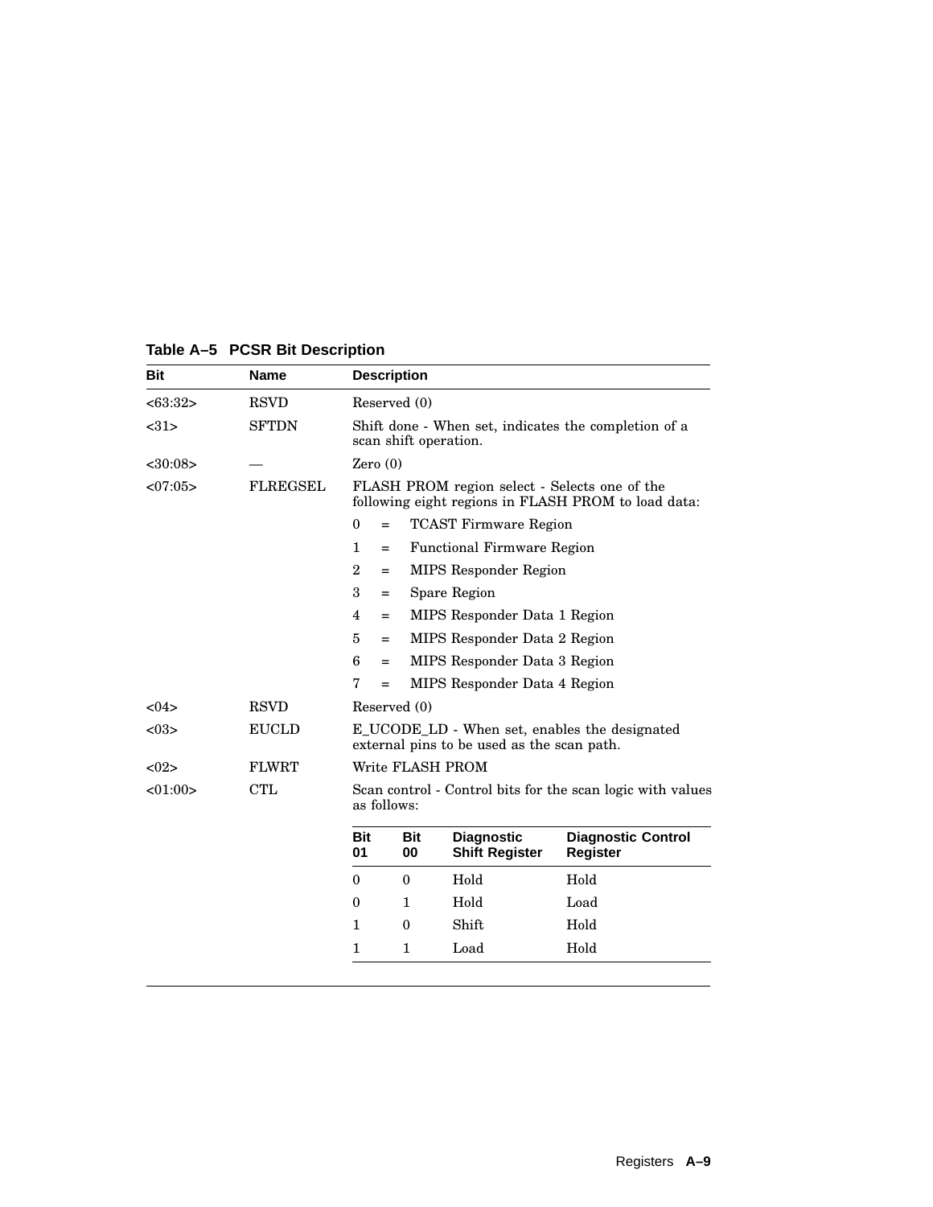**Table A–5 PCSR Bit Description**

| Bit | Name | Description |
|---|---|---|
| <63:32> | RSVD | Reserved (0) |
| <31> | SFTDN | Shift done - When set, indicates the completion of a scan shift operation. |
| <30:08> | — | Zero (0) |
| <07:05> | FLREGSEL | FLASH PROM region select - Selects one of the following eight regions in FLASH PROM to load data:<br>0 = TCAST Firmware Region<br>1 = Functional Firmware Region<br>2 = MIPS Responder Region<br>3 = Spare Region<br>4 = MIPS Responder Data 1 Region<br>5 = MIPS Responder Data 2 Region<br>6 = MIPS Responder Data 3 Region<br>7 = MIPS Responder Data 4 Region |
| <04> | RSVD | Reserved (0) |
| <03> | EUCLD | E_UCODE_LD - When set, enables the designated external pins to be used as the scan path. |
| <02> | FLWRT | Write FLASH PROM |
| <01:00> | CTL | Scan control - Control bits for the scan logic with values as follows: |

| Bit 01 | Bit 00 | Diagnostic Shift Register | Diagnostic Control Register |
|---|---|---|---|
| 0 | 0 | Hold | Hold |
| 0 | 1 | Hold | Load |
| 1 | 0 | Shift | Hold |
| 1 | 1 | Load | Hold |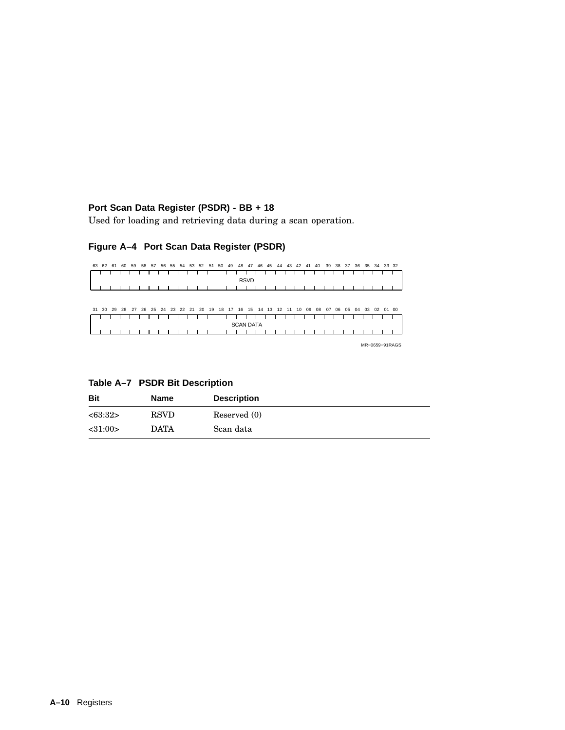### Port Scan Data Register (PSDR) - BB + 18

Used for loading and retrieving data during a scan operation.

**Figure A–4 Port Scan Data Register (PSDR)**

| 63 … 32 |
|---|
| RSVD |

| 31 … 00 |
|---|
| SCAN DATA |

MR−0659−91RAGS

**Table A–7 PSDR Bit Description**

| Bit | Name | Description |
|---|---|---|
| <63:32> | RSVD | Reserved (0) |
| <31:00> | DATA | Scan data |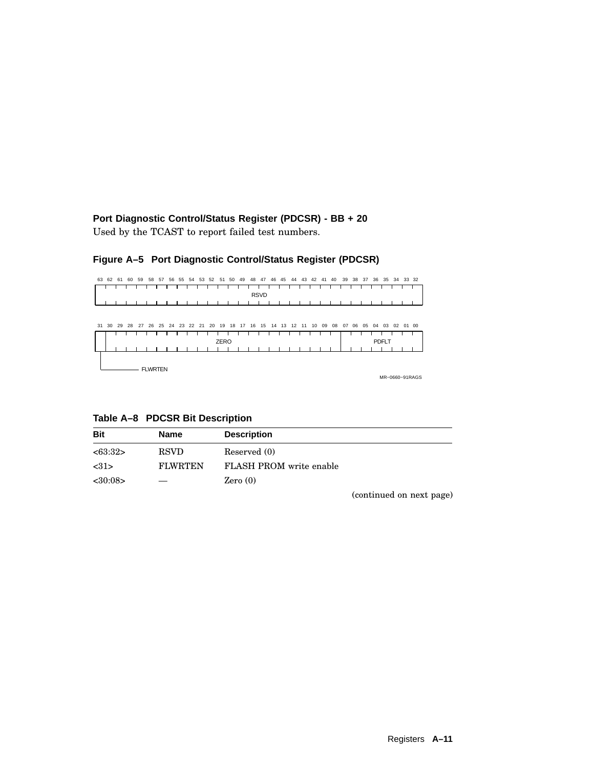### Port Diagnostic Control/Status Register (PDCSR) - BB + 20

Used by the TCAST to report failed test numbers.

**Figure A–5 Port Diagnostic Control/Status Register (PDCSR)**

```
 63 62 61 60 59 58 57 56 55 54 53 52 51 50 49 48 47 46 45 44 43 42 41 40 39 38 37 36 35 34 33 32
+-----------------------------------------------------------------------------------------------+
|                                             RSVD                                              |
+-----------------------------------------------------------------------------------------------+

 31 30 29 28 27 26 25 24 23 22 21 20 19 18 17 16 15 14 13 12 11 10 09 08 07 06 05 04 03 02 01 00
+--+--------------------------------------------------------------------+-----------------------+
|  |                               ZERO                                 |         PDFLT         |
+--+--------------------------------------------------------------------+-----------------------+
 |
 +------------- FLWRTEN
```

MR−0660−91RAGS

**Table A–8 PDCSR Bit Description**

| Bit | Name | Description |
|---|---|---|
| <63:32> | RSVD | Reserved (0) |
| <31> | FLWRTEN | FLASH PROM write enable |
| <30:08> | — | Zero (0) |

(continued on next page)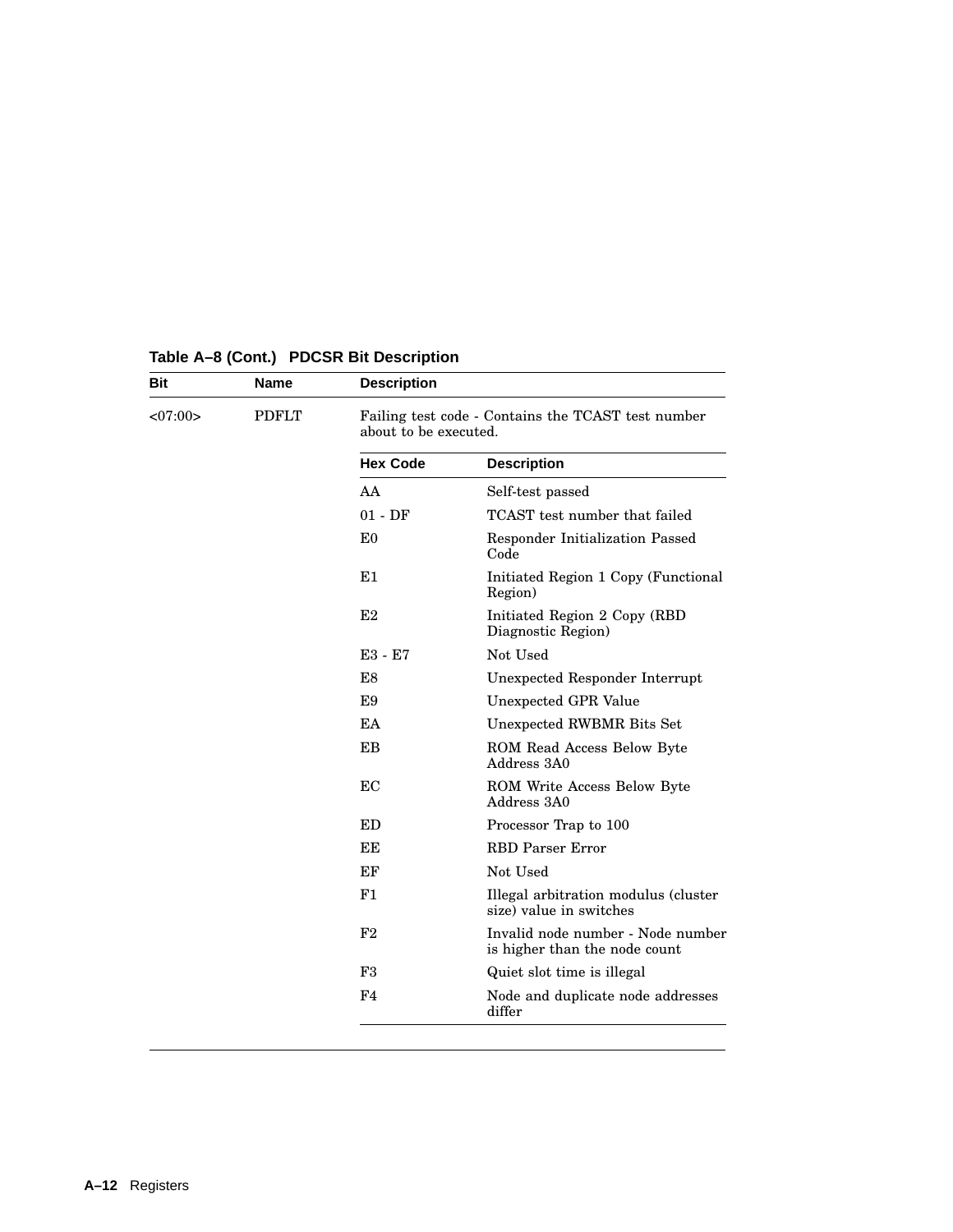**Table A–8 (Cont.) PDCSR Bit Description**

| Bit | Name | Description | |
|---|---|---|---|
| <07:00> | PDFLT | Failing test code - Contains the TCAST test number about to be executed. | |
| | | **Hex Code** | **Description** |
| | | AA | Self-test passed |
| | | 01 - DF | TCAST test number that failed |
| | | E0 | Responder Initialization Passed Code |
| | | E1 | Initiated Region 1 Copy (Functional Region) |
| | | E2 | Initiated Region 2 Copy (RBD Diagnostic Region) |
| | | E3 - E7 | Not Used |
| | | E8 | Unexpected Responder Interrupt |
| | | E9 | Unexpected GPR Value |
| | | EA | Unexpected RWBMR Bits Set |
| | | EB | ROM Read Access Below Byte Address 3A0 |
| | | EC | ROM Write Access Below Byte Address 3A0 |
| | | ED | Processor Trap to 100 |
| | | EE | RBD Parser Error |
| | | EF | Not Used |
| | | F1 | Illegal arbitration modulus (cluster size) value in switches |
| | | F2 | Invalid node number - Node number is higher than the node count |
| | | F3 | Quiet slot time is illegal |
| | | F4 | Node and duplicate node addresses differ |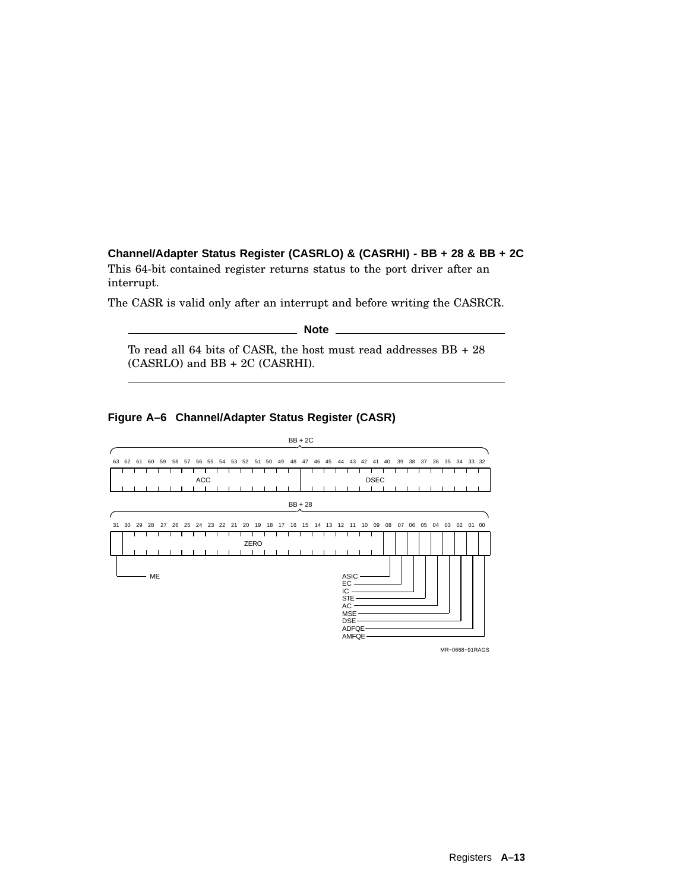### Channel/Adapter Status Register (CASRLO) & (CASRHI) - BB + 28 & BB + 2C

This 64-bit contained register returns status to the port driver after an interrupt.

The CASR is valid only after an interrupt and before writing the CASRCR.

**Note**

To read all 64 bits of CASR, the host must read addresses BB + 28 (CASRLO) and BB + 2C (CASRHI).

**Figure A–6 Channel/Adapter Status Register (CASR)**

BB + 2C

| Bits 63–48 | Bits 47–32 |
|---|---|
| ACC | DSEC |

BB + 28

| Bit 31 | Bits 30–09 | 08 | 07 | 06 | 05 | 04 | 03 | 02 | 01 | 00 |
|---|---|---|---|---|---|---|---|---|---|---|
| ME | ZERO | ASIC | EC | IC | STE | AC | MSE | DSE | ADFQE | AMFQE |

MR–0668–91RAGS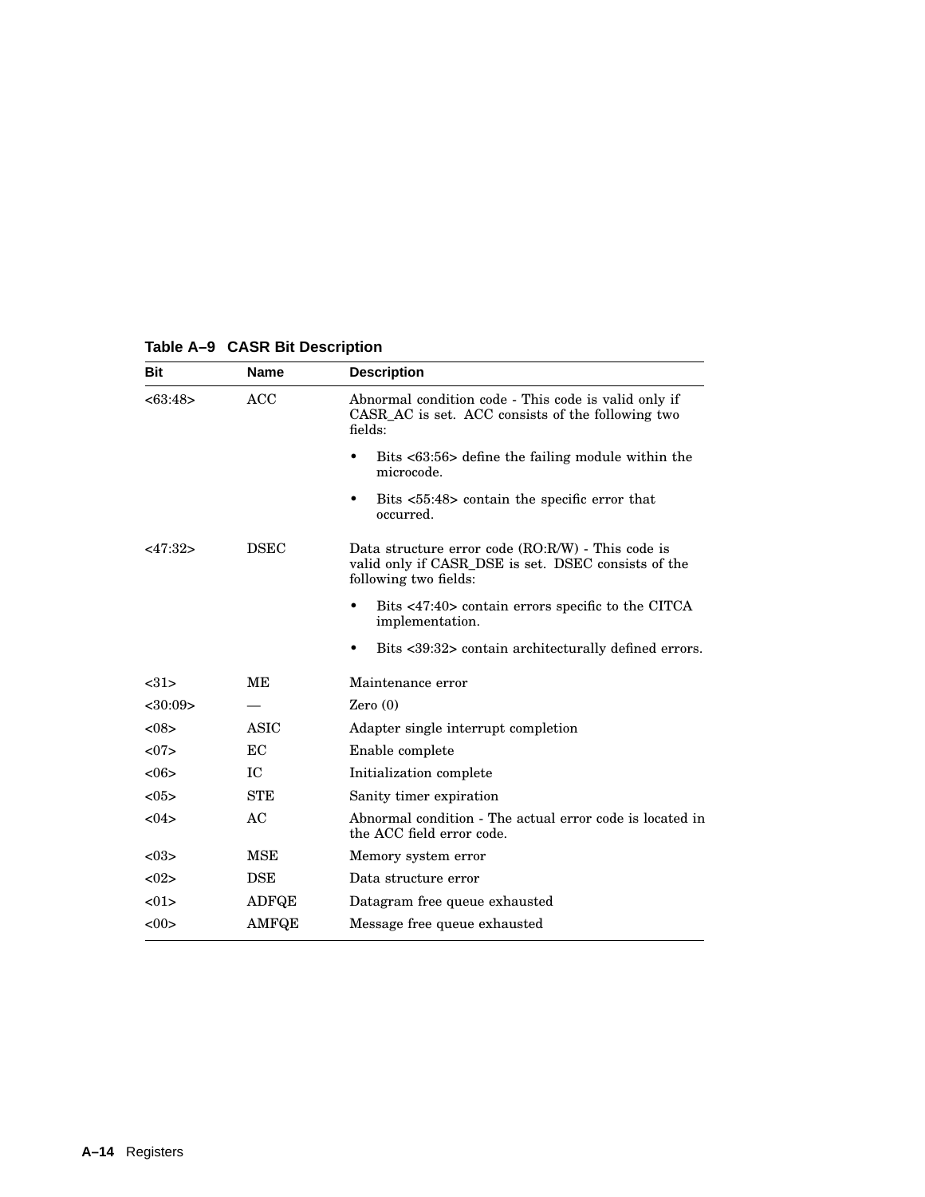**Table A–9 CASR Bit Description**

| Bit | Name | Description |
|---|---|---|
| <63:48> | ACC | Abnormal condition code - This code is valid only if CASR_AC is set. ACC consists of the following two fields:<br>• Bits <63:56> define the failing module within the microcode.<br>• Bits <55:48> contain the specific error that occurred. |
| <47:32> | DSEC | Data structure error code (RO:R/W) - This code is valid only if CASR_DSE is set. DSEC consists of the following two fields:<br>• Bits <47:40> contain errors specific to the CITCA implementation.<br>• Bits <39:32> contain architecturally defined errors. |
| <31> | ME | Maintenance error |
| <30:09> | — | Zero (0) |
| <08> | ASIC | Adapter single interrupt completion |
| <07> | EC | Enable complete |
| <06> | IC | Initialization complete |
| <05> | STE | Sanity timer expiration |
| <04> | AC | Abnormal condition - The actual error code is located in the ACC field error code. |
| <03> | MSE | Memory system error |
| <02> | DSE | Data structure error |
| <01> | ADFQE | Datagram free queue exhausted |
| <00> | AMFQE | Message free queue exhausted |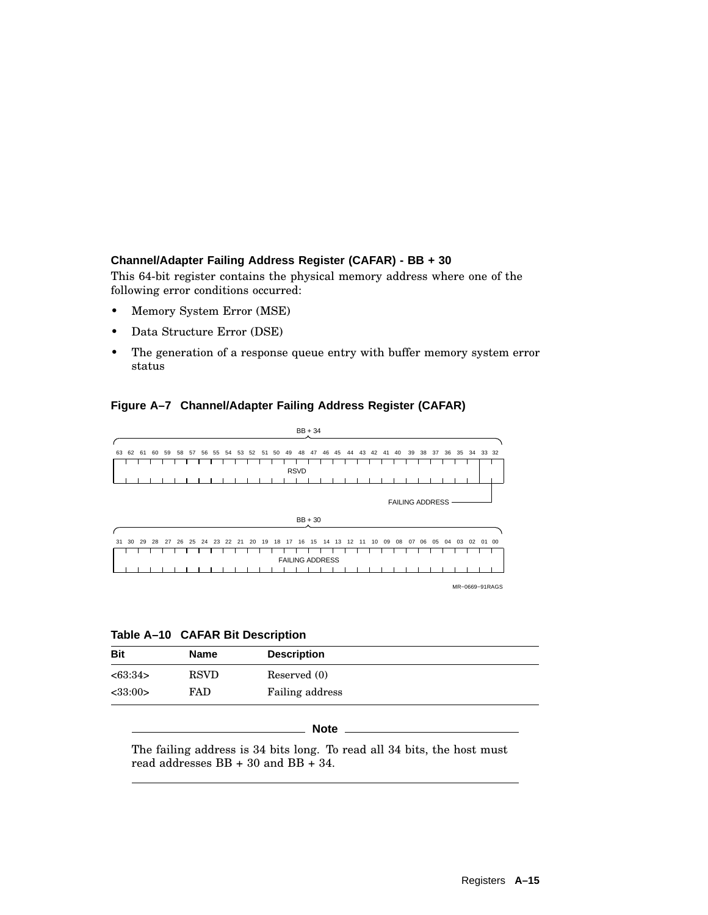### Channel/Adapter Failing Address Register (CAFAR) - BB + 30

This 64-bit register contains the physical memory address where one of the following error conditions occurred:

- Memory System Error (MSE)
- Data Structure Error (DSE)
- The generation of a response queue entry with buffer memory system error status

**Figure A–7 Channel/Adapter Failing Address Register (CAFAR)**

BB + 34

63 62 61 60 59 58 57 56 55 54 53 52 51 50 49 48 47 46 45 44 43 42 41 40 39 38 37 36 35 34 33 32

RSVD

FAILING ADDRESS

BB + 30

31 30 29 28 27 26 25 24 23 22 21 20 19 18 17 16 15 14 13 12 11 10 09 08 07 06 05 04 03 02 01 00

FAILING ADDRESS

MR−0669−91RAGS

**Table A–10 CAFAR Bit Description**

| Bit | Name | Description |
|---|---|---|
| <63:34> | RSVD | Reserved (0) |
| <33:00> | FAD | Failing address |

---

**Note**

The failing address is 34 bits long. To read all 34 bits, the host must read addresses BB + 30 and BB + 34.

---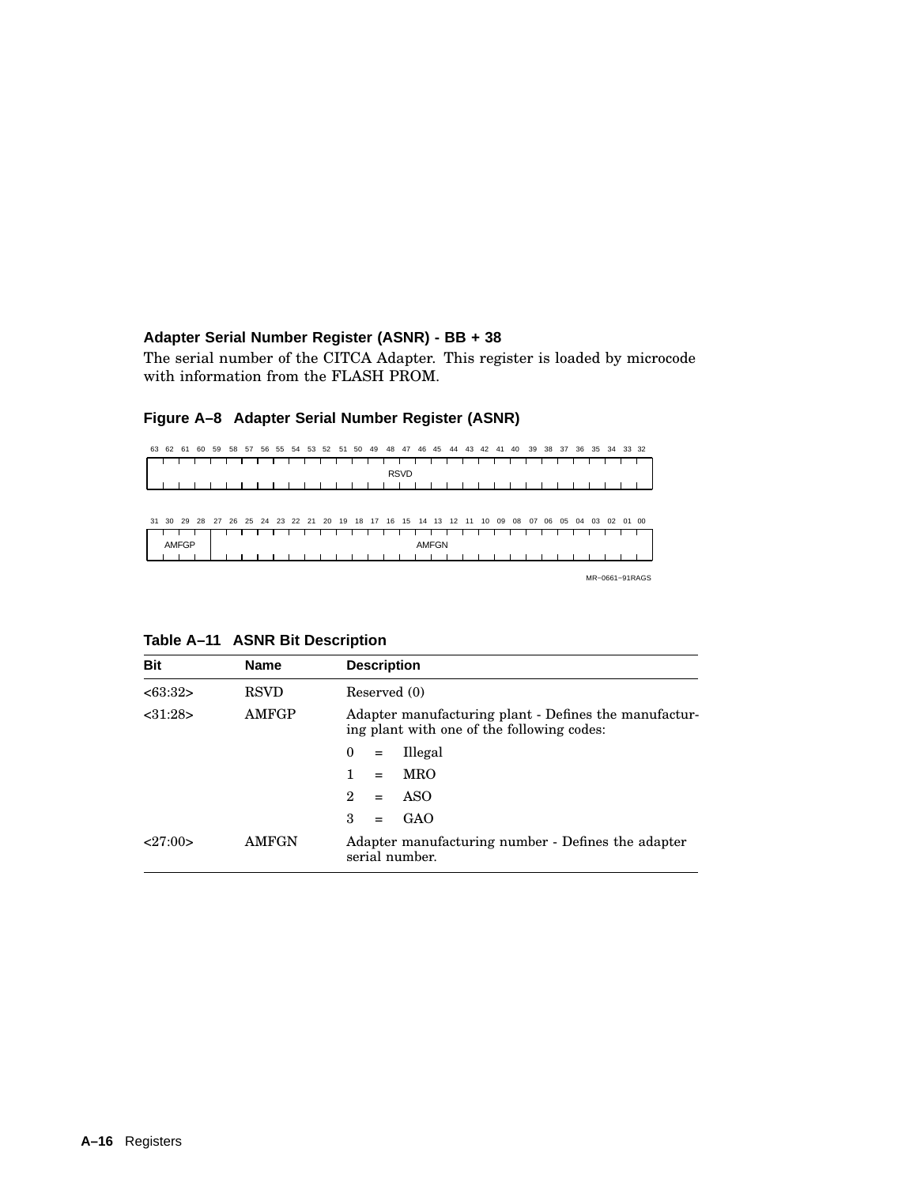### Adapter Serial Number Register (ASNR) - BB + 38

The serial number of the CITCA Adapter. This register is loaded by microcode with information from the FLASH PROM.

**Figure A–8 Adapter Serial Number Register (ASNR)**

| 63:32 |
| --- |
| RSVD |

| 31:28 | 27:00 |
| --- | --- |
| AMFGP | AMFGN |

MR–0661–91RAGS

**Table A–11 ASNR Bit Description**

| Bit | Name | Description |
| --- | --- | --- |
| <63:32> | RSVD | Reserved (0) |
| <31:28> | AMFGP | Adapter manufacturing plant - Defines the manufacturing plant with one of the following codes: |
| | | 0 = Illegal |
| | | 1 = MRO |
| | | 2 = ASO |
| | | 3 = GAO |
| <27:00> | AMFGN | Adapter manufacturing number - Defines the adapter serial number. |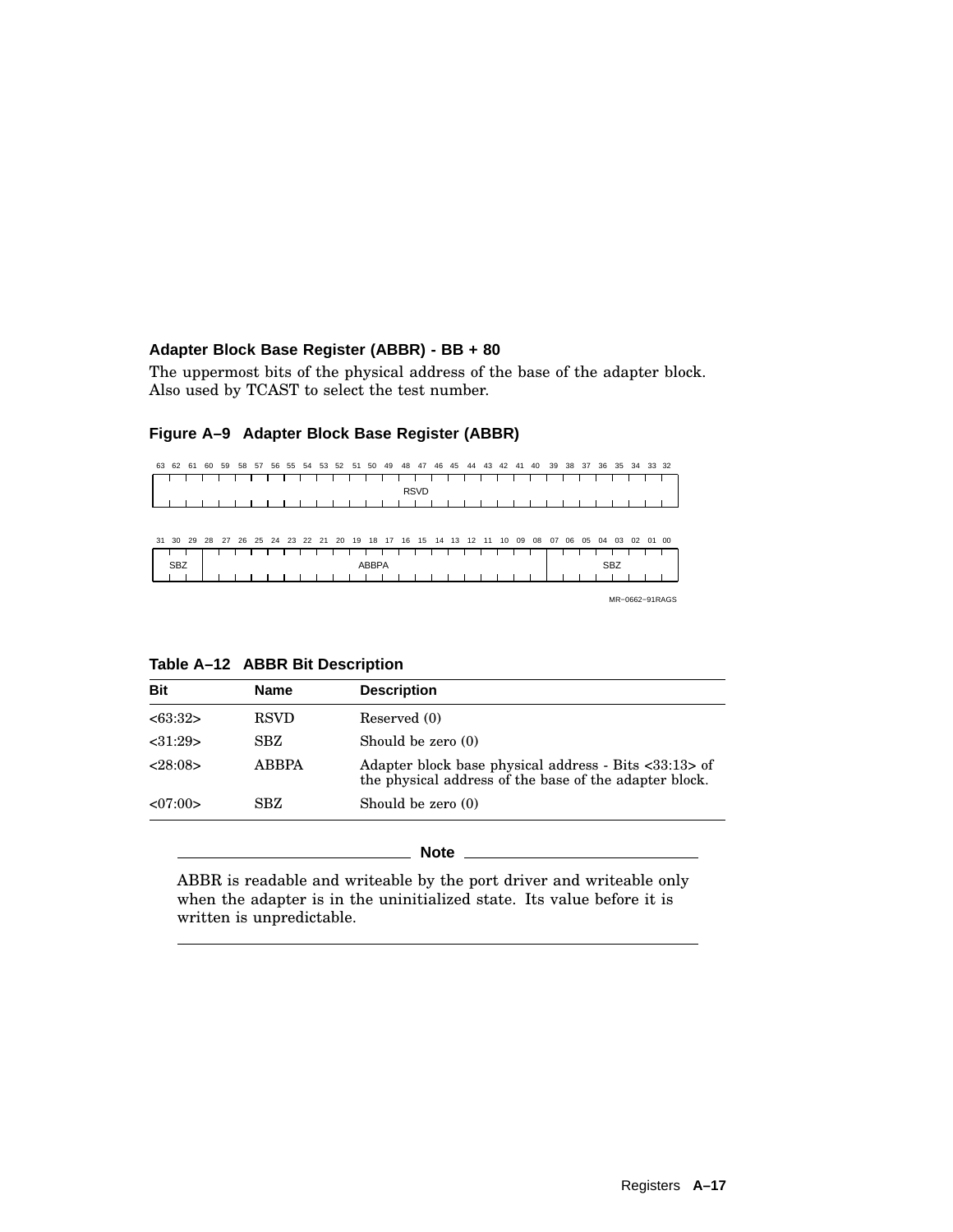### Adapter Block Base Register (ABBR) - BB + 80

The uppermost bits of the physical address of the base of the adapter block. Also used by TCAST to select the test number.

**Figure A–9 Adapter Block Base Register (ABBR)**

| 63:32 |
|---|
| RSVD |

| 31:29 | 28:08 | 07:00 |
|---|---|---|
| SBZ | ABBPA | SBZ |

MR−0662−91RAGS

**Table A–12 ABBR Bit Description**

| Bit | Name | Description |
|---|---|---|
| <63:32> | RSVD | Reserved (0) |
| <31:29> | SBZ | Should be zero (0) |
| <28:08> | ABBPA | Adapter block base physical address - Bits <33:13> of the physical address of the base of the adapter block. |
| <07:00> | SBZ | Should be zero (0) |

---

**Note**

ABBR is readable and writeable by the port driver and writeable only when the adapter is in the uninitialized state. Its value before it is written is unpredictable.

---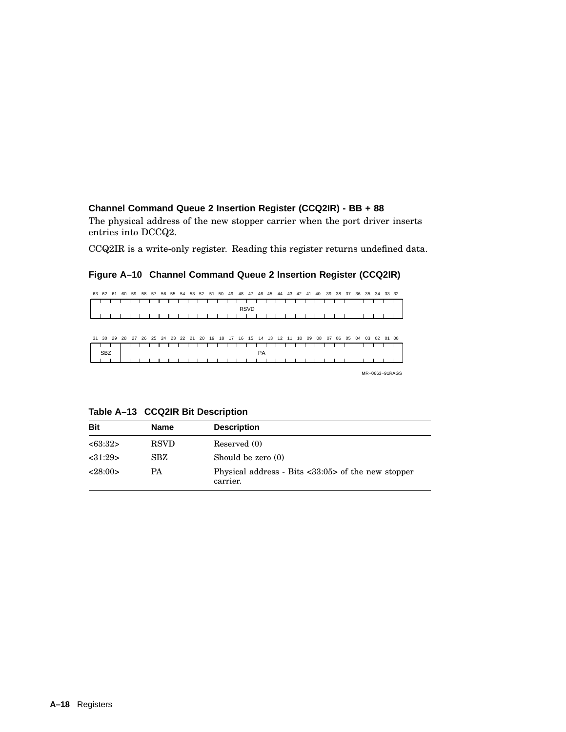### Channel Command Queue 2 Insertion Register (CCQ2IR) - BB + 88

The physical address of the new stopper carrier when the port driver inserts entries into DCCQ2.

CCQ2IR is a write-only register. Reading this register returns undefined data.

**Figure A–10 Channel Command Queue 2 Insertion Register (CCQ2IR)**

| 63:32 |
|---|
| RSVD |

| 31:29 | 28:00 |
|---|---|
| SBZ | PA |

MR–0663–91RAGS

**Table A–13 CCQ2IR Bit Description**

| Bit | Name | Description |
|---|---|---|
| <63:32> | RSVD | Reserved (0) |
| <31:29> | SBZ | Should be zero (0) |
| <28:00> | PA | Physical address - Bits <33:05> of the new stopper carrier. |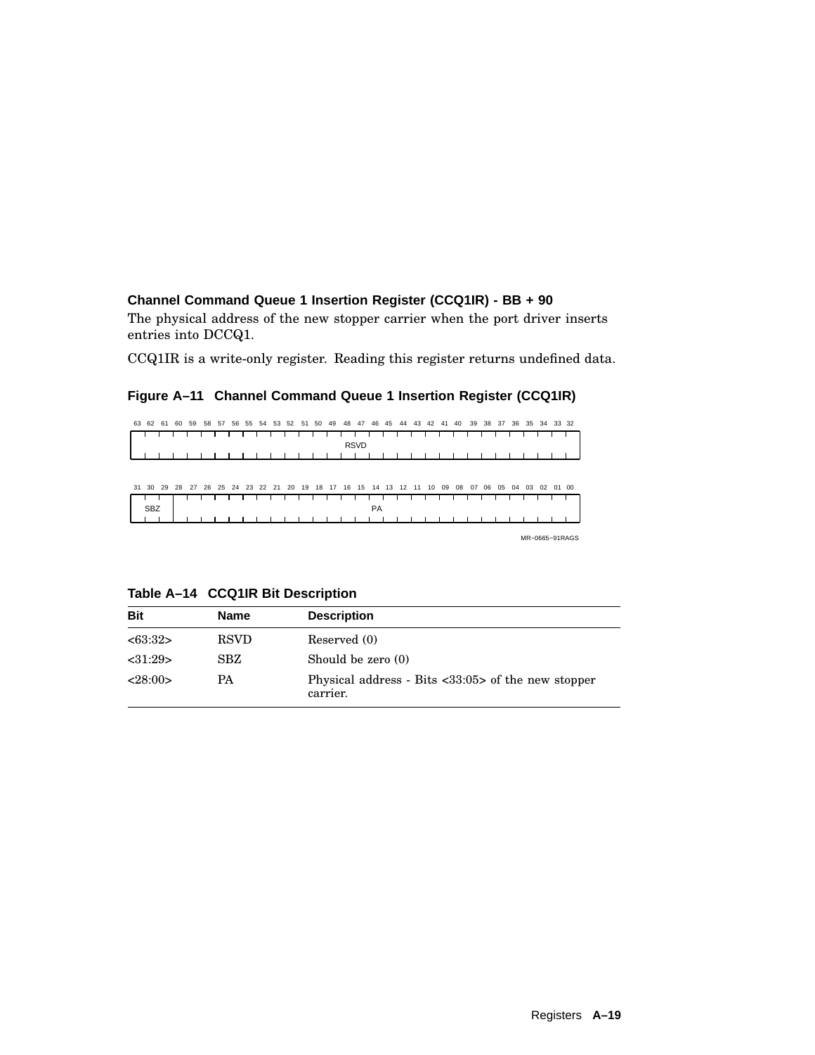### Channel Command Queue 1 Insertion Register (CCQ1IR) - BB + 90

The physical address of the new stopper carrier when the port driver inserts entries into DCCQ1.

CCQ1IR is a write-only register. Reading this register returns undefined data.

**Figure A–11 Channel Command Queue 1 Insertion Register (CCQ1IR)**

| 63 ... 32 |
|---|
| RSVD |

| 31 30 29 | 28 ... 00 |
|---|---|
| SBZ | PA |

MR−0665−91RAGS

**Table A–14 CCQ1IR Bit Description**

| Bit | Name | Description |
|---|---|---|
| <63:32> | RSVD | Reserved (0) |
| <31:29> | SBZ | Should be zero (0) |
| <28:00> | PA | Physical address - Bits <33:05> of the new stopper carrier. |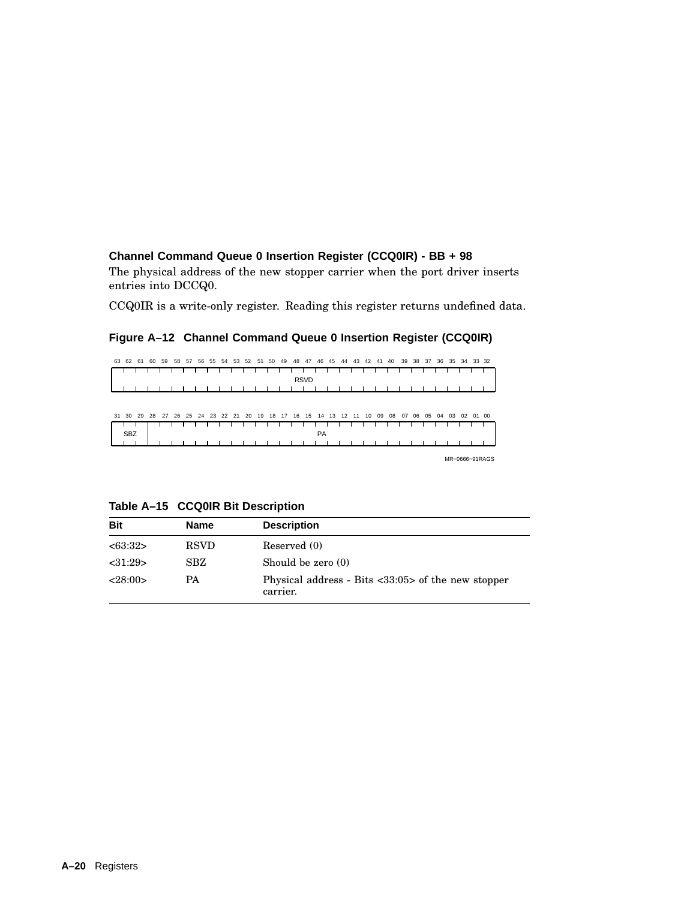### Channel Command Queue 0 Insertion Register (CCQ0IR) - BB + 98

The physical address of the new stopper carrier when the port driver inserts entries into DCCQ0.

CCQ0IR is a write-only register. Reading this register returns undefined data.

**Figure A–12 Channel Command Queue 0 Insertion Register (CCQ0IR)**

| 63:32 |
|---|
| RSVD |

| 31:29 | 28:00 |
|---|---|
| SBZ | PA |

MR−0666−91RAGS

**Table A–15 CCQ0IR Bit Description**

| Bit | Name | Description |
|---|---|---|
| <63:32> | RSVD | Reserved (0) |
| <31:29> | SBZ | Should be zero (0) |
| <28:00> | PA | Physical address - Bits <33:05> of the new stopper carrier. |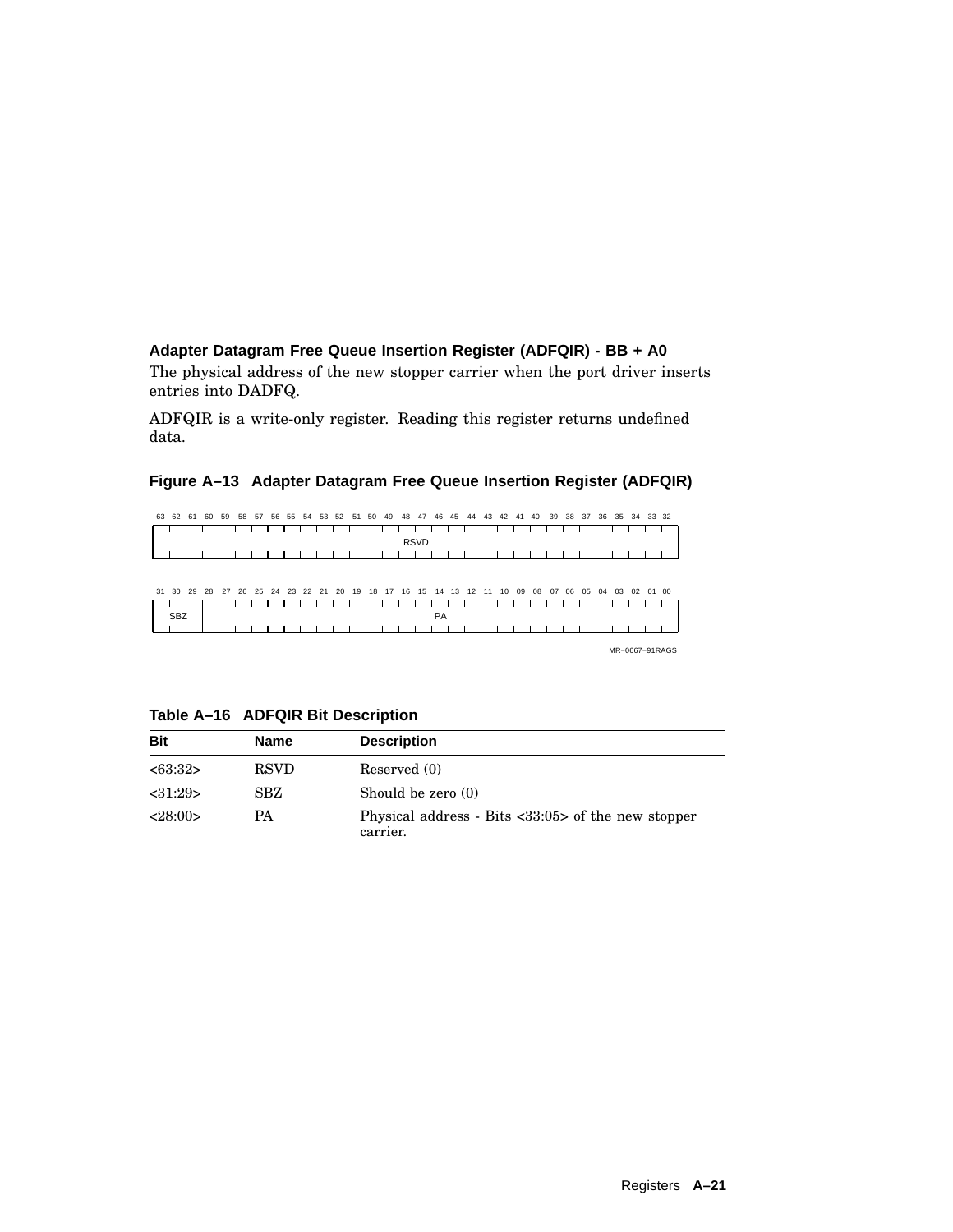### Adapter Datagram Free Queue Insertion Register (ADFQIR) - BB + A0

The physical address of the new stopper carrier when the port driver inserts entries into DADFQ.

ADFQIR is a write-only register. Reading this register returns undefined data.

**Figure A–13 Adapter Datagram Free Queue Insertion Register (ADFQIR)**

| 63 … 32 |
|---|
| RSVD |

| 31 … 29 | 28 … 00 |
|---|---|
| SBZ | PA |

MR–0667–91RAGS

**Table A–16 ADFQIR Bit Description**

| Bit | Name | Description |
|---|---|---|
| <63:32> | RSVD | Reserved (0) |
| <31:29> | SBZ | Should be zero (0) |
| <28:00> | PA | Physical address - Bits <33:05> of the new stopper carrier. |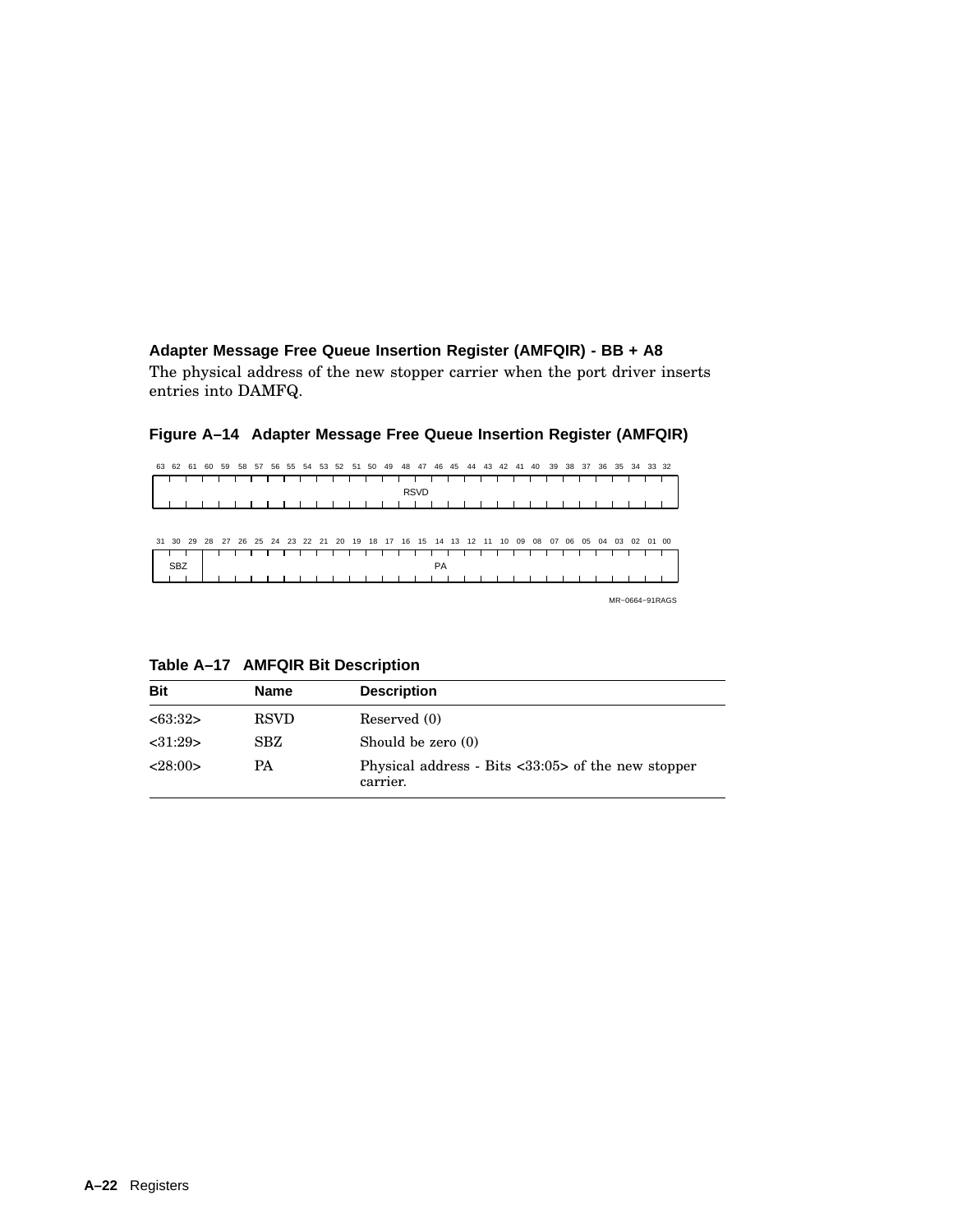### Adapter Message Free Queue Insertion Register (AMFQIR) - BB + A8

The physical address of the new stopper carrier when the port driver inserts entries into DAMFQ.

**Figure A–14 Adapter Message Free Queue Insertion Register (AMFQIR)**

| 63:32 |
| --- |
| RSVD |

| 31:29 | 28:00 |
| --- | --- |
| SBZ | PA |

MR−0664−91RAGS

**Table A–17 AMFQIR Bit Description**

| Bit | Name | Description |
| --- | --- | --- |
| <63:32> | RSVD | Reserved (0) |
| <31:29> | SBZ | Should be zero (0) |
| <28:00> | PA | Physical address - Bits <33:05> of the new stopper carrier. |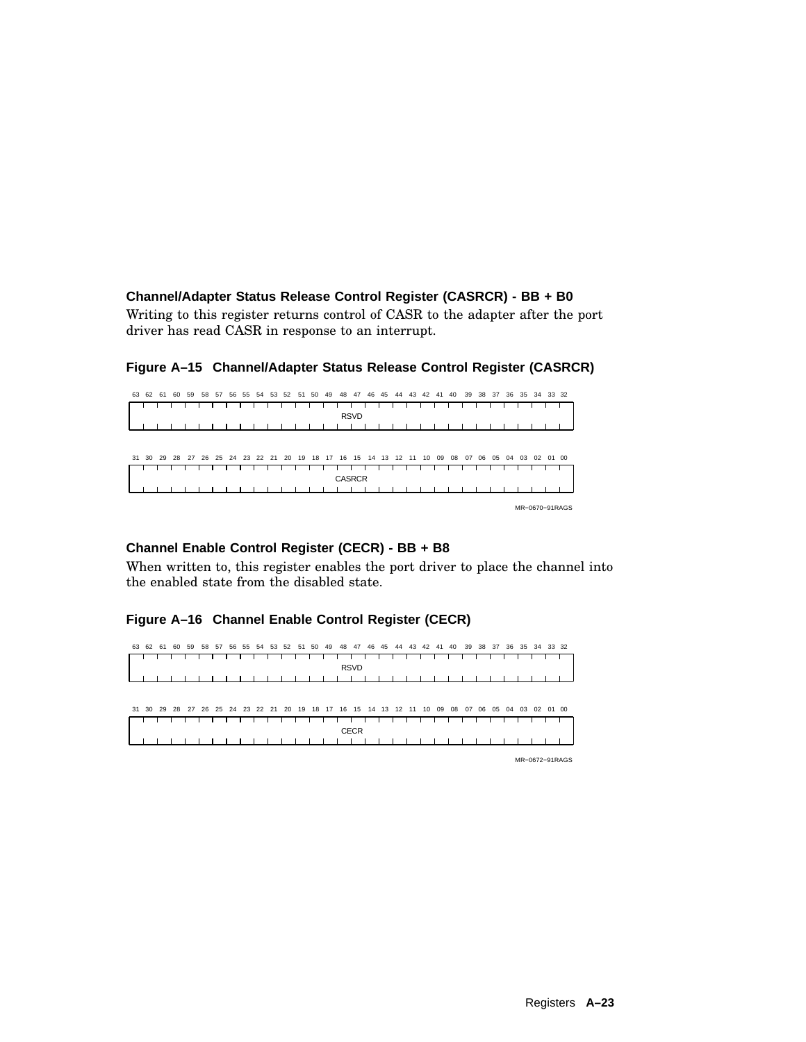### Channel/Adapter Status Release Control Register (CASRCR) - BB + B0

Writing to this register returns control of CASR to the adapter after the port driver has read CASR in response to an interrupt.

**Figure A–15 Channel/Adapter Status Release Control Register (CASRCR)**

| Bits 63–32 |
|---|
| RSVD |

| Bits 31–00 |
|---|
| CASRCR |

MR−0670−91RAGS

### Channel Enable Control Register (CECR) - BB + B8

When written to, this register enables the port driver to place the channel into the enabled state from the disabled state.

**Figure A–16 Channel Enable Control Register (CECR)**

| Bits 63–32 |
|---|
| RSVD |

| Bits 31–00 |
|---|
| CECR |

MR−0672−91RAGS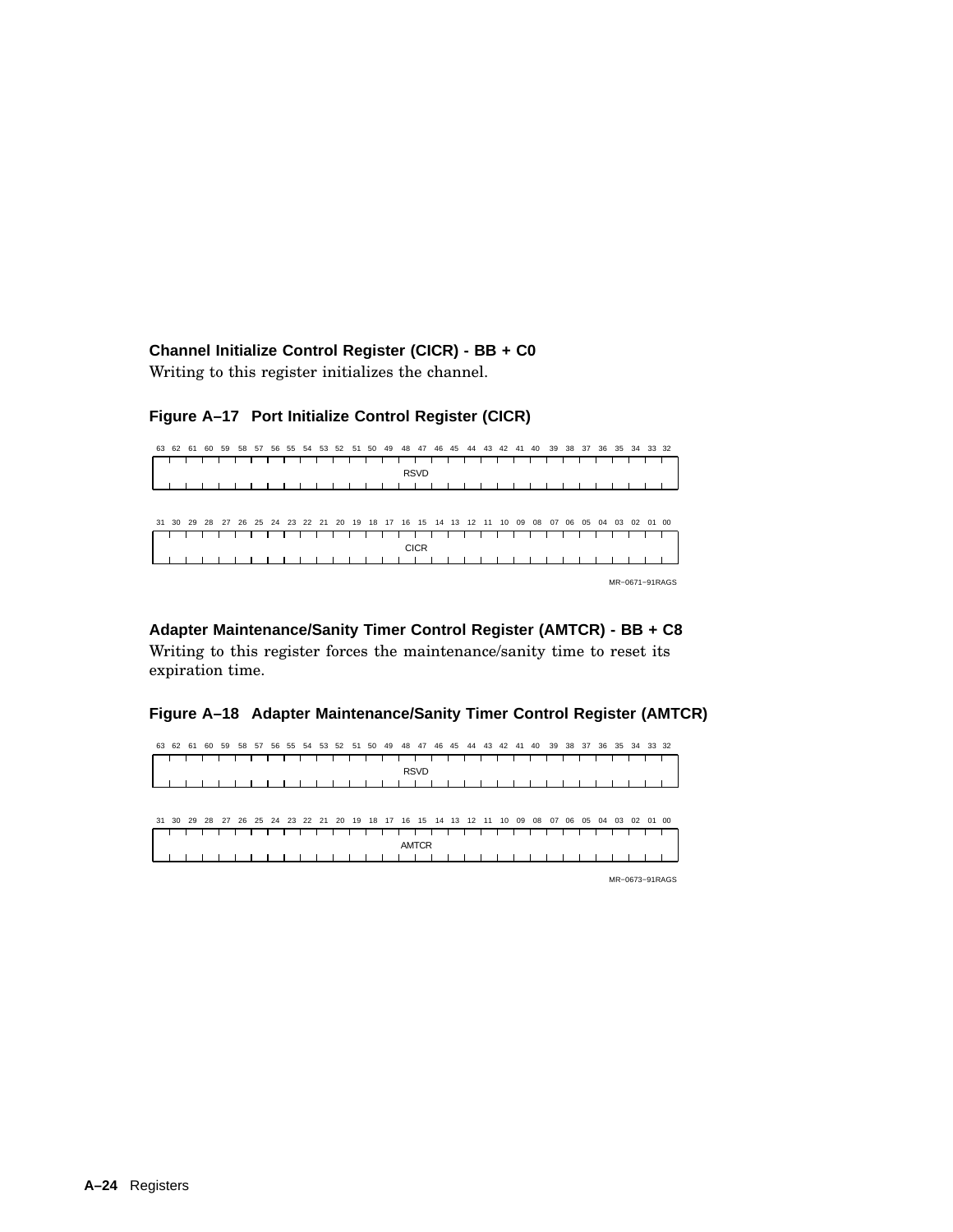**Channel Initialize Control Register (CICR) - BB + C0**

Writing to this register initializes the channel.

**Figure A–17 Port Initialize Control Register (CICR)**

| 63–32 |
|---|
| RSVD |

| 31–00 |
|---|
| CICR |

MR–0671–91RAGS

**Adapter Maintenance/Sanity Timer Control Register (AMTCR) - BB + C8**

Writing to this register forces the maintenance/sanity time to reset its expiration time.

**Figure A–18 Adapter Maintenance/Sanity Timer Control Register (AMTCR)**

| 63–32 |
|---|
| RSVD |

| 31–00 |
|---|
| AMTCR |

MR–0673–91RAGS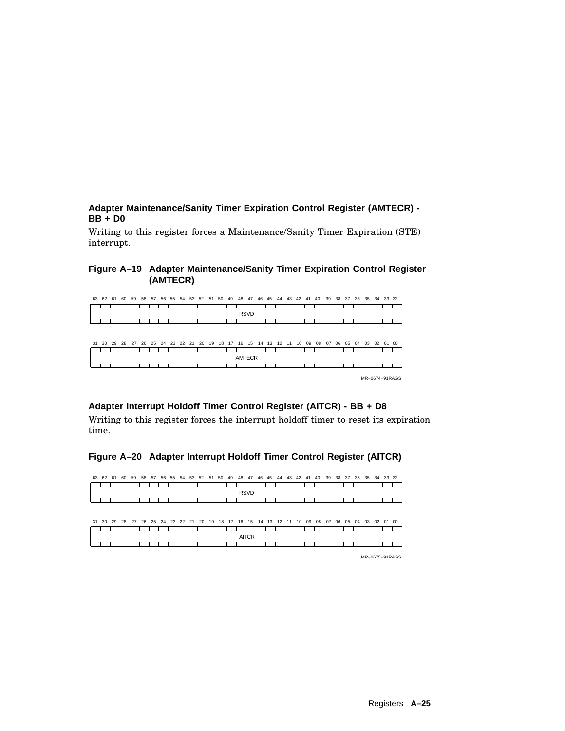### Adapter Maintenance/Sanity Timer Expiration Control Register (AMTECR) - BB + D0

Writing to this register forces a Maintenance/Sanity Timer Expiration (STE) interrupt.

**Figure A–19 Adapter Maintenance/Sanity Timer Expiration Control Register (AMTECR)**

| 63 – 32 |
|---|
| RSVD |

| 31 – 00 |
|---|
| AMTECR |

MR−0674−91RAGS

### Adapter Interrupt Holdoff Timer Control Register (AITCR) - BB + D8

Writing to this register forces the interrupt holdoff timer to reset its expiration time.

**Figure A–20 Adapter Interrupt Holdoff Timer Control Register (AITCR)**

| 63 – 32 |
|---|
| RSVD |

| 31 – 00 |
|---|
| AITCR |

MR−0675−91RAGS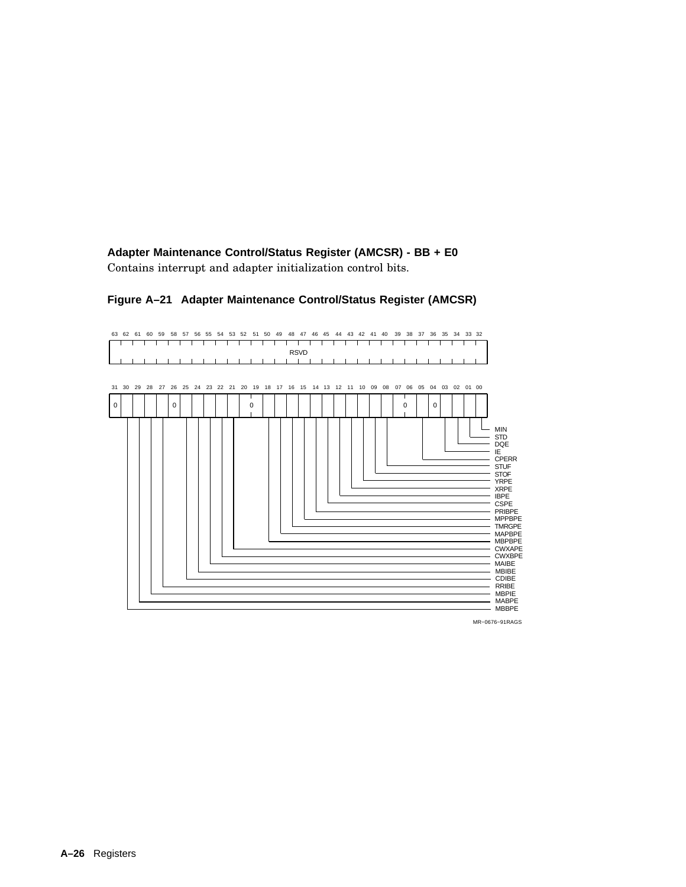**Adapter Maintenance Control/Status Register (AMCSR) - BB + E0**

Contains interrupt and adapter initialization control bits.

**Figure A–21 Adapter Maintenance Control/Status Register (AMCSR)**

| 63–32 |
|---|
| RSVD |

| Bit | Field |
|---|---|
| 31 | 0 |
| 30 | MBBPE |
| 29 | MABPE |
| 28 | MBPIE |
| 27 | RRIBE |
| 26 | 0 |
| 25 | CDIBE |
| 24 | MBIBE |
| 23 | MAIBE |
| 22 | CWXBPE |
| 21 | CWXAPE |
| 20–19 | 0 |
| 18 | MBPBPE |
| 17 | MAPBPE |
| 16 | TMRGPE |
| 15 | MPPBPE |
| 14 | PRIBPE |
| 13 | CSPE |
| 12 | IBPE |
| 11 | XRPE |
| 10 | YRPE |
| 09 | STOF |
| 08 | STUF |
| 07–06 | 0 |
| 05 | CPERR |
| 04 | 0 |
| 03 | IE |
| 02 | DQE |
| 01 | STD |
| 00 | MIN |

MR−0676−91RAGS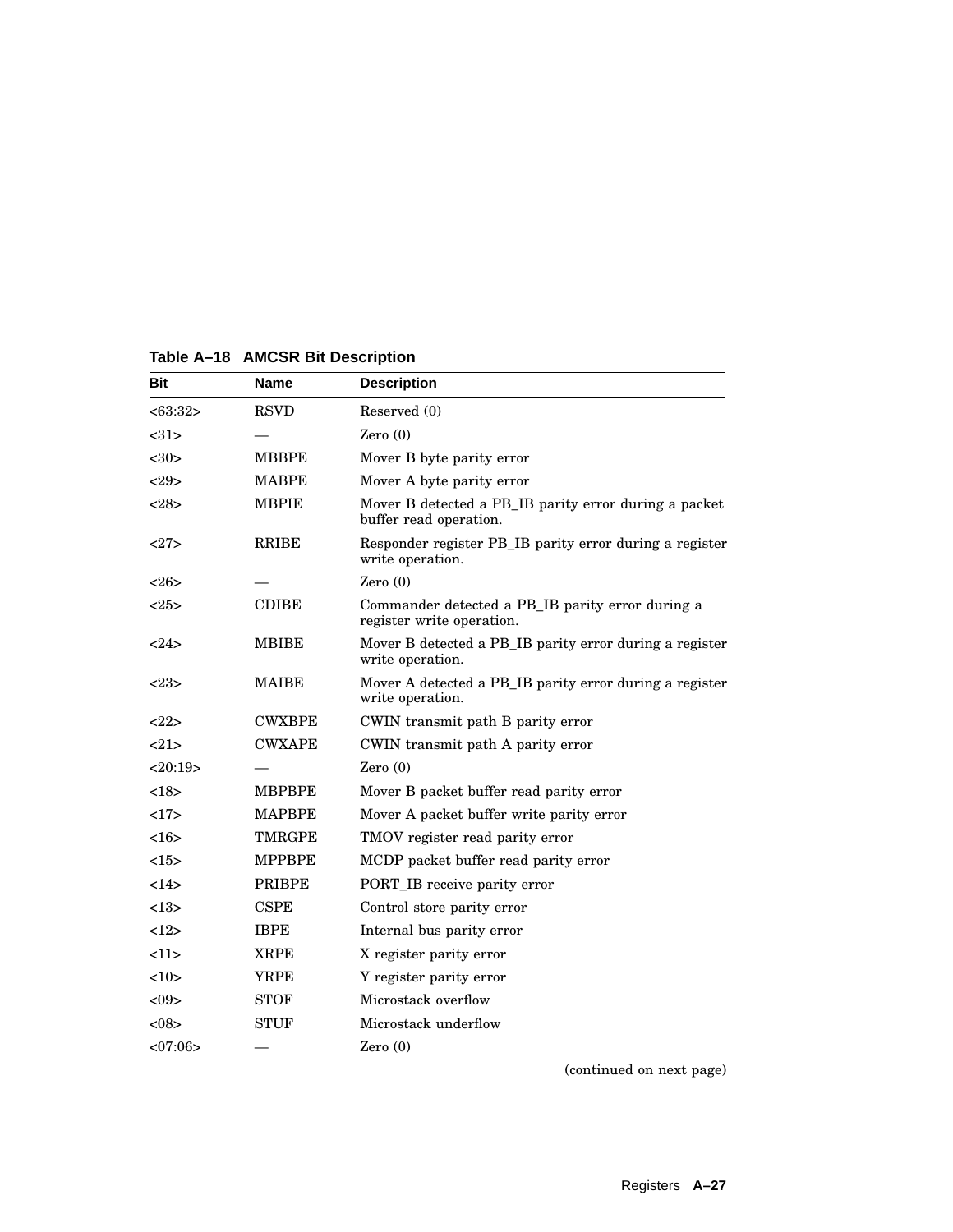**Table A–18 AMCSR Bit Description**

| Bit | Name | Description |
|---|---|---|
| <63:32> | RSVD | Reserved (0) |
| <31> | — | Zero (0) |
| <30> | MBBPE | Mover B byte parity error |
| <29> | MABPE | Mover A byte parity error |
| <28> | MBPIE | Mover B detected a PB_IB parity error during a packet buffer read operation. |
| <27> | RRIBE | Responder register PB_IB parity error during a register write operation. |
| <26> | — | Zero (0) |
| <25> | CDIBE | Commander detected a PB_IB parity error during a register write operation. |
| <24> | MBIBE | Mover B detected a PB_IB parity error during a register write operation. |
| <23> | MAIBE | Mover A detected a PB_IB parity error during a register write operation. |
| <22> | CWXBPE | CWIN transmit path B parity error |
| <21> | CWXAPE | CWIN transmit path A parity error |
| <20:19> | — | Zero (0) |
| <18> | MBPBPE | Mover B packet buffer read parity error |
| <17> | MAPBPE | Mover A packet buffer write parity error |
| <16> | TMRGPE | TMOV register read parity error |
| <15> | MPPBPE | MCDP packet buffer read parity error |
| <14> | PRIBPE | PORT_IB receive parity error |
| <13> | CSPE | Control store parity error |
| <12> | IBPE | Internal bus parity error |
| <11> | XRPE | X register parity error |
| <10> | YRPE | Y register parity error |
| <09> | STOF | Microstack overflow |
| <08> | STUF | Microstack underflow |
| <07:06> | — | Zero (0) |

(continued on next page)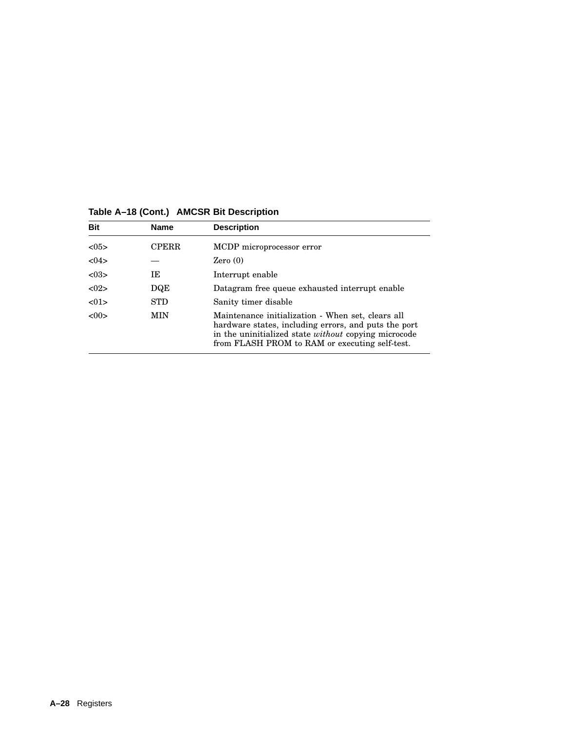**Table A–18 (Cont.) AMCSR Bit Description**

| Bit | Name | Description |
|---|---|---|
| <05> | CPERR | MCDP microprocessor error |
| <04> | — | Zero (0) |
| <03> | IE | Interrupt enable |
| <02> | DQE | Datagram free queue exhausted interrupt enable |
| <01> | STD | Sanity timer disable |
| <00> | MIN | Maintenance initialization - When set, clears all hardware states, including errors, and puts the port in the uninitialized state *without* copying microcode from FLASH PROM to RAM or executing self-test. |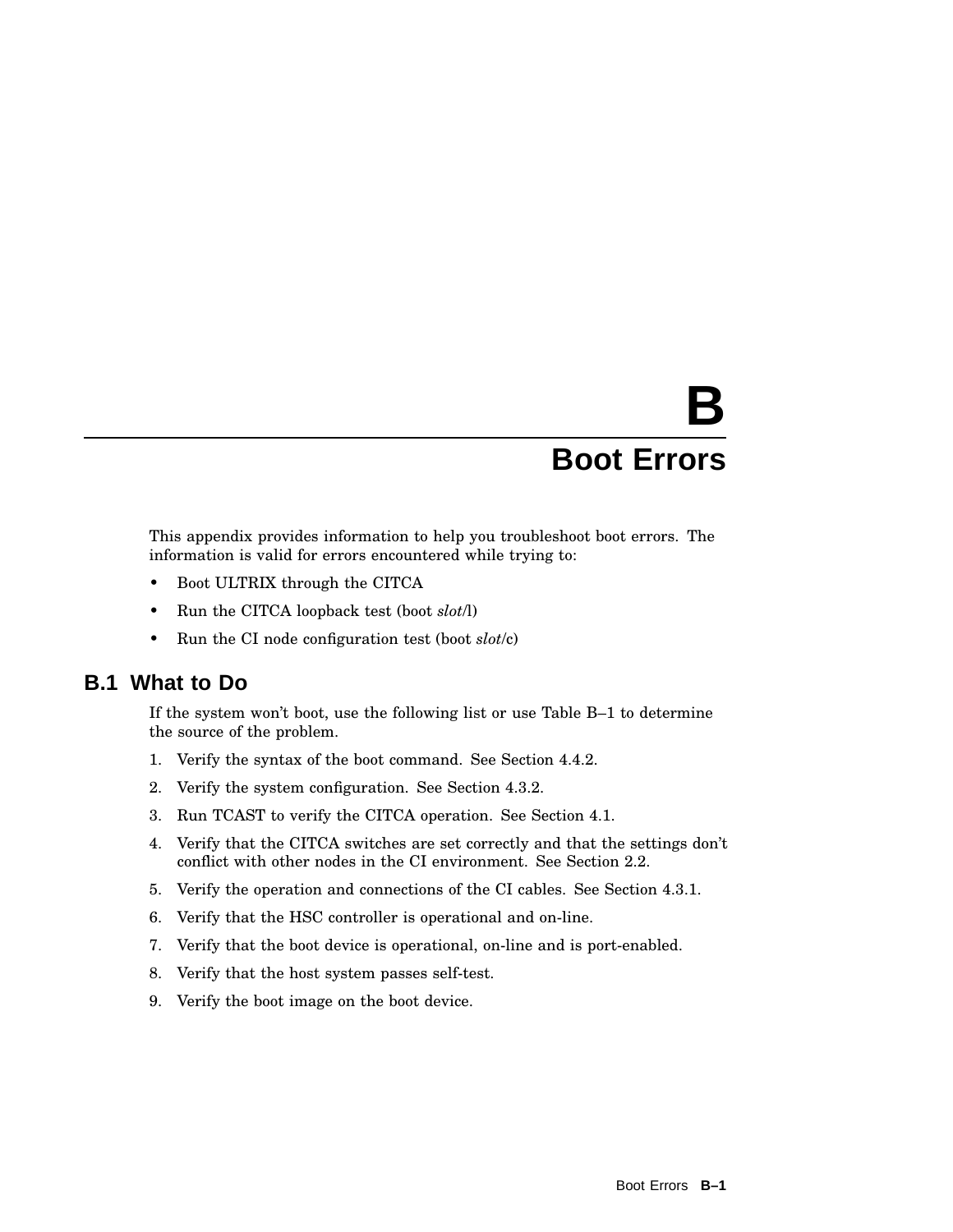# B Boot Errors

This appendix provides information to help you troubleshoot boot errors. The information is valid for errors encountered while trying to:

- Boot ULTRIX through the CITCA
- Run the CITCA loopback test (boot *slot*/l)
- Run the CI node configuration test (boot *slot*/c)

## B.1 What to Do

If the system won't boot, use the following list or use Table B–1 to determine the source of the problem.

1. Verify the syntax of the boot command. See Section 4.4.2.
2. Verify the system configuration. See Section 4.3.2.
3. Run TCAST to verify the CITCA operation. See Section 4.1.
4. Verify that the CITCA switches are set correctly and that the settings don't conflict with other nodes in the CI environment. See Section 2.2.
5. Verify the operation and connections of the CI cables. See Section 4.3.1.
6. Verify that the HSC controller is operational and on-line.
7. Verify that the boot device is operational, on-line and is port-enabled.
8. Verify that the host system passes self-test.
9. Verify the boot image on the boot device.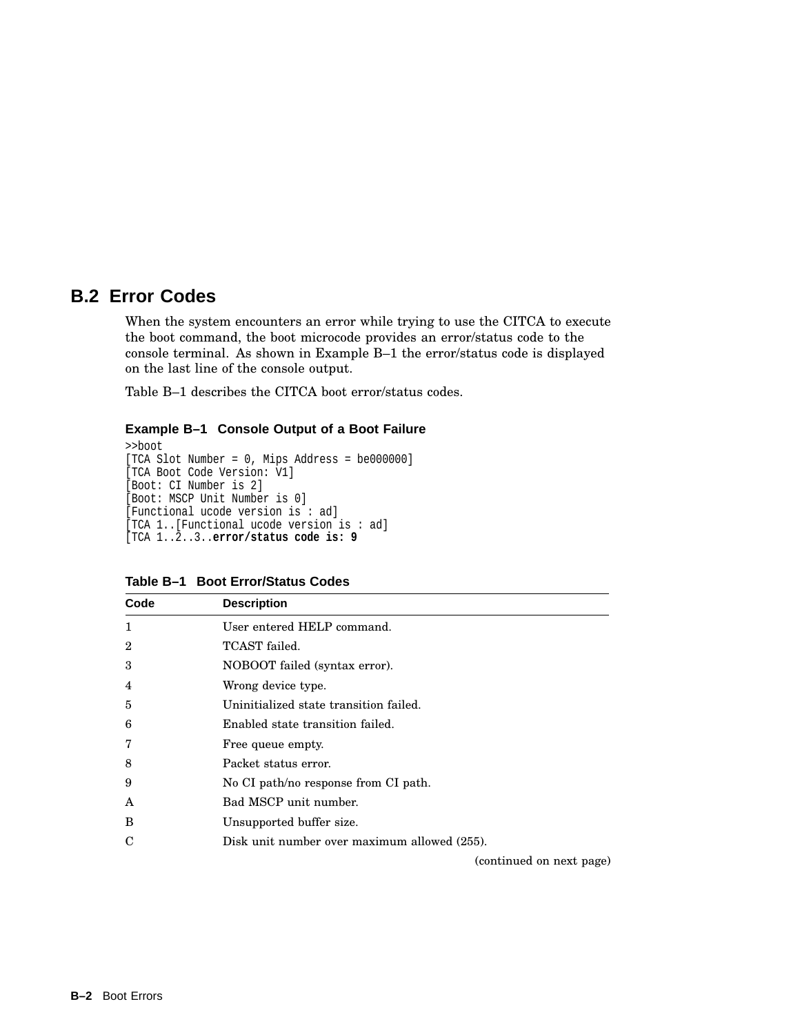## B.2 Error Codes

When the system encounters an error while trying to use the CITCA to execute the boot command, the boot microcode provides an error/status code to the console terminal. As shown in Example B–1 the error/status code is displayed on the last line of the console output.

Table B–1 describes the CITCA boot error/status codes.

**Example B–1 Console Output of a Boot Failure**

```
>>boot
[TCA Slot Number = 0, Mips Address = be000000]
[TCA Boot Code Version: V1]
[Boot: CI Number is 2]
[Boot: MSCP Unit Number is 0]
[Functional ucode version is : ad]
[TCA 1..[Functional ucode version is : ad]
[TCA 1..2..3..error/status code is: 9
```

**Table B–1 Boot Error/Status Codes**

| Code | Description |
|---|---|
| 1 | User entered HELP command. |
| 2 | TCAST failed. |
| 3 | NOBOOT failed (syntax error). |
| 4 | Wrong device type. |
| 5 | Uninitialized state transition failed. |
| 6 | Enabled state transition failed. |
| 7 | Free queue empty. |
| 8 | Packet status error. |
| 9 | No CI path/no response from CI path. |
| A | Bad MSCP unit number. |
| B | Unsupported buffer size. |
| C | Disk unit number over maximum allowed (255). |

(continued on next page)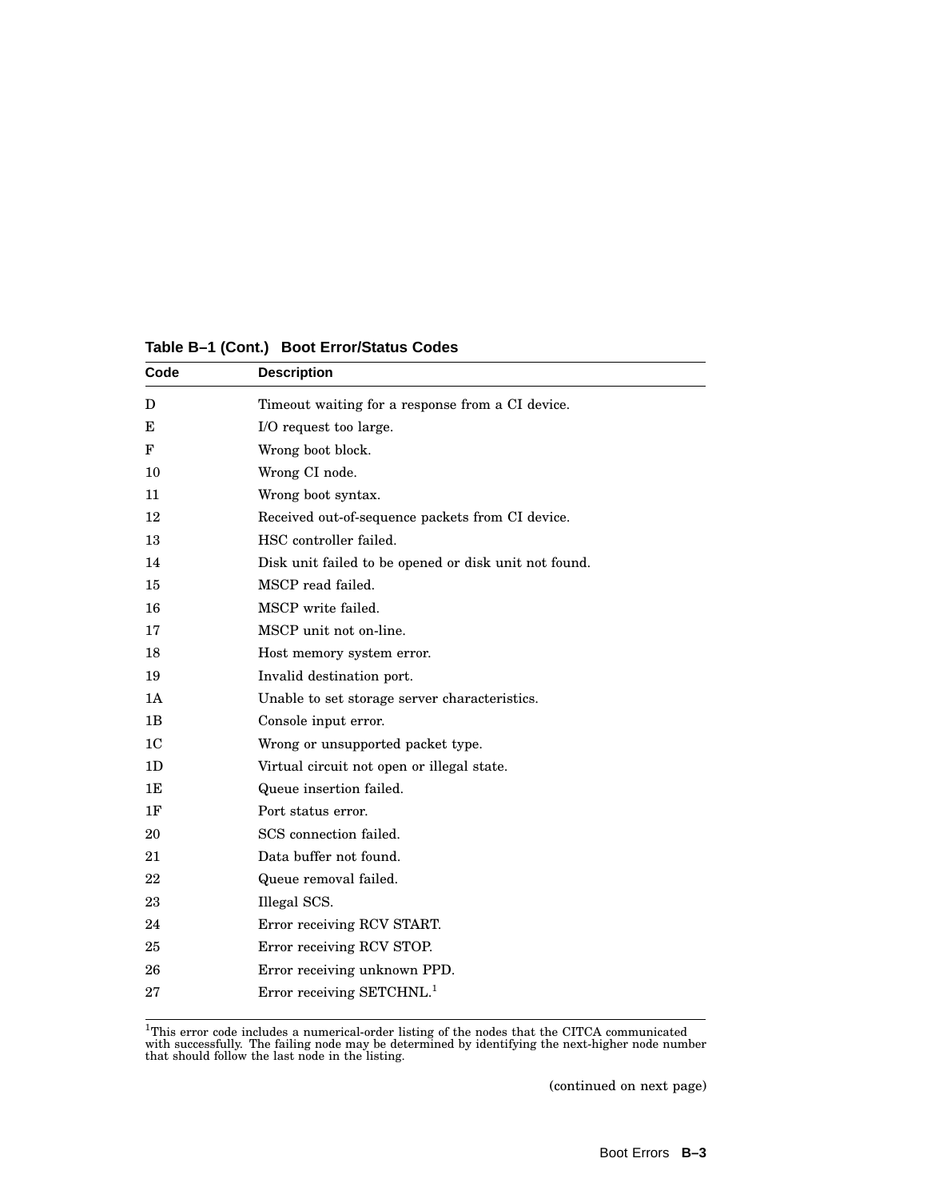**Table B–1 (Cont.) Boot Error/Status Codes**

| Code | Description |
|---|---|
| D | Timeout waiting for a response from a CI device. |
| E | I/O request too large. |
| F | Wrong boot block. |
| 10 | Wrong CI node. |
| 11 | Wrong boot syntax. |
| 12 | Received out-of-sequence packets from CI device. |
| 13 | HSC controller failed. |
| 14 | Disk unit failed to be opened or disk unit not found. |
| 15 | MSCP read failed. |
| 16 | MSCP write failed. |
| 17 | MSCP unit not on-line. |
| 18 | Host memory system error. |
| 19 | Invalid destination port. |
| 1A | Unable to set storage server characteristics. |
| 1B | Console input error. |
| 1C | Wrong or unsupported packet type. |
| 1D | Virtual circuit not open or illegal state. |
| 1E | Queue insertion failed. |
| 1F | Port status error. |
| 20 | SCS connection failed. |
| 21 | Data buffer not found. |
| 22 | Queue removal failed. |
| 23 | Illegal SCS. |
| 24 | Error receiving RCV START. |
| 25 | Error receiving RCV STOP. |
| 26 | Error receiving unknown PPD. |
| 27 | Error receiving SETCHNL.[1] |

[1]This error code includes a numerical-order listing of the nodes that the CITCA communicated with successfully. The failing node may be determined by identifying the next-higher node number that should follow the last node in the listing.

(continued on next page)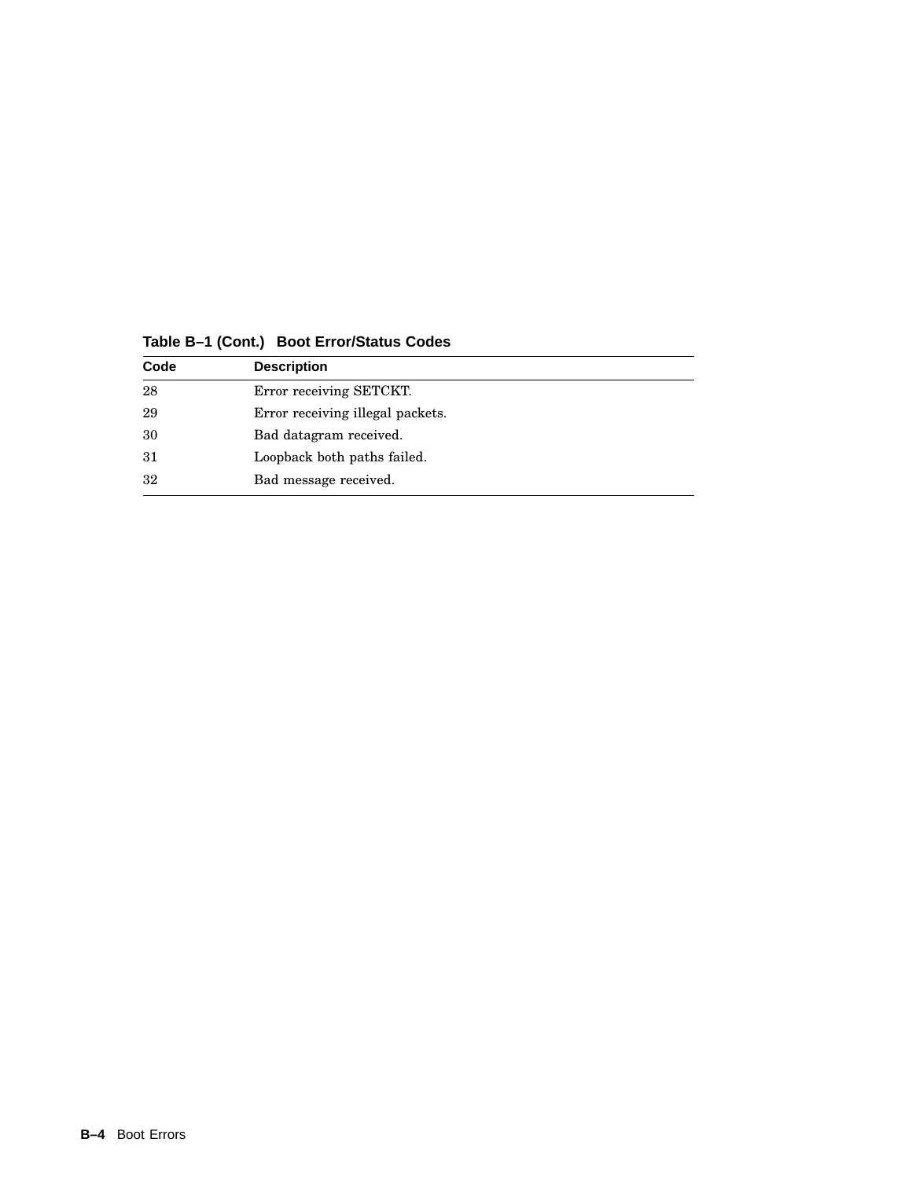**Table B–1 (Cont.) Boot Error/Status Codes**

| Code | Description |
|---|---|
| 28 | Error receiving SETCKT. |
| 29 | Error receiving illegal packets. |
| 30 | Bad datagram received. |
| 31 | Loopback both paths failed. |
| 32 | Bad message received. |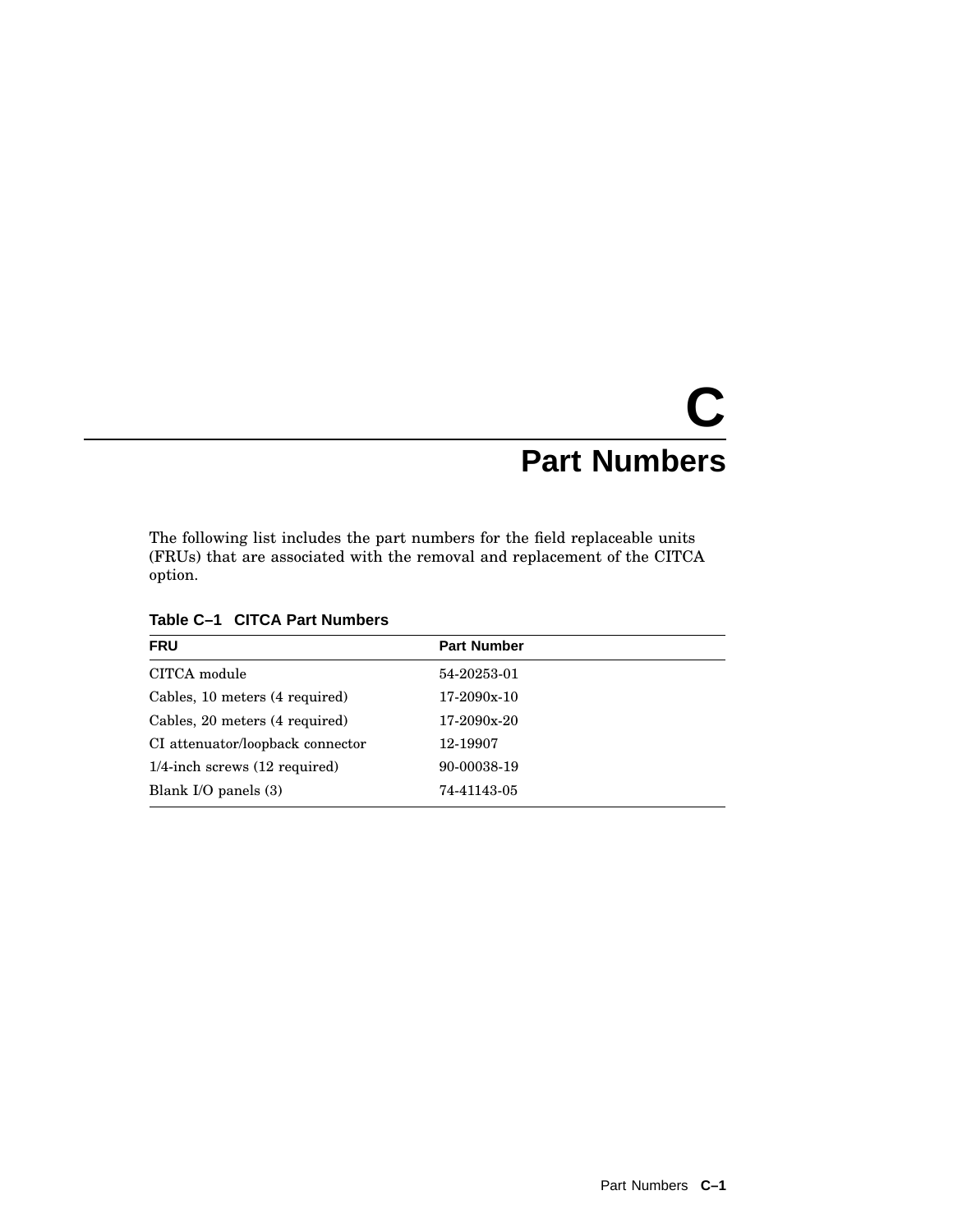# C Part Numbers

The following list includes the part numbers for the field replaceable units (FRUs) that are associated with the removal and replacement of the CITCA option.

**Table C–1 CITCA Part Numbers**

| FRU | Part Number |
|---|---|
| CITCA module | 54-20253-01 |
| Cables, 10 meters (4 required) | 17-2090x-10 |
| Cables, 20 meters (4 required) | 17-2090x-20 |
| CI attenuator/loopback connector | 12-19907 |
| 1/4-inch screws (12 required) | 90-00038-19 |
| Blank I/O panels (3) | 74-41143-05 |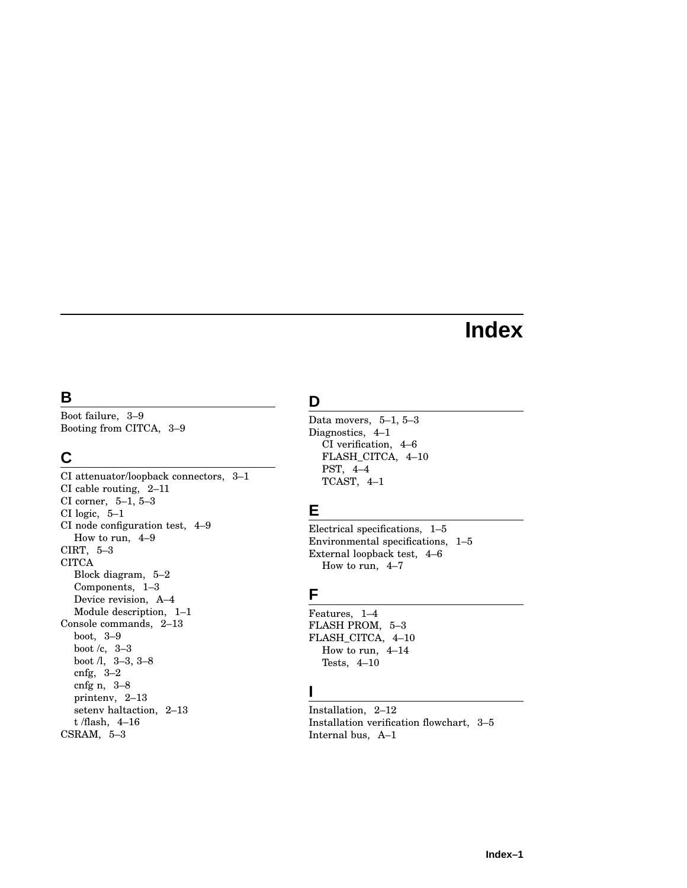# Index

## B

Boot failure, 3–9
Booting from CITCA, 3–9

## C

CI attenuator/loopback connectors, 3–1
CI cable routing, 2–11
CI corner, 5–1, 5–3
CI logic, 5–1
CI node configuration test, 4–9
    How to run, 4–9
CIRT, 5–3
CITCA
    Block diagram, 5–2
    Components, 1–3
    Device revision, A–4
    Module description, 1–1
Console commands, 2–13
    boot, 3–9
    boot /c, 3–3
    boot /l, 3–3, 3–8
    cnfg, 3–2
    cnfg n, 3–8
    printenv, 2–13
    setenv haltaction, 2–13
    t /flash, 4–16
CSRAM, 5–3

## D

Data movers, 5–1, 5–3
Diagnostics, 4–1
    CI verification, 4–6
    FLASH_CITCA, 4–10
    PST, 4–4
    TCAST, 4–1

## E

Electrical specifications, 1–5
Environmental specifications, 1–5
External loopback test, 4–6
    How to run, 4–7

## F

Features, 1–4
FLASH PROM, 5–3
FLASH_CITCA, 4–10
    How to run, 4–14
    Tests, 4–10

## I

Installation, 2–12
Installation verification flowchart, 3–5
Internal bus, A–1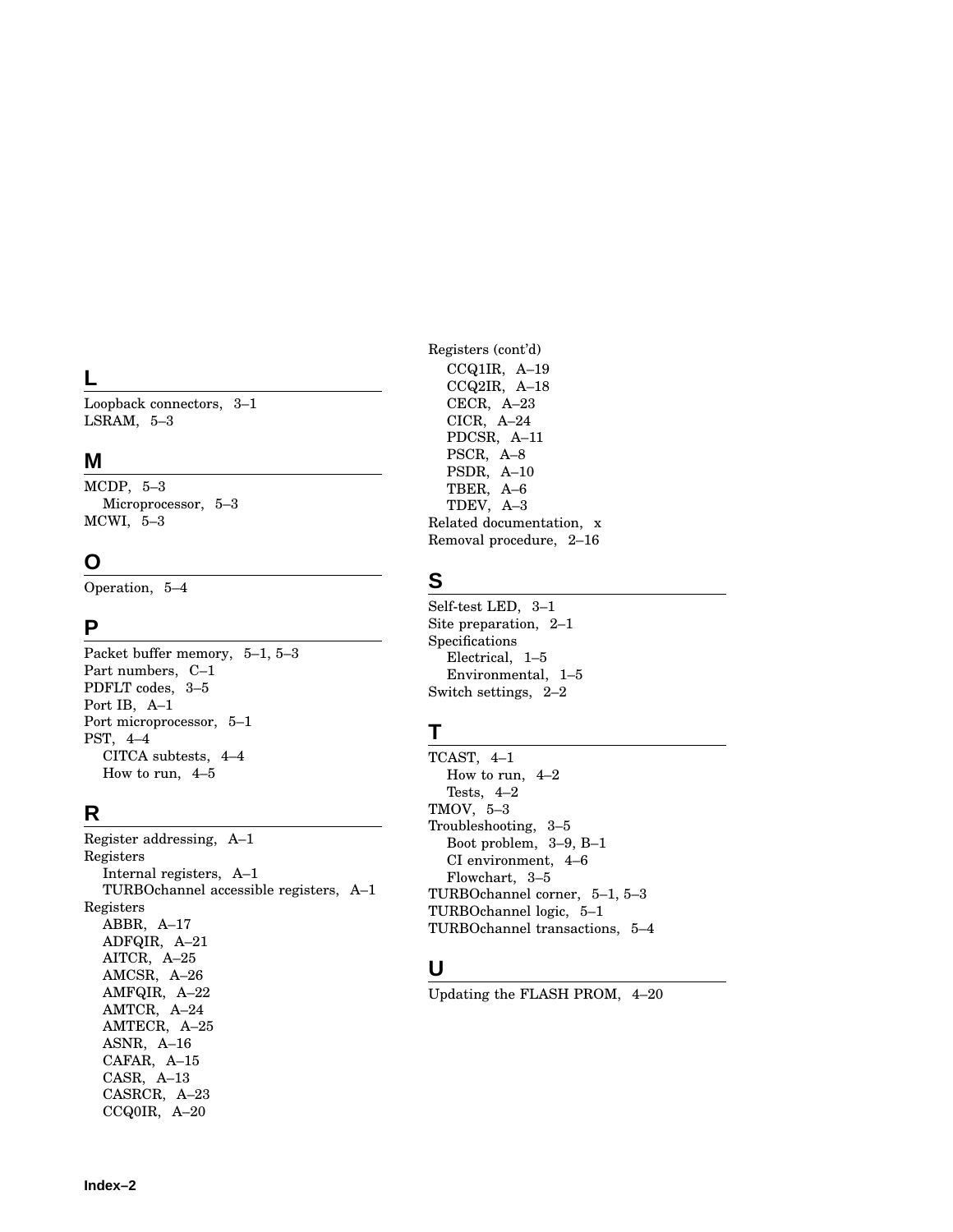## L

Loopback connectors, 3–1
LSRAM, 5–3

## M

MCDP, 5–3
  Microprocessor, 5–3
MCWI, 5–3

## O

Operation, 5–4

## P

Packet buffer memory, 5–1, 5–3
Part numbers, C–1
PDFLT codes, 3–5
Port IB, A–1
Port microprocessor, 5–1
PST, 4–4
  CITCA subtests, 4–4
  How to run, 4–5

## R

Register addressing, A–1
Registers
  Internal registers, A–1
  TURBOchannel accessible registers, A–1
Registers
  ABBR, A–17
  ADFQIR, A–21
  AITCR, A–25
  AMCSR, A–26
  AMFQIR, A–22
  AMTCR, A–24
  AMTECR, A–25
  ASNR, A–16
  CAFAR, A–15
  CASR, A–13
  CASRCR, A–23
  CCQ0IR, A–20
Registers (cont'd)
  CCQ1IR, A–19
  CCQ2IR, A–18
  CECR, A–23
  CICR, A–24
  PDCSR, A–11
  PSCR, A–8
  PSDR, A–10
  TBER, A–6
  TDEV, A–3
Related documentation, x
Removal procedure, 2–16

## S

Self-test LED, 3–1
Site preparation, 2–1
Specifications
  Electrical, 1–5
  Environmental, 1–5
Switch settings, 2–2

## T

TCAST, 4–1
  How to run, 4–2
  Tests, 4–2
TMOV, 5–3
Troubleshooting, 3–5
  Boot problem, 3–9, B–1
  CI environment, 4–6
  Flowchart, 3–5
TURBOchannel corner, 5–1, 5–3
TURBOchannel logic, 5–1
TURBOchannel transactions, 5–4

## U

Updating the FLASH PROM, 4–20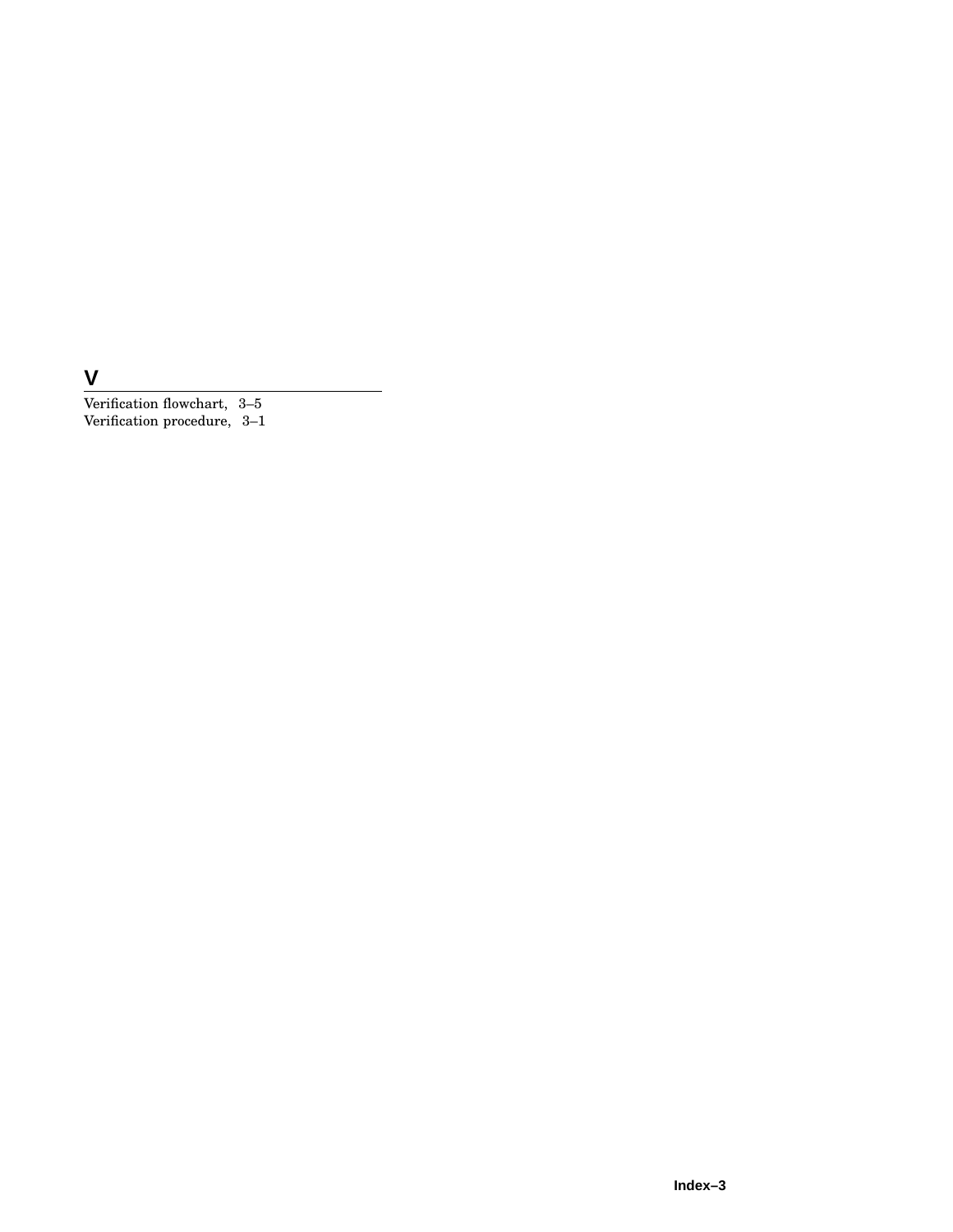## V

Verification flowchart, 3–5
Verification procedure, 3–1